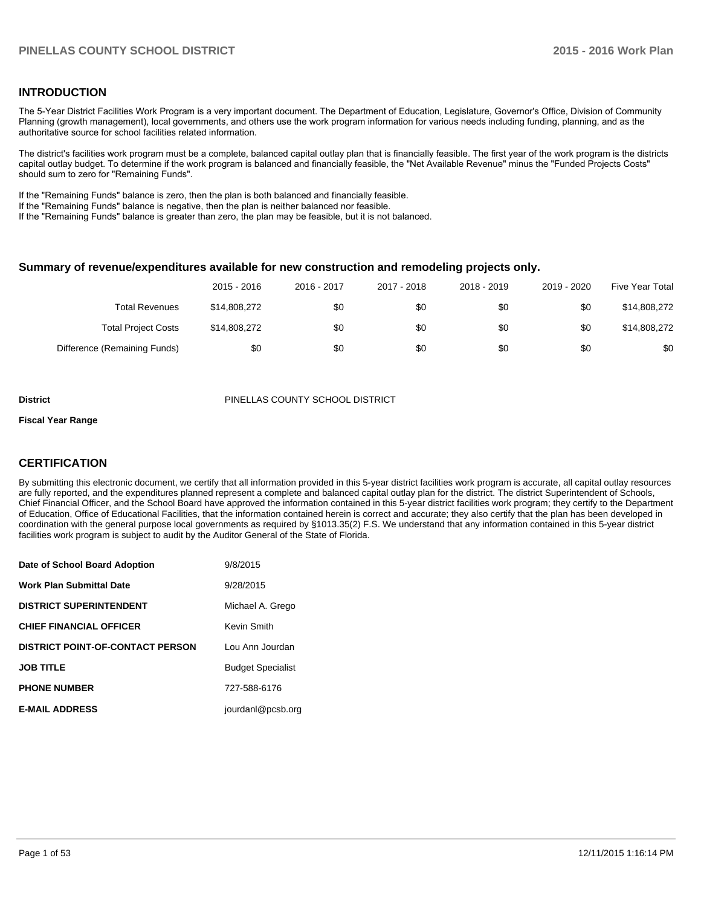## INTRODUCTION

The 5-Year District Facilities Work Program is a very important document. The Department of Education, Legislature, Governor's Office, Division of Community Planning (growth management), local governments, and others use the work program information for various needs including funding, planning, and as the authoritative source for school facilities related information.

The district's facilities work program must be a complete, balanced capital outlay plan that is financially feasible. The first year of the work program is the districts capital outlay budget. To determine if the work program is balanced and financially feasible, the "Net Available Revenue" minus the "Funded Projects Costs" should sum to zero for "Remaining Funds".

If the "Remaining Funds" balance is zero, then the plan is both balanced and financially feasible.
If the "Remaining Funds" balance is negative, then the plan is neither balanced nor feasible.
If the "Remaining Funds" balance is greater than zero, the plan may be feasible, but it is not balanced.

### Summary of revenue/expenditures available for new construction and remodeling projects only.

| | 2015 - 2016 | 2016 - 2017 | 2017 - 2018 | 2018 - 2019 | 2019 - 2020 | Five Year Total |
|---|---|---|---|---|---|---|
| Total Revenues | $14,808,272 | $0 | $0 | $0 | $0 | $14,808,272 |
| Total Project Costs | $14,808,272 | $0 | $0 | $0 | $0 | $14,808,272 |
| Difference (Remaining Funds) | $0 | $0 | $0 | $0 | $0 | $0 |

**District** PINELLAS COUNTY SCHOOL DISTRICT

**Fiscal Year Range**

## CERTIFICATION

By submitting this electronic document, we certify that all information provided in this 5-year district facilities work program is accurate, all capital outlay resources are fully reported, and the expenditures planned represent a complete and balanced capital outlay plan for the district. The district Superintendent of Schools, Chief Financial Officer, and the School Board have approved the information contained in this 5-year district facilities work program; they certify to the Department of Education, Office of Educational Facilities, that the information contained herein is correct and accurate; they also certify that the plan has been developed in coordination with the general purpose local governments as required by §1013.35(2) F.S. We understand that any information contained in this 5-year district facilities work program is subject to audit by the Auditor General of the State of Florida.

| | |
|---|---|
| **Date of School Board Adoption** | 9/8/2015 |
| **Work Plan Submittal Date** | 9/28/2015 |
| **DISTRICT SUPERINTENDENT** | Michael A. Grego |
| **CHIEF FINANCIAL OFFICER** | Kevin Smith |
| **DISTRICT POINT-OF-CONTACT PERSON** | Lou Ann Jourdan |
| **JOB TITLE** | Budget Specialist |
| **PHONE NUMBER** | 727-588-6176 |
| **E-MAIL ADDRESS** | jourdanl@pcsb.org |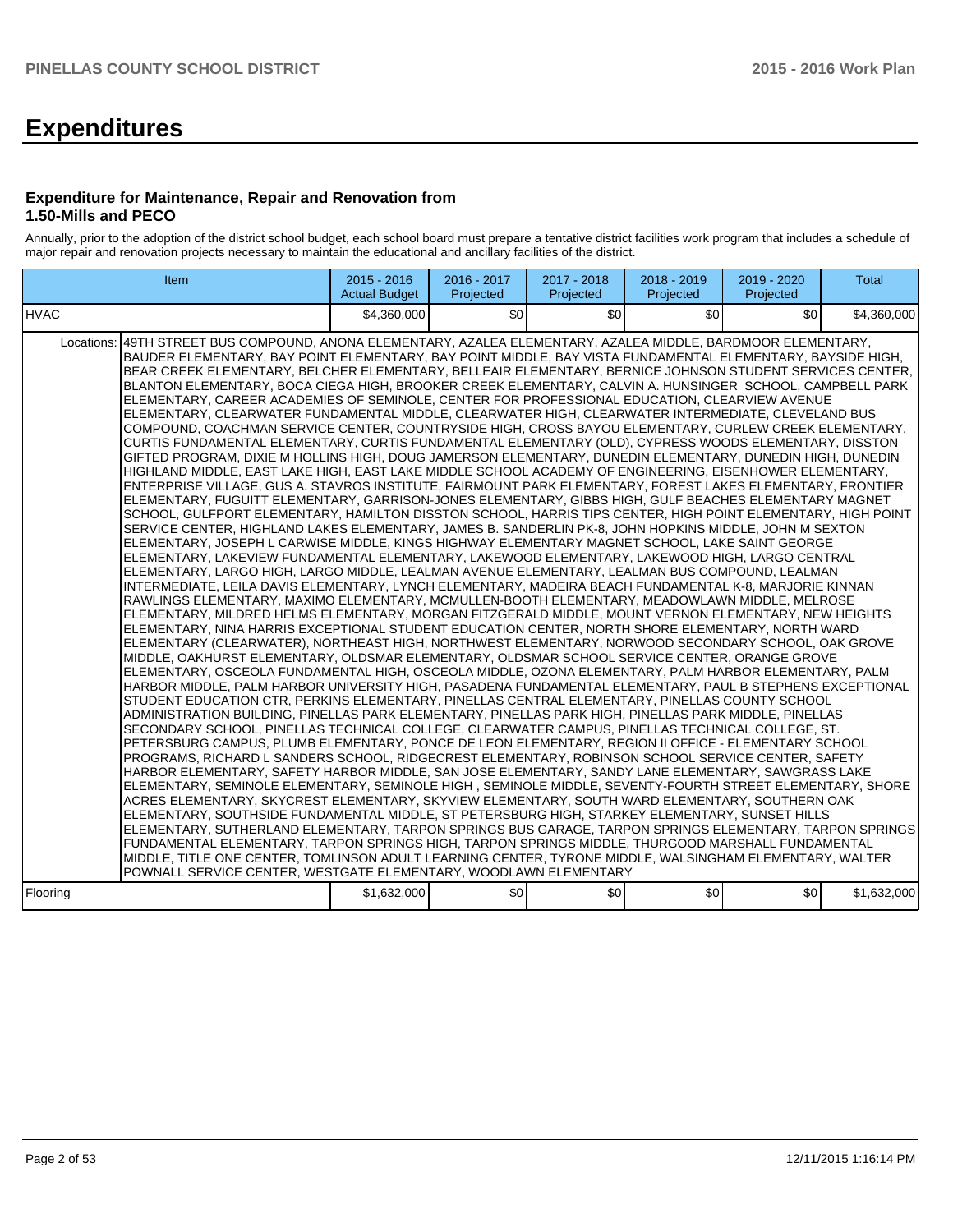# Expenditures

### Expenditure for Maintenance, Repair and Renovation from 1.50-Mills and PECO

Annually, prior to the adoption of the district school budget, each school board must prepare a tentative district facilities work program that includes a schedule of major repair and renovation projects necessary to maintain the educational and ancillary facilities of the district.

| Item | | 2015 - 2016 Actual Budget | 2016 - 2017 Projected | 2017 - 2018 Projected | 2018 - 2019 Projected | 2019 - 2020 Projected | Total |
|---|---|---|---|---|---|---|---|
| HVAC | | $4,360,000 | $0 | $0 | $0 | $0 | $4,360,000 |
| Locations: | 49TH STREET BUS COMPOUND, ANONA ELEMENTARY, AZALEA ELEMENTARY, AZALEA MIDDLE, BARDMOOR ELEMENTARY, BAUDER ELEMENTARY, BAY POINT ELEMENTARY, BAY POINT MIDDLE, BAY VISTA FUNDAMENTAL ELEMENTARY, BAYSIDE HIGH, BEAR CREEK ELEMENTARY, BELCHER ELEMENTARY, BELLEAIR ELEMENTARY, BERNICE JOHNSON STUDENT SERVICES CENTER, BLANTON ELEMENTARY, BOCA CIEGA HIGH, BROOKER CREEK ELEMENTARY, CALVIN A. HUNSINGER SCHOOL, CAMPBELL PARK ELEMENTARY, CAREER ACADEMIES OF SEMINOLE, CENTER FOR PROFESSIONAL EDUCATION, CLEARVIEW AVENUE ELEMENTARY, CLEARWATER FUNDAMENTAL MIDDLE, CLEARWATER HIGH, CLEARWATER INTERMEDIATE, CLEVELAND BUS COMPOUND, COACHMAN SERVICE CENTER, COUNTRYSIDE HIGH, CROSS BAYOU ELEMENTARY, CURLEW CREEK ELEMENTARY, CURTIS FUNDAMENTAL ELEMENTARY, CURTIS FUNDAMENTAL ELEMENTARY (OLD), CYPRESS WOODS ELEMENTARY, DISSTON GIFTED PROGRAM, DIXIE M HOLLINS HIGH, DOUG JAMERSON ELEMENTARY, DUNEDIN ELEMENTARY, DUNEDIN HIGH, DUNEDIN HIGHLAND MIDDLE, EAST LAKE HIGH, EAST LAKE MIDDLE SCHOOL ACADEMY OF ENGINEERING, EISENHOWER ELEMENTARY, ENTERPRISE VILLAGE, GUS A. STAVROS INSTITUTE, FAIRMOUNT PARK ELEMENTARY, FOREST LAKES ELEMENTARY, FRONTIER ELEMENTARY, FUGUITT ELEMENTARY, GARRISON-JONES ELEMENTARY, GIBBS HIGH, GULF BEACHES ELEMENTARY MAGNET SCHOOL, GULFPORT ELEMENTARY, HAMILTON DISSTON SCHOOL, HARRIS TIPS CENTER, HIGH POINT ELEMENTARY, HIGH POINT SERVICE CENTER, HIGHLAND LAKES ELEMENTARY, JAMES B. SANDERLIN PK-8, JOHN HOPKINS MIDDLE, JOHN M SEXTON ELEMENTARY, JOSEPH L CARWISE MIDDLE, KINGS HIGHWAY ELEMENTARY MAGNET SCHOOL, LAKE SAINT GEORGE ELEMENTARY, LAKEVIEW FUNDAMENTAL ELEMENTARY, LAKEWOOD ELEMENTARY, LAKEWOOD HIGH, LARGO CENTRAL ELEMENTARY, LARGO HIGH, LARGO MIDDLE, LEALMAN AVENUE ELEMENTARY, LEALMAN BUS COMPOUND, LEALMAN INTERMEDIATE, LEILA DAVIS ELEMENTARY, LYNCH ELEMENTARY, MADEIRA BEACH FUNDAMENTAL K-8, MARJORIE KINNAN RAWLINGS ELEMENTARY, MAXIMO ELEMENTARY, MCMULLEN-BOOTH ELEMENTARY, MEADOWLAWN MIDDLE, MELROSE ELEMENTARY, MILDRED HELMS ELEMENTARY, MORGAN FITZGERALD MIDDLE, MOUNT VERNON ELEMENTARY, NEW HEIGHTS ELEMENTARY, NINA HARRIS EXCEPTIONAL STUDENT EDUCATION CENTER, NORTH SHORE ELEMENTARY, NORTH WARD ELEMENTARY (CLEARWATER), NORTHEAST HIGH, NORTHWEST ELEMENTARY, NORWOOD SECONDARY SCHOOL, OAK GROVE MIDDLE, OAKHURST ELEMENTARY, OLDSMAR ELEMENTARY, OLDSMAR SCHOOL SERVICE CENTER, ORANGE GROVE ELEMENTARY, OSCEOLA FUNDAMENTAL HIGH, OSCEOLA MIDDLE, OZONA ELEMENTARY, PALM HARBOR ELEMENTARY, PALM HARBOR MIDDLE, PALM HARBOR UNIVERSITY HIGH, PASADENA FUNDAMENTAL ELEMENTARY, PAUL B STEPHENS EXCEPTIONAL STUDENT EDUCATION CTR, PERKINS ELEMENTARY, PINELLAS CENTRAL ELEMENTARY, PINELLAS COUNTY SCHOOL ADMINISTRATION BUILDING, PINELLAS PARK ELEMENTARY, PINELLAS PARK HIGH, PINELLAS PARK MIDDLE, PINELLAS SECONDARY SCHOOL, PINELLAS TECHNICAL COLLEGE, CLEARWATER CAMPUS, PINELLAS TECHNICAL COLLEGE, ST. PETERSBURG CAMPUS, PLUMB ELEMENTARY, PONCE DE LEON ELEMENTARY, REGION II OFFICE - ELEMENTARY SCHOOL PROGRAMS, RICHARD L SANDERS SCHOOL, RIDGECREST ELEMENTARY, ROBINSON SCHOOL SERVICE CENTER, SAFETY HARBOR ELEMENTARY, SAFETY HARBOR MIDDLE, SAN JOSE ELEMENTARY, SANDY LANE ELEMENTARY, SAWGRASS LAKE ELEMENTARY, SEMINOLE ELEMENTARY, SEMINOLE HIGH , SEMINOLE MIDDLE, SEVENTY-FOURTH STREET ELEMENTARY, SHORE ACRES ELEMENTARY, SKYCREST ELEMENTARY, SKYVIEW ELEMENTARY, SOUTH WARD ELEMENTARY, SOUTHERN OAK ELEMENTARY, SOUTHSIDE FUNDAMENTAL MIDDLE, ST PETERSBURG HIGH, STARKEY ELEMENTARY, SUNSET HILLS ELEMENTARY, SUTHERLAND ELEMENTARY, TARPON SPRINGS BUS GARAGE, TARPON SPRINGS ELEMENTARY, TARPON SPRINGS FUNDAMENTAL ELEMENTARY, TARPON SPRINGS HIGH, TARPON SPRINGS MIDDLE, THURGOOD MARSHALL FUNDAMENTAL MIDDLE, TITLE ONE CENTER, TOMLINSON ADULT LEARNING CENTER, TYRONE MIDDLE, WALSINGHAM ELEMENTARY, WALTER POWNALL SERVICE CENTER, WESTGATE ELEMENTARY, WOODLAWN ELEMENTARY | | | | | | |
| Flooring | | $1,632,000 | $0 | $0 | $0 | $0 | $1,632,000 |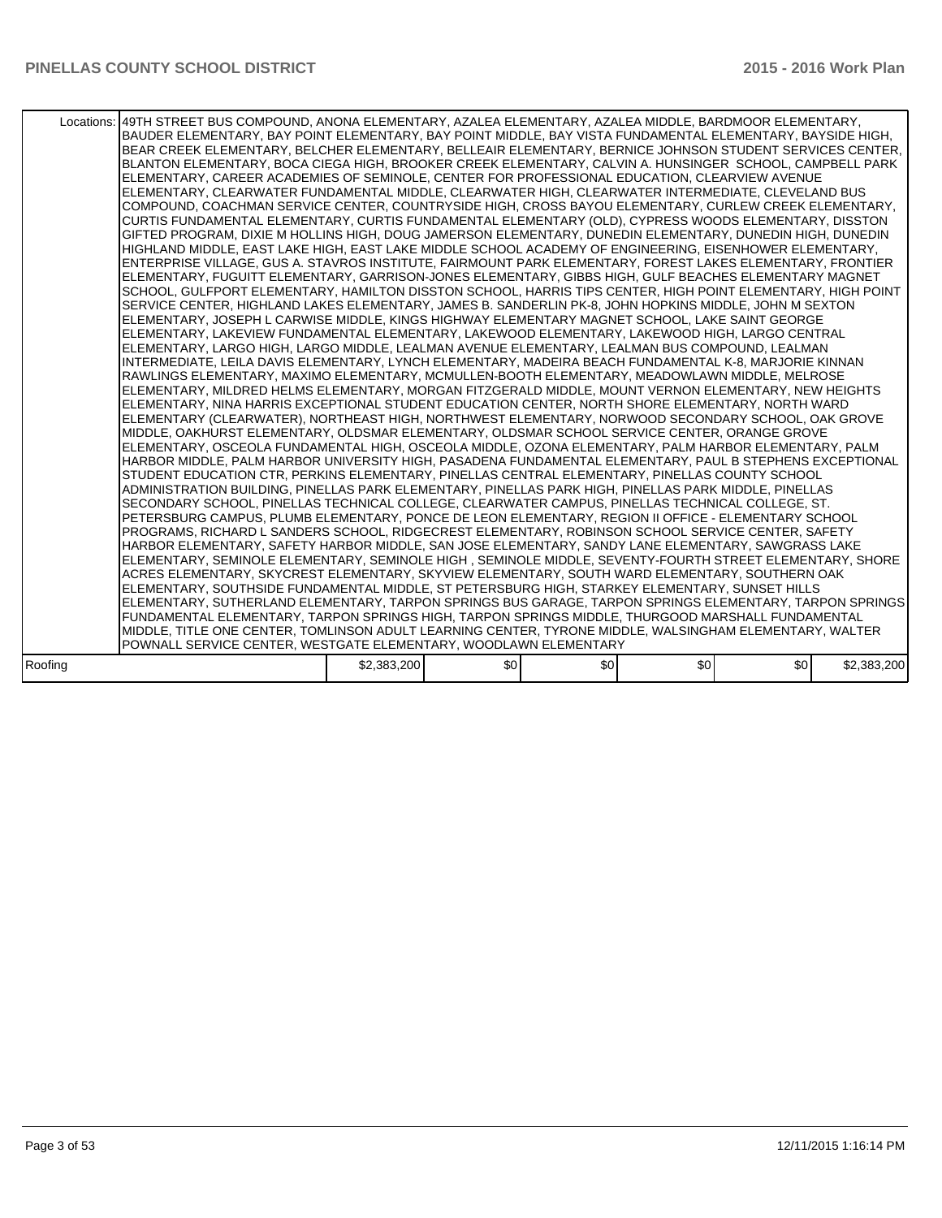| | | | | | | |
|---|---|---|---|---|---|---|
| Locations: | 49TH STREET BUS COMPOUND, ANONA ELEMENTARY, AZALEA ELEMENTARY, AZALEA MIDDLE, BARDMOOR ELEMENTARY, BAUDER ELEMENTARY, BAY POINT ELEMENTARY, BAY POINT MIDDLE, BAY VISTA FUNDAMENTAL ELEMENTARY, BAYSIDE HIGH, BEAR CREEK ELEMENTARY, BELCHER ELEMENTARY, BELLEAIR ELEMENTARY, BERNICE JOHNSON STUDENT SERVICES CENTER, BLANTON ELEMENTARY, BOCA CIEGA HIGH, BROOKER CREEK ELEMENTARY, CALVIN A. HUNSINGER SCHOOL, CAMPBELL PARK ELEMENTARY, CAREER ACADEMIES OF SEMINOLE, CENTER FOR PROFESSIONAL EDUCATION, CLEARVIEW AVENUE ELEMENTARY, CLEARWATER FUNDAMENTAL MIDDLE, CLEARWATER HIGH, CLEARWATER INTERMEDIATE, CLEVELAND BUS COMPOUND, COACHMAN SERVICE CENTER, COUNTRYSIDE HIGH, CROSS BAYOU ELEMENTARY, CURLEW CREEK ELEMENTARY, CURTIS FUNDAMENTAL ELEMENTARY, CURTIS FUNDAMENTAL ELEMENTARY (OLD), CYPRESS WOODS ELEMENTARY, DISSTON GIFTED PROGRAM, DIXIE M HOLLINS HIGH, DOUG JAMERSON ELEMENTARY, DUNEDIN ELEMENTARY, DUNEDIN HIGH, DUNEDIN HIGHLAND MIDDLE, EAST LAKE HIGH, EAST LAKE MIDDLE SCHOOL ACADEMY OF ENGINEERING, EISENHOWER ELEMENTARY, ENTERPRISE VILLAGE, GUS A. STAVROS INSTITUTE, FAIRMOUNT PARK ELEMENTARY, FOREST LAKES ELEMENTARY, FRONTIER ELEMENTARY, FUGUITT ELEMENTARY, GARRISON-JONES ELEMENTARY, GIBBS HIGH, GULF BEACHES ELEMENTARY MAGNET SCHOOL, GULFPORT ELEMENTARY, HAMILTON DISSTON SCHOOL, HARRIS TIPS CENTER, HIGH POINT ELEMENTARY, HIGH POINT SERVICE CENTER, HIGHLAND LAKES ELEMENTARY, JAMES B. SANDERLIN PK-8, JOHN HOPKINS MIDDLE, JOHN M SEXTON ELEMENTARY, JOSEPH L CARWISE MIDDLE, KINGS HIGHWAY ELEMENTARY MAGNET SCHOOL, LAKE SAINT GEORGE ELEMENTARY, LAKEVIEW FUNDAMENTAL ELEMENTARY, LAKEWOOD ELEMENTARY, LAKEWOOD HIGH, LARGO CENTRAL ELEMENTARY, LARGO HIGH, LARGO MIDDLE, LEALMAN AVENUE ELEMENTARY, LEALMAN BUS COMPOUND, LEALMAN INTERMEDIATE, LEILA DAVIS ELEMENTARY, LYNCH ELEMENTARY, MADEIRA BEACH FUNDAMENTAL K-8, MARJORIE KINNAN RAWLINGS ELEMENTARY, MAXIMO ELEMENTARY, MCMULLEN-BOOTH ELEMENTARY, MEADOWLAWN MIDDLE, MELROSE ELEMENTARY, MILDRED HELMS ELEMENTARY, MORGAN FITZGERALD MIDDLE, MOUNT VERNON ELEMENTARY, NEW HEIGHTS ELEMENTARY, NINA HARRIS EXCEPTIONAL STUDENT EDUCATION CENTER, NORTH SHORE ELEMENTARY, NORTH WARD ELEMENTARY (CLEARWATER), NORTHEAST HIGH, NORTHWEST ELEMENTARY, NORWOOD SECONDARY SCHOOL, OAK GROVE MIDDLE, OAKHURST ELEMENTARY, OLDSMAR ELEMENTARY, OLDSMAR SCHOOL SERVICE CENTER, ORANGE GROVE ELEMENTARY, OSCEOLA FUNDAMENTAL HIGH, OSCEOLA MIDDLE, OZONA ELEMENTARY, PALM HARBOR ELEMENTARY, PALM HARBOR MIDDLE, PALM HARBOR UNIVERSITY HIGH, PASADENA FUNDAMENTAL ELEMENTARY, PAUL B STEPHENS EXCEPTIONAL STUDENT EDUCATION CTR, PERKINS ELEMENTARY, PINELLAS CENTRAL ELEMENTARY, PINELLAS COUNTY SCHOOL ADMINISTRATION BUILDING, PINELLAS PARK ELEMENTARY, PINELLAS PARK HIGH, PINELLAS PARK MIDDLE, PINELLAS SECONDARY SCHOOL, PINELLAS TECHNICAL COLLEGE, CLEARWATER CAMPUS, PINELLAS TECHNICAL COLLEGE, ST. PETERSBURG CAMPUS, PLUMB ELEMENTARY, PONCE DE LEON ELEMENTARY, REGION II OFFICE - ELEMENTARY SCHOOL PROGRAMS, RICHARD L SANDERS SCHOOL, RIDGECREST ELEMENTARY, ROBINSON SCHOOL SERVICE CENTER, SAFETY HARBOR ELEMENTARY, SAFETY HARBOR MIDDLE, SAN JOSE ELEMENTARY, SANDY LANE ELEMENTARY, SAWGRASS LAKE ELEMENTARY, SEMINOLE ELEMENTARY, SEMINOLE HIGH , SEMINOLE MIDDLE, SEVENTY-FOURTH STREET ELEMENTARY, SHORE ACRES ELEMENTARY, SKYCREST ELEMENTARY, SKYVIEW ELEMENTARY, SOUTH WARD ELEMENTARY, SOUTHERN OAK ELEMENTARY, SOUTHSIDE FUNDAMENTAL MIDDLE, ST PETERSBURG HIGH, STARKEY ELEMENTARY, SUNSET HILLS ELEMENTARY, SUTHERLAND ELEMENTARY, TARPON SPRINGS BUS GARAGE, TARPON SPRINGS ELEMENTARY, TARPON SPRINGS FUNDAMENTAL ELEMENTARY, TARPON SPRINGS HIGH, TARPON SPRINGS MIDDLE, THURGOOD MARSHALL FUNDAMENTAL MIDDLE, TITLE ONE CENTER, TOMLINSON ADULT LEARNING CENTER, TYRONE MIDDLE, WALSINGHAM ELEMENTARY, WALTER POWNALL SERVICE CENTER, WESTGATE ELEMENTARY, WOODLAWN ELEMENTARY | | | | | |
| Roofing | | $2,383,200 | $0 | $0 | $0 | $0 | $2,383,200 |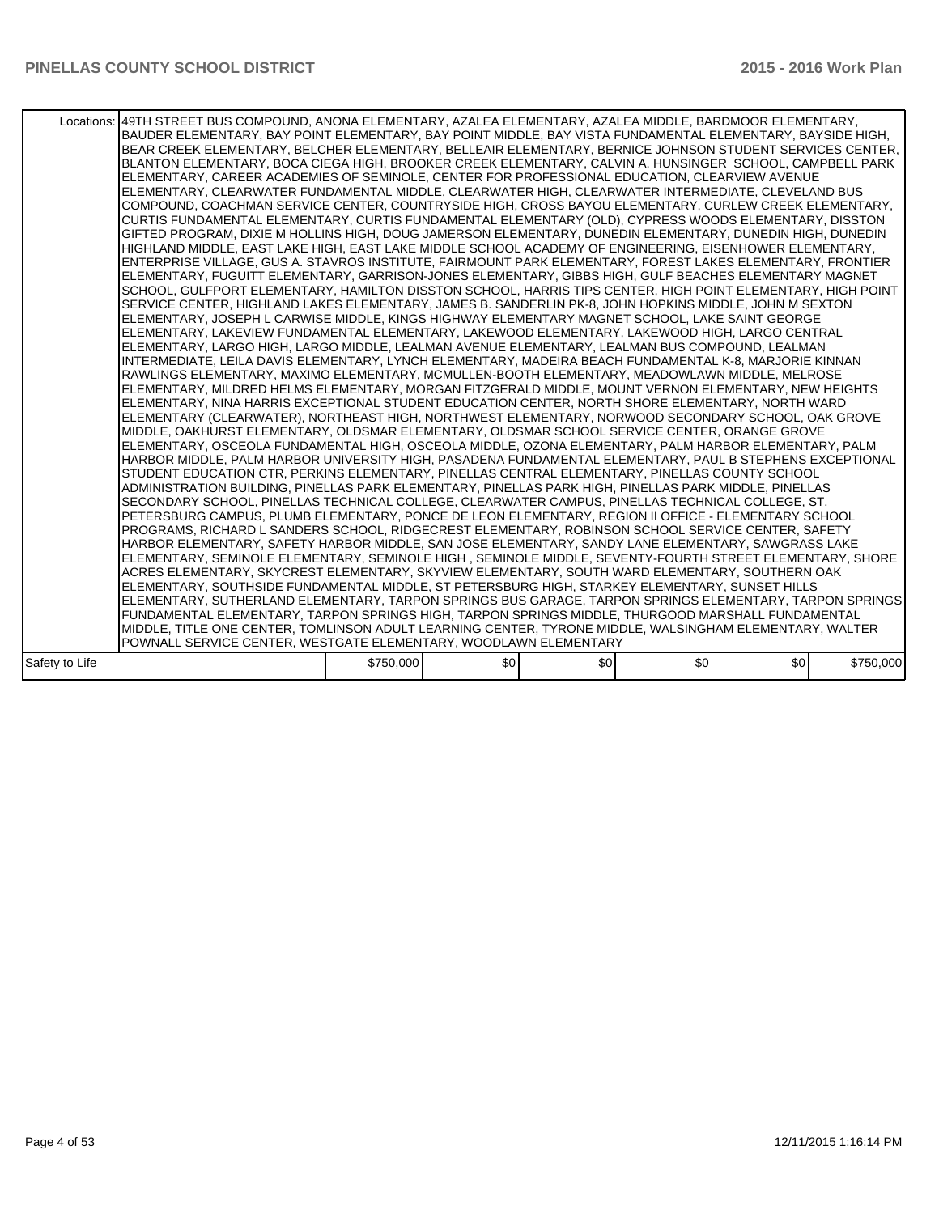| | | | | | | |
|---|---|---|---|---|---|---|
| Locations: | 49TH STREET BUS COMPOUND, ANONA ELEMENTARY, AZALEA ELEMENTARY, AZALEA MIDDLE, BARDMOOR ELEMENTARY, BAUDER ELEMENTARY, BAY POINT ELEMENTARY, BAY POINT MIDDLE, BAY VISTA FUNDAMENTAL ELEMENTARY, BAYSIDE HIGH, BEAR CREEK ELEMENTARY, BELCHER ELEMENTARY, BELLEAIR ELEMENTARY, BERNICE JOHNSON STUDENT SERVICES CENTER, BLANTON ELEMENTARY, BOCA CIEGA HIGH, BROOKER CREEK ELEMENTARY, CALVIN A. HUNSINGER SCHOOL, CAMPBELL PARK ELEMENTARY, CAREER ACADEMIES OF SEMINOLE, CENTER FOR PROFESSIONAL EDUCATION, CLEARVIEW AVENUE ELEMENTARY, CLEARWATER FUNDAMENTAL MIDDLE, CLEARWATER HIGH, CLEARWATER INTERMEDIATE, CLEVELAND BUS COMPOUND, COACHMAN SERVICE CENTER, COUNTRYSIDE HIGH, CROSS BAYOU ELEMENTARY, CURLEW CREEK ELEMENTARY, CURTIS FUNDAMENTAL ELEMENTARY, CURTIS FUNDAMENTAL ELEMENTARY (OLD), CYPRESS WOODS ELEMENTARY, DISSTON GIFTED PROGRAM, DIXIE M HOLLINS HIGH, DOUG JAMERSON ELEMENTARY, DUNEDIN ELEMENTARY, DUNEDIN HIGH, DUNEDIN HIGHLAND MIDDLE, EAST LAKE HIGH, EAST LAKE MIDDLE SCHOOL ACADEMY OF ENGINEERING, EISENHOWER ELEMENTARY, ENTERPRISE VILLAGE, GUS A. STAVROS INSTITUTE, FAIRMOUNT PARK ELEMENTARY, FOREST LAKES ELEMENTARY, FRONTIER ELEMENTARY, FUGUITT ELEMENTARY, GARRISON-JONES ELEMENTARY, GIBBS HIGH, GULF BEACHES ELEMENTARY MAGNET SCHOOL, GULFPORT ELEMENTARY, HAMILTON DISSTON SCHOOL, HARRIS TIPS CENTER, HIGH POINT ELEMENTARY, HIGH POINT SERVICE CENTER, HIGHLAND LAKES ELEMENTARY, JAMES B. SANDERLIN PK-8, JOHN HOPKINS MIDDLE, JOHN M SEXTON ELEMENTARY, JOSEPH L CARWISE MIDDLE, KINGS HIGHWAY ELEMENTARY MAGNET SCHOOL, LAKE SAINT GEORGE ELEMENTARY, LAKEVIEW FUNDAMENTAL ELEMENTARY, LAKEWOOD ELEMENTARY, LAKEWOOD HIGH, LARGO CENTRAL ELEMENTARY, LARGO HIGH, LARGO MIDDLE, LEALMAN AVENUE ELEMENTARY, LEALMAN BUS COMPOUND, LEALMAN INTERMEDIATE, LEILA DAVIS ELEMENTARY, LYNCH ELEMENTARY, MADEIRA BEACH FUNDAMENTAL K-8, MARJORIE KINNAN RAWLINGS ELEMENTARY, MAXIMO ELEMENTARY, MCMULLEN-BOOTH ELEMENTARY, MEADOWLAWN MIDDLE, MELROSE ELEMENTARY, MILDRED HELMS ELEMENTARY, MORGAN FITZGERALD MIDDLE, MOUNT VERNON ELEMENTARY, NEW HEIGHTS ELEMENTARY, NINA HARRIS EXCEPTIONAL STUDENT EDUCATION CENTER, NORTH SHORE ELEMENTARY, NORTH WARD ELEMENTARY (CLEARWATER), NORTHEAST HIGH, NORTHWEST ELEMENTARY, NORWOOD SECONDARY SCHOOL, OAK GROVE MIDDLE, OAKHURST ELEMENTARY, OLDSMAR ELEMENTARY, OLDSMAR SCHOOL SERVICE CENTER, ORANGE GROVE ELEMENTARY, OSCEOLA FUNDAMENTAL HIGH, OSCEOLA MIDDLE, OZONA ELEMENTARY, PALM HARBOR ELEMENTARY, PALM HARBOR MIDDLE, PALM HARBOR UNIVERSITY HIGH, PASADENA FUNDAMENTAL ELEMENTARY, PAUL B STEPHENS EXCEPTIONAL STUDENT EDUCATION CTR, PERKINS ELEMENTARY, PINELLAS CENTRAL ELEMENTARY, PINELLAS COUNTY SCHOOL ADMINISTRATION BUILDING, PINELLAS PARK ELEMENTARY, PINELLAS PARK HIGH, PINELLAS PARK MIDDLE, PINELLAS SECONDARY SCHOOL, PINELLAS TECHNICAL COLLEGE, CLEARWATER CAMPUS, PINELLAS TECHNICAL COLLEGE, ST. PETERSBURG CAMPUS, PLUMB ELEMENTARY, PONCE DE LEON ELEMENTARY, REGION II OFFICE - ELEMENTARY SCHOOL PROGRAMS, RICHARD L SANDERS SCHOOL, RIDGECREST ELEMENTARY, ROBINSON SCHOOL SERVICE CENTER, SAFETY HARBOR ELEMENTARY, SAFETY HARBOR MIDDLE, SAN JOSE ELEMENTARY, SANDY LANE ELEMENTARY, SAWGRASS LAKE ELEMENTARY, SEMINOLE ELEMENTARY, SEMINOLE HIGH , SEMINOLE MIDDLE, SEVENTY-FOURTH STREET ELEMENTARY, SHORE ACRES ELEMENTARY, SKYCREST ELEMENTARY, SKYVIEW ELEMENTARY, SOUTH WARD ELEMENTARY, SOUTHERN OAK ELEMENTARY, SOUTHSIDE FUNDAMENTAL MIDDLE, ST PETERSBURG HIGH, STARKEY ELEMENTARY, SUNSET HILLS ELEMENTARY, SUTHERLAND ELEMENTARY, TARPON SPRINGS BUS GARAGE, TARPON SPRINGS ELEMENTARY, TARPON SPRINGS FUNDAMENTAL ELEMENTARY, TARPON SPRINGS HIGH, TARPON SPRINGS MIDDLE, THURGOOD MARSHALL FUNDAMENTAL MIDDLE, TITLE ONE CENTER, TOMLINSON ADULT LEARNING CENTER, TYRONE MIDDLE, WALSINGHAM ELEMENTARY, WALTER POWNALL SERVICE CENTER, WESTGATE ELEMENTARY, WOODLAWN ELEMENTARY | | | | | |
| Safety to Life | $750,000 | $0 | $0 | $0 | $0 | $750,000 |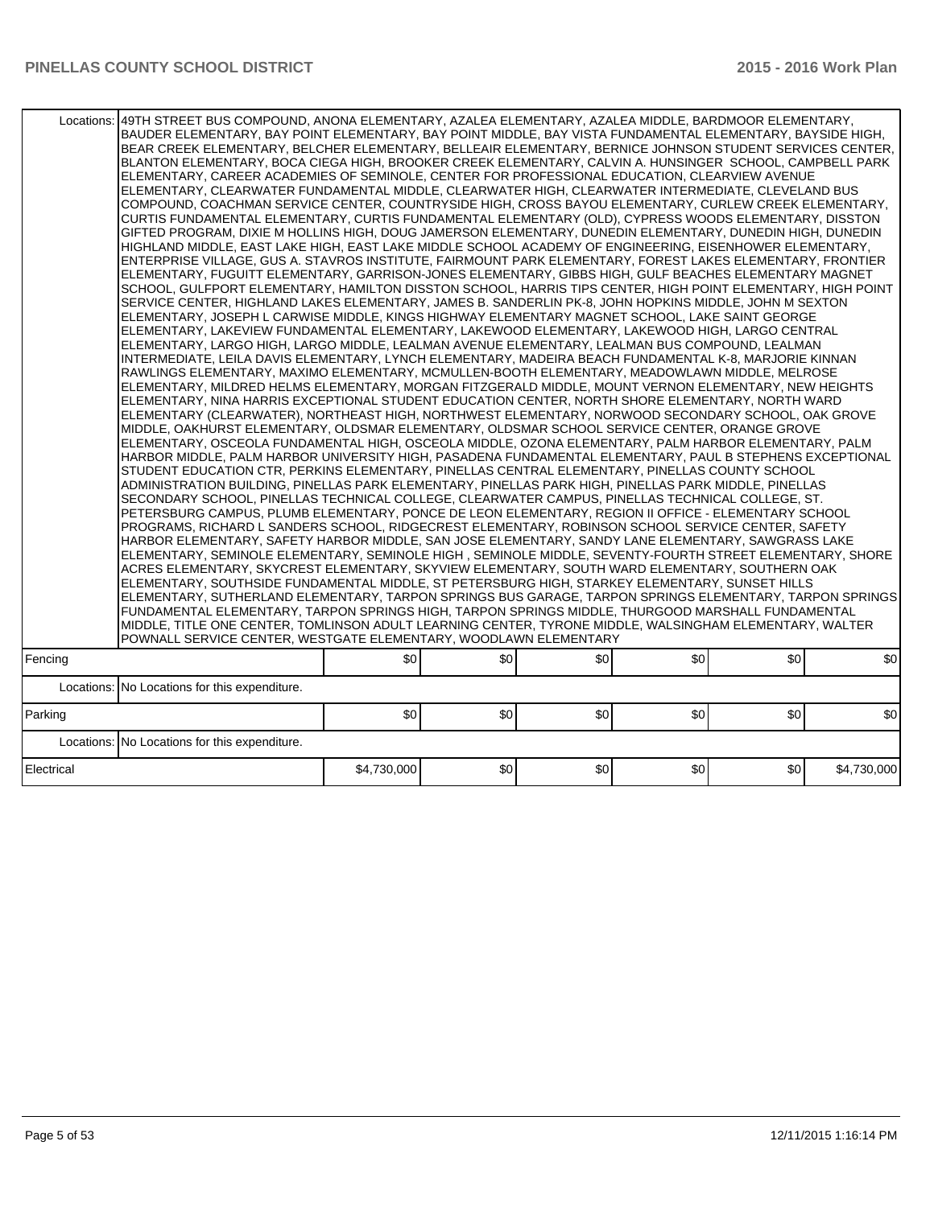| | | | | | | |
|---|---|---|---|---|---|---|
| Locations: | 49TH STREET BUS COMPOUND, ANONA ELEMENTARY, AZALEA ELEMENTARY, AZALEA MIDDLE, BARDMOOR ELEMENTARY, BAUDER ELEMENTARY, BAY POINT ELEMENTARY, BAY POINT MIDDLE, BAY VISTA FUNDAMENTAL ELEMENTARY, BAYSIDE HIGH, BEAR CREEK ELEMENTARY, BELCHER ELEMENTARY, BELLEAIR ELEMENTARY, BERNICE JOHNSON STUDENT SERVICES CENTER, BLANTON ELEMENTARY, BOCA CIEGA HIGH, BROOKER CREEK ELEMENTARY, CALVIN A. HUNSINGER SCHOOL, CAMPBELL PARK ELEMENTARY, CAREER ACADEMIES OF SEMINOLE, CENTER FOR PROFESSIONAL EDUCATION, CLEARVIEW AVENUE ELEMENTARY, CLEARWATER FUNDAMENTAL MIDDLE, CLEARWATER HIGH, CLEARWATER INTERMEDIATE, CLEVELAND BUS COMPOUND, COACHMAN SERVICE CENTER, COUNTRYSIDE HIGH, CROSS BAYOU ELEMENTARY, CURLEW CREEK ELEMENTARY, CURTIS FUNDAMENTAL ELEMENTARY, CURTIS FUNDAMENTAL ELEMENTARY (OLD), CYPRESS WOODS ELEMENTARY, DISSTON GIFTED PROGRAM, DIXIE M HOLLINS HIGH, DOUG JAMERSON ELEMENTARY, DUNEDIN ELEMENTARY, DUNEDIN HIGH, DUNEDIN HIGHLAND MIDDLE, EAST LAKE HIGH, EAST LAKE MIDDLE SCHOOL ACADEMY OF ENGINEERING, EISENHOWER ELEMENTARY, ENTERPRISE VILLAGE, GUS A. STAVROS INSTITUTE, FAIRMOUNT PARK ELEMENTARY, FOREST LAKES ELEMENTARY, FRONTIER ELEMENTARY, FUGUITT ELEMENTARY, GARRISON-JONES ELEMENTARY, GIBBS HIGH, GULF BEACHES ELEMENTARY MAGNET SCHOOL, GULFPORT ELEMENTARY, HAMILTON DISSTON SCHOOL, HARRIS TIPS CENTER, HIGH POINT ELEMENTARY, HIGH POINT SERVICE CENTER, HIGHLAND LAKES ELEMENTARY, JAMES B. SANDERLIN PK-8, JOHN HOPKINS MIDDLE, JOHN M SEXTON ELEMENTARY, JOSEPH L CARWISE MIDDLE, KINGS HIGHWAY ELEMENTARY MAGNET SCHOOL, LAKE SAINT GEORGE ELEMENTARY, LAKEVIEW FUNDAMENTAL ELEMENTARY, LAKEWOOD ELEMENTARY, LAKEWOOD HIGH, LARGO CENTRAL ELEMENTARY, LARGO HIGH, LARGO MIDDLE, LEALMAN AVENUE ELEMENTARY, LEALMAN BUS COMPOUND, LEALMAN INTERMEDIATE, LEILA DAVIS ELEMENTARY, LYNCH ELEMENTARY, MADEIRA BEACH FUNDAMENTAL K-8, MARJORIE KINNAN RAWLINGS ELEMENTARY, MAXIMO ELEMENTARY, MCMULLEN-BOOTH ELEMENTARY, MEADOWLAWN MIDDLE, MELROSE ELEMENTARY, MILDRED HELMS ELEMENTARY, MORGAN FITZGERALD MIDDLE, MOUNT VERNON ELEMENTARY, NEW HEIGHTS ELEMENTARY, NINA HARRIS EXCEPTIONAL STUDENT EDUCATION CENTER, NORTH SHORE ELEMENTARY, NORTH WARD ELEMENTARY (CLEARWATER), NORTHEAST HIGH, NORTHWEST ELEMENTARY, NORWOOD SECONDARY SCHOOL, OAK GROVE MIDDLE, OAKHURST ELEMENTARY, OLDSMAR ELEMENTARY, OLDSMAR SCHOOL SERVICE CENTER, ORANGE GROVE ELEMENTARY, OSCEOLA FUNDAMENTAL HIGH, OSCEOLA MIDDLE, OZONA ELEMENTARY, PALM HARBOR ELEMENTARY, PALM HARBOR MIDDLE, PALM HARBOR UNIVERSITY HIGH, PASADENA FUNDAMENTAL ELEMENTARY, PAUL B STEPHENS EXCEPTIONAL STUDENT EDUCATION CTR, PERKINS ELEMENTARY, PINELLAS CENTRAL ELEMENTARY, PINELLAS COUNTY SCHOOL ADMINISTRATION BUILDING, PINELLAS PARK ELEMENTARY, PINELLAS PARK HIGH, PINELLAS PARK MIDDLE, PINELLAS SECONDARY SCHOOL, PINELLAS TECHNICAL COLLEGE, CLEARWATER CAMPUS, PINELLAS TECHNICAL COLLEGE, ST. PETERSBURG CAMPUS, PLUMB ELEMENTARY, PONCE DE LEON ELEMENTARY, REGION II OFFICE - ELEMENTARY SCHOOL PROGRAMS, RICHARD L SANDERS SCHOOL, RIDGECREST ELEMENTARY, ROBINSON SCHOOL SERVICE CENTER, SAFETY HARBOR ELEMENTARY, SAFETY HARBOR MIDDLE, SAN JOSE ELEMENTARY, SANDY LANE ELEMENTARY, SAWGRASS LAKE ELEMENTARY, SEMINOLE ELEMENTARY, SEMINOLE HIGH , SEMINOLE MIDDLE, SEVENTY-FOURTH STREET ELEMENTARY, SHORE ACRES ELEMENTARY, SKYCREST ELEMENTARY, SKYVIEW ELEMENTARY, SOUTH WARD ELEMENTARY, SOUTHERN OAK ELEMENTARY, SOUTHSIDE FUNDAMENTAL MIDDLE, ST PETERSBURG HIGH, STARKEY ELEMENTARY, SUNSET HILLS ELEMENTARY, SUTHERLAND ELEMENTARY, TARPON SPRINGS BUS GARAGE, TARPON SPRINGS ELEMENTARY, TARPON SPRINGS FUNDAMENTAL ELEMENTARY, TARPON SPRINGS HIGH, TARPON SPRINGS MIDDLE, THURGOOD MARSHALL FUNDAMENTAL MIDDLE, TITLE ONE CENTER, TOMLINSON ADULT LEARNING CENTER, TYRONE MIDDLE, WALSINGHAM ELEMENTARY, WALTER POWNALL SERVICE CENTER, WESTGATE ELEMENTARY, WOODLAWN ELEMENTARY | | | | | |
| Fencing | | $0 | $0 | $0 | $0 | $0 | $0 |
| Locations: | No Locations for this expenditure. | | | | | |
| Parking | | $0 | $0 | $0 | $0 | $0 | $0 |
| Locations: | No Locations for this expenditure. | | | | | |
| Electrical | | $4,730,000 | $0 | $0 | $0 | $0 | $4,730,000 |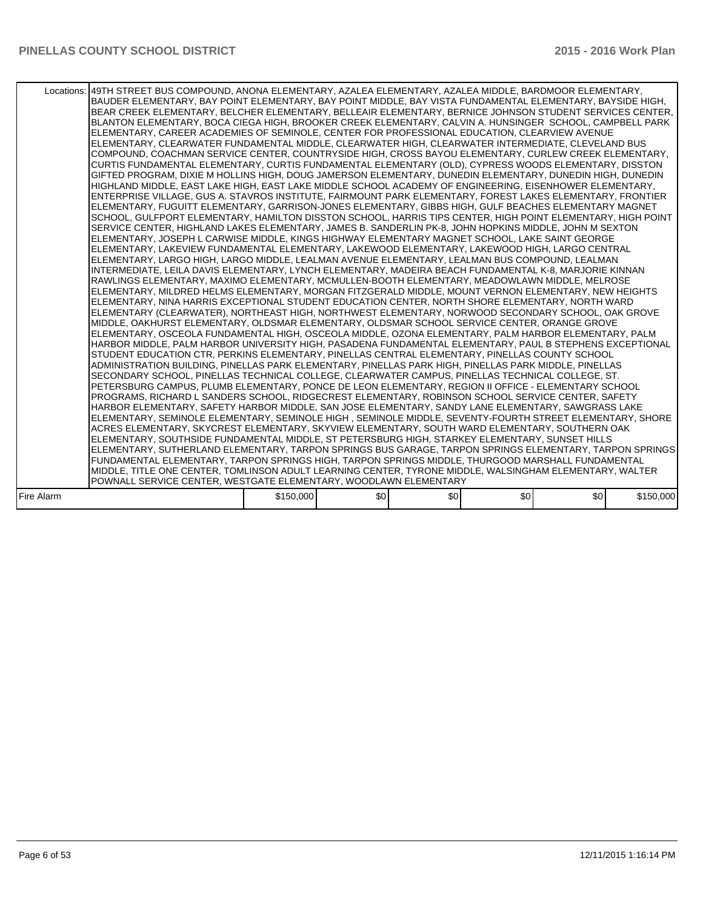| | | | | | | |
|---|---|---|---|---|---|---|
| Locations: | 49TH STREET BUS COMPOUND, ANONA ELEMENTARY, AZALEA ELEMENTARY, AZALEA MIDDLE, BARDMOOR ELEMENTARY, BAUDER ELEMENTARY, BAY POINT ELEMENTARY, BAY POINT MIDDLE, BAY VISTA FUNDAMENTAL ELEMENTARY, BAYSIDE HIGH, BEAR CREEK ELEMENTARY, BELCHER ELEMENTARY, BELLEAIR ELEMENTARY, BERNICE JOHNSON STUDENT SERVICES CENTER, BLANTON ELEMENTARY, BOCA CIEGA HIGH, BROOKER CREEK ELEMENTARY, CALVIN A. HUNSINGER SCHOOL, CAMPBELL PARK ELEMENTARY, CAREER ACADEMIES OF SEMINOLE, CENTER FOR PROFESSIONAL EDUCATION, CLEARVIEW AVENUE ELEMENTARY, CLEARWATER FUNDAMENTAL MIDDLE, CLEARWATER HIGH, CLEARWATER INTERMEDIATE, CLEVELAND BUS COMPOUND, COACHMAN SERVICE CENTER, COUNTRYSIDE HIGH, CROSS BAYOU ELEMENTARY, CURLEW CREEK ELEMENTARY, CURTIS FUNDAMENTAL ELEMENTARY, CURTIS FUNDAMENTAL ELEMENTARY (OLD), CYPRESS WOODS ELEMENTARY, DISSTON GIFTED PROGRAM, DIXIE M HOLLINS HIGH, DOUG JAMERSON ELEMENTARY, DUNEDIN ELEMENTARY, DUNEDIN HIGH, DUNEDIN HIGHLAND MIDDLE, EAST LAKE HIGH, EAST LAKE MIDDLE SCHOOL ACADEMY OF ENGINEERING, EISENHOWER ELEMENTARY, ENTERPRISE VILLAGE, GUS A. STAVROS INSTITUTE, FAIRMOUNT PARK ELEMENTARY, FOREST LAKES ELEMENTARY, FRONTIER ELEMENTARY, FUGUITT ELEMENTARY, GARRISON-JONES ELEMENTARY, GIBBS HIGH, GULF BEACHES ELEMENTARY MAGNET SCHOOL, GULFPORT ELEMENTARY, HAMILTON DISSTON SCHOOL, HARRIS TIPS CENTER, HIGH POINT ELEMENTARY, HIGH POINT SERVICE CENTER, HIGHLAND LAKES ELEMENTARY, JAMES B. SANDERLIN PK-8, JOHN HOPKINS MIDDLE, JOHN M SEXTON ELEMENTARY, JOSEPH L CARWISE MIDDLE, KINGS HIGHWAY ELEMENTARY MAGNET SCHOOL, LAKE SAINT GEORGE ELEMENTARY, LAKEVIEW FUNDAMENTAL ELEMENTARY, LAKEWOOD ELEMENTARY, LAKEWOOD HIGH, LARGO CENTRAL ELEMENTARY, LARGO HIGH, LARGO MIDDLE, LEALMAN AVENUE ELEMENTARY, LEALMAN BUS COMPOUND, LEALMAN INTERMEDIATE, LEILA DAVIS ELEMENTARY, LYNCH ELEMENTARY, MADEIRA BEACH FUNDAMENTAL K-8, MARJORIE KINNAN RAWLINGS ELEMENTARY, MAXIMO ELEMENTARY, MCMULLEN-BOOTH ELEMENTARY, MEADOWLAWN MIDDLE, MELROSE ELEMENTARY, MILDRED HELMS ELEMENTARY, MORGAN FITZGERALD MIDDLE, MOUNT VERNON ELEMENTARY, NEW HEIGHTS ELEMENTARY, NINA HARRIS EXCEPTIONAL STUDENT EDUCATION CENTER, NORTH SHORE ELEMENTARY, NORTH WARD ELEMENTARY (CLEARWATER), NORTHEAST HIGH, NORTHWEST ELEMENTARY, NORWOOD SECONDARY SCHOOL, OAK GROVE MIDDLE, OAKHURST ELEMENTARY, OLDSMAR ELEMENTARY, OLDSMAR SCHOOL SERVICE CENTER, ORANGE GROVE ELEMENTARY, OSCEOLA FUNDAMENTAL HIGH, OSCEOLA MIDDLE, OZONA ELEMENTARY, PALM HARBOR ELEMENTARY, PALM HARBOR MIDDLE, PALM HARBOR UNIVERSITY HIGH, PASADENA FUNDAMENTAL ELEMENTARY, PAUL B STEPHENS EXCEPTIONAL STUDENT EDUCATION CTR, PERKINS ELEMENTARY, PINELLAS CENTRAL ELEMENTARY, PINELLAS COUNTY SCHOOL ADMINISTRATION BUILDING, PINELLAS PARK ELEMENTARY, PINELLAS PARK HIGH, PINELLAS PARK MIDDLE, PINELLAS SECONDARY SCHOOL, PINELLAS TECHNICAL COLLEGE, CLEARWATER CAMPUS, PINELLAS TECHNICAL COLLEGE, ST. PETERSBURG CAMPUS, PLUMB ELEMENTARY, PONCE DE LEON ELEMENTARY, REGION II OFFICE - ELEMENTARY SCHOOL PROGRAMS, RICHARD L SANDERS SCHOOL, RIDGECREST ELEMENTARY, ROBINSON SCHOOL SERVICE CENTER, SAFETY HARBOR ELEMENTARY, SAFETY HARBOR MIDDLE, SAN JOSE ELEMENTARY, SANDY LANE ELEMENTARY, SAWGRASS LAKE ELEMENTARY, SEMINOLE ELEMENTARY, SEMINOLE HIGH , SEMINOLE MIDDLE, SEVENTY-FOURTH STREET ELEMENTARY, SHORE ACRES ELEMENTARY, SKYCREST ELEMENTARY, SKYVIEW ELEMENTARY, SOUTH WARD ELEMENTARY, SOUTHERN OAK ELEMENTARY, SOUTHSIDE FUNDAMENTAL MIDDLE, ST PETERSBURG HIGH, STARKEY ELEMENTARY, SUNSET HILLS ELEMENTARY, SUTHERLAND ELEMENTARY, TARPON SPRINGS BUS GARAGE, TARPON SPRINGS ELEMENTARY, TARPON SPRINGS FUNDAMENTAL ELEMENTARY, TARPON SPRINGS HIGH, TARPON SPRINGS MIDDLE, THURGOOD MARSHALL FUNDAMENTAL MIDDLE, TITLE ONE CENTER, TOMLINSON ADULT LEARNING CENTER, TYRONE MIDDLE, WALSINGHAM ELEMENTARY, WALTER POWNALL SERVICE CENTER, WESTGATE ELEMENTARY, WOODLAWN ELEMENTARY | | | | | |
| Fire Alarm | | $150,000 | $0 | $0 | $0 | $0 | $150,000 |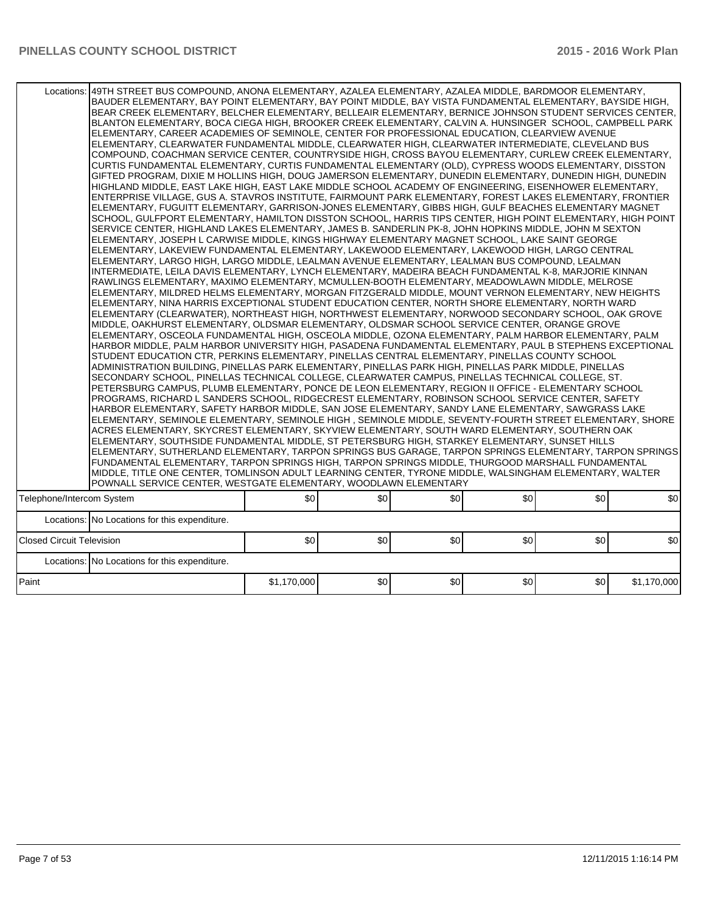| | | | | | | | |
|---|---|---|---|---|---|---|---|
| Locations: | 49TH STREET BUS COMPOUND, ANONA ELEMENTARY, AZALEA ELEMENTARY, AZALEA MIDDLE, BARDMOOR ELEMENTARY, BAUDER ELEMENTARY, BAY POINT ELEMENTARY, BAY POINT MIDDLE, BAY VISTA FUNDAMENTAL ELEMENTARY, BAYSIDE HIGH, BEAR CREEK ELEMENTARY, BELCHER ELEMENTARY, BELLEAIR ELEMENTARY, BERNICE JOHNSON STUDENT SERVICES CENTER, BLANTON ELEMENTARY, BOCA CIEGA HIGH, BROOKER CREEK ELEMENTARY, CALVIN A. HUNSINGER SCHOOL, CAMPBELL PARK ELEMENTARY, CAREER ACADEMIES OF SEMINOLE, CENTER FOR PROFESSIONAL EDUCATION, CLEARVIEW AVENUE ELEMENTARY, CLEARWATER FUNDAMENTAL MIDDLE, CLEARWATER HIGH, CLEARWATER INTERMEDIATE, CLEVELAND BUS COMPOUND, COACHMAN SERVICE CENTER, COUNTRYSIDE HIGH, CROSS BAYOU ELEMENTARY, CURLEW CREEK ELEMENTARY, CURTIS FUNDAMENTAL ELEMENTARY, CURTIS FUNDAMENTAL ELEMENTARY (OLD), CYPRESS WOODS ELEMENTARY, DISSTON GIFTED PROGRAM, DIXIE M HOLLINS HIGH, DOUG JAMERSON ELEMENTARY, DUNEDIN ELEMENTARY, DUNEDIN HIGH, DUNEDIN HIGHLAND MIDDLE, EAST LAKE HIGH, EAST LAKE MIDDLE SCHOOL ACADEMY OF ENGINEERING, EISENHOWER ELEMENTARY, ENTERPRISE VILLAGE, GUS A. STAVROS INSTITUTE, FAIRMOUNT PARK ELEMENTARY, FOREST LAKES ELEMENTARY, FRONTIER ELEMENTARY, FUGUITT ELEMENTARY, GARRISON-JONES ELEMENTARY, GIBBS HIGH, GULF BEACHES ELEMENTARY MAGNET SCHOOL, GULFPORT ELEMENTARY, HAMILTON DISSTON SCHOOL, HARRIS TIPS CENTER, HIGH POINT ELEMENTARY, HIGH POINT SERVICE CENTER, HIGHLAND LAKES ELEMENTARY, JAMES B. SANDERLIN PK-8, JOHN HOPKINS MIDDLE, JOHN M SEXTON ELEMENTARY, JOSEPH L CARWISE MIDDLE, KINGS HIGHWAY ELEMENTARY MAGNET SCHOOL, LAKE SAINT GEORGE ELEMENTARY, LAKEVIEW FUNDAMENTAL ELEMENTARY, LAKEWOOD ELEMENTARY, LAKEWOOD HIGH, LARGO CENTRAL ELEMENTARY, LARGO HIGH, LARGO MIDDLE, LEALMAN AVENUE ELEMENTARY, LEALMAN BUS COMPOUND, LEALMAN INTERMEDIATE, LEILA DAVIS ELEMENTARY, LYNCH ELEMENTARY, MADEIRA BEACH FUNDAMENTAL K-8, MARJORIE KINNAN RAWLINGS ELEMENTARY, MAXIMO ELEMENTARY, MCMULLEN-BOOTH ELEMENTARY, MEADOWLAWN MIDDLE, MELROSE ELEMENTARY, MILDRED HELMS ELEMENTARY, MORGAN FITZGERALD MIDDLE, MOUNT VERNON ELEMENTARY, NEW HEIGHTS ELEMENTARY, NINA HARRIS EXCEPTIONAL STUDENT EDUCATION CENTER, NORTH SHORE ELEMENTARY, NORTH WARD ELEMENTARY (CLEARWATER), NORTHEAST HIGH, NORTHWEST ELEMENTARY, NORWOOD SECONDARY SCHOOL, OAK GROVE MIDDLE, OAKHURST ELEMENTARY, OLDSMAR ELEMENTARY, OLDSMAR SCHOOL SERVICE CENTER, ORANGE GROVE ELEMENTARY, OSCEOLA FUNDAMENTAL HIGH, OSCEOLA MIDDLE, OZONA ELEMENTARY, PALM HARBOR ELEMENTARY, PALM HARBOR MIDDLE, PALM HARBOR UNIVERSITY HIGH, PASADENA FUNDAMENTAL ELEMENTARY, PAUL B STEPHENS EXCEPTIONAL STUDENT EDUCATION CTR, PERKINS ELEMENTARY, PINELLAS CENTRAL ELEMENTARY, PINELLAS COUNTY SCHOOL ADMINISTRATION BUILDING, PINELLAS PARK ELEMENTARY, PINELLAS PARK HIGH, PINELLAS PARK MIDDLE, PINELLAS SECONDARY SCHOOL, PINELLAS TECHNICAL COLLEGE, CLEARWATER CAMPUS, PINELLAS TECHNICAL COLLEGE, ST. PETERSBURG CAMPUS, PLUMB ELEMENTARY, PONCE DE LEON ELEMENTARY, REGION II OFFICE - ELEMENTARY SCHOOL PROGRAMS, RICHARD L SANDERS SCHOOL, RIDGECREST ELEMENTARY, ROBINSON SCHOOL SERVICE CENTER, SAFETY HARBOR ELEMENTARY, SAFETY HARBOR MIDDLE, SAN JOSE ELEMENTARY, SANDY LANE ELEMENTARY, SAWGRASS LAKE ELEMENTARY, SEMINOLE ELEMENTARY, SEMINOLE HIGH , SEMINOLE MIDDLE, SEVENTY-FOURTH STREET ELEMENTARY, SHORE ACRES ELEMENTARY, SKYCREST ELEMENTARY, SKYVIEW ELEMENTARY, SOUTH WARD ELEMENTARY, SOUTHERN OAK ELEMENTARY, SOUTHSIDE FUNDAMENTAL MIDDLE, ST PETERSBURG HIGH, STARKEY ELEMENTARY, SUNSET HILLS ELEMENTARY, SUTHERLAND ELEMENTARY, TARPON SPRINGS BUS GARAGE, TARPON SPRINGS ELEMENTARY, TARPON SPRINGS FUNDAMENTAL ELEMENTARY, TARPON SPRINGS HIGH, TARPON SPRINGS MIDDLE, THURGOOD MARSHALL FUNDAMENTAL MIDDLE, TITLE ONE CENTER, TOMLINSON ADULT LEARNING CENTER, TYRONE MIDDLE, WALSINGHAM ELEMENTARY, WALTER POWNALL SERVICE CENTER, WESTGATE ELEMENTARY, WOODLAWN ELEMENTARY | | | | | | |
| Telephone/Intercom System | | $0 | $0 | $0 | $0 | $0 | $0 |
| Locations: | No Locations for this expenditure. | | | | | | |
| Closed Circuit Television | | $0 | $0 | $0 | $0 | $0 | $0 |
| Locations: | No Locations for this expenditure. | | | | | | |
| Paint | | $1,170,000 | $0 | $0 | $0 | $0 | $1,170,000 |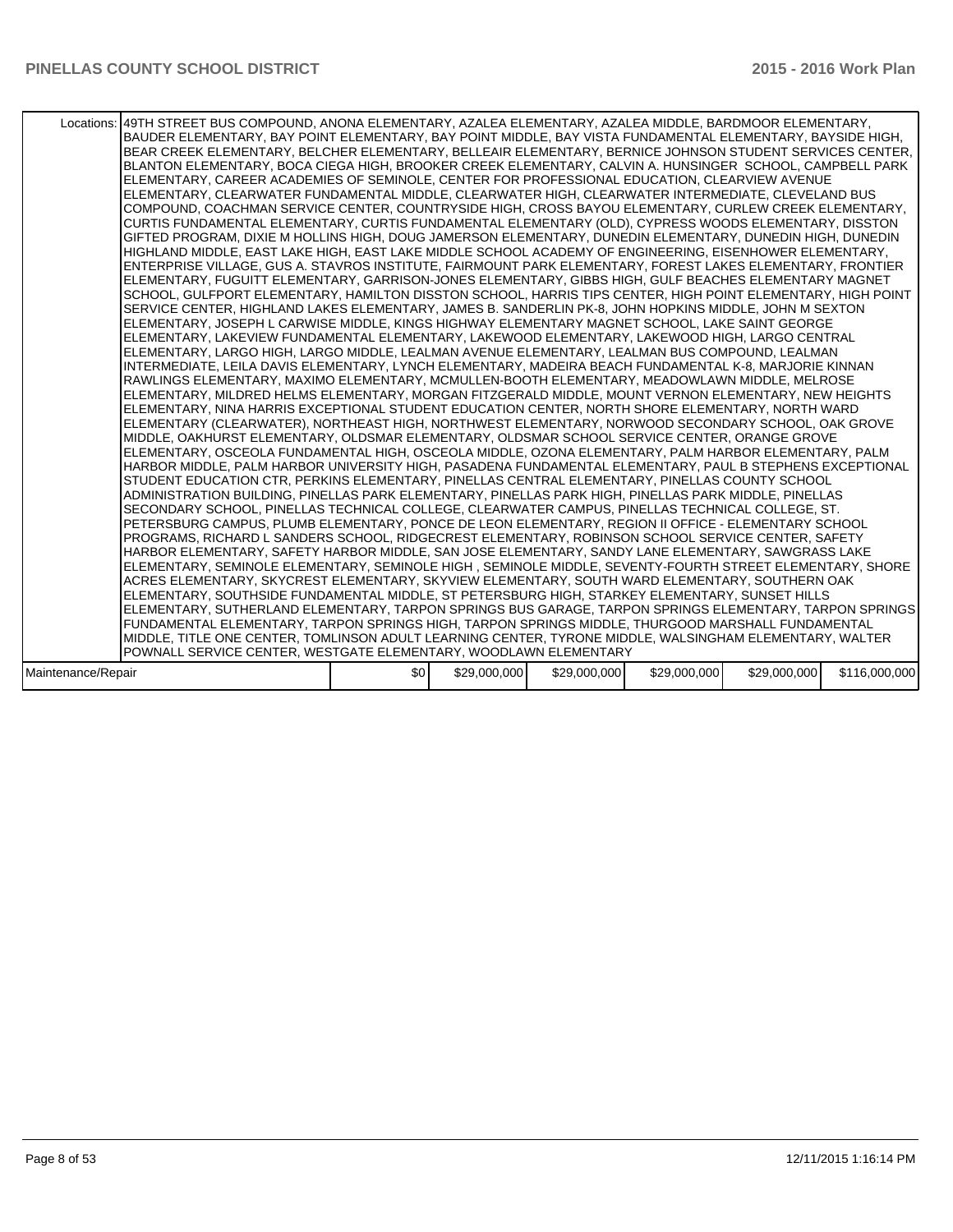| | | | | | | |
|---|---|---|---|---|---|---|
| Locations: | 49TH STREET BUS COMPOUND, ANONA ELEMENTARY, AZALEA ELEMENTARY, AZALEA MIDDLE, BARDMOOR ELEMENTARY, BAUDER ELEMENTARY, BAY POINT ELEMENTARY, BAY POINT MIDDLE, BAY VISTA FUNDAMENTAL ELEMENTARY, BAYSIDE HIGH, BEAR CREEK ELEMENTARY, BELCHER ELEMENTARY, BELLEAIR ELEMENTARY, BERNICE JOHNSON STUDENT SERVICES CENTER, BLANTON ELEMENTARY, BOCA CIEGA HIGH, BROOKER CREEK ELEMENTARY, CALVIN A. HUNSINGER SCHOOL, CAMPBELL PARK ELEMENTARY, CAREER ACADEMIES OF SEMINOLE, CENTER FOR PROFESSIONAL EDUCATION, CLEARVIEW AVENUE ELEMENTARY, CLEARWATER FUNDAMENTAL MIDDLE, CLEARWATER HIGH, CLEARWATER INTERMEDIATE, CLEVELAND BUS COMPOUND, COACHMAN SERVICE CENTER, COUNTRYSIDE HIGH, CROSS BAYOU ELEMENTARY, CURLEW CREEK ELEMENTARY, CURTIS FUNDAMENTAL ELEMENTARY, CURTIS FUNDAMENTAL ELEMENTARY (OLD), CYPRESS WOODS ELEMENTARY, DISSTON GIFTED PROGRAM, DIXIE M HOLLINS HIGH, DOUG JAMERSON ELEMENTARY, DUNEDIN ELEMENTARY, DUNEDIN HIGH, DUNEDIN HIGHLAND MIDDLE, EAST LAKE HIGH, EAST LAKE MIDDLE SCHOOL ACADEMY OF ENGINEERING, EISENHOWER ELEMENTARY, ENTERPRISE VILLAGE, GUS A. STAVROS INSTITUTE, FAIRMOUNT PARK ELEMENTARY, FOREST LAKES ELEMENTARY, FRONTIER ELEMENTARY, FUGUITT ELEMENTARY, GARRISON-JONES ELEMENTARY, GIBBS HIGH, GULF BEACHES ELEMENTARY MAGNET SCHOOL, GULFPORT ELEMENTARY, HAMILTON DISSTON SCHOOL, HARRIS TIPS CENTER, HIGH POINT ELEMENTARY, HIGH POINT SERVICE CENTER, HIGHLAND LAKES ELEMENTARY, JAMES B. SANDERLIN PK-8, JOHN HOPKINS MIDDLE, JOHN M SEXTON ELEMENTARY, JOSEPH L CARWISE MIDDLE, KINGS HIGHWAY ELEMENTARY MAGNET SCHOOL, LAKE SAINT GEORGE ELEMENTARY, LAKEVIEW FUNDAMENTAL ELEMENTARY, LAKEWOOD ELEMENTARY, LAKEWOOD HIGH, LARGO CENTRAL ELEMENTARY, LARGO HIGH, LARGO MIDDLE, LEALMAN AVENUE ELEMENTARY, LEALMAN BUS COMPOUND, LEALMAN INTERMEDIATE, LEILA DAVIS ELEMENTARY, LYNCH ELEMENTARY, MADEIRA BEACH FUNDAMENTAL K-8, MARJORIE KINNAN RAWLINGS ELEMENTARY, MAXIMO ELEMENTARY, MCMULLEN-BOOTH ELEMENTARY, MEADOWLAWN MIDDLE, MELROSE ELEMENTARY, MILDRED HELMS ELEMENTARY, MORGAN FITZGERALD MIDDLE, MOUNT VERNON ELEMENTARY, NEW HEIGHTS ELEMENTARY, NINA HARRIS EXCEPTIONAL STUDENT EDUCATION CENTER, NORTH SHORE ELEMENTARY, NORTH WARD ELEMENTARY (CLEARWATER), NORTHEAST HIGH, NORTHWEST ELEMENTARY, NORWOOD SECONDARY SCHOOL, OAK GROVE MIDDLE, OAKHURST ELEMENTARY, OLDSMAR ELEMENTARY, OLDSMAR SCHOOL SERVICE CENTER, ORANGE GROVE ELEMENTARY, OSCEOLA FUNDAMENTAL HIGH, OSCEOLA MIDDLE, OZONA ELEMENTARY, PALM HARBOR ELEMENTARY, PALM HARBOR MIDDLE, PALM HARBOR UNIVERSITY HIGH, PASADENA FUNDAMENTAL ELEMENTARY, PAUL B STEPHENS EXCEPTIONAL STUDENT EDUCATION CTR, PERKINS ELEMENTARY, PINELLAS CENTRAL ELEMENTARY, PINELLAS COUNTY SCHOOL ADMINISTRATION BUILDING, PINELLAS PARK ELEMENTARY, PINELLAS PARK HIGH, PINELLAS PARK MIDDLE, PINELLAS SECONDARY SCHOOL, PINELLAS TECHNICAL COLLEGE, CLEARWATER CAMPUS, PINELLAS TECHNICAL COLLEGE, ST. PETERSBURG CAMPUS, PLUMB ELEMENTARY, PONCE DE LEON ELEMENTARY, REGION II OFFICE - ELEMENTARY SCHOOL PROGRAMS, RICHARD L SANDERS SCHOOL, RIDGECREST ELEMENTARY, ROBINSON SCHOOL SERVICE CENTER, SAFETY HARBOR ELEMENTARY, SAFETY HARBOR MIDDLE, SAN JOSE ELEMENTARY, SANDY LANE ELEMENTARY, SAWGRASS LAKE ELEMENTARY, SEMINOLE ELEMENTARY, SEMINOLE HIGH , SEMINOLE MIDDLE, SEVENTY-FOURTH STREET ELEMENTARY, SHORE ACRES ELEMENTARY, SKYCREST ELEMENTARY, SKYVIEW ELEMENTARY, SOUTH WARD ELEMENTARY, SOUTHERN OAK ELEMENTARY, SOUTHSIDE FUNDAMENTAL MIDDLE, ST PETERSBURG HIGH, STARKEY ELEMENTARY, SUNSET HILLS ELEMENTARY, SUTHERLAND ELEMENTARY, TARPON SPRINGS BUS GARAGE, TARPON SPRINGS ELEMENTARY, TARPON SPRINGS FUNDAMENTAL ELEMENTARY, TARPON SPRINGS HIGH, TARPON SPRINGS MIDDLE, THURGOOD MARSHALL FUNDAMENTAL MIDDLE, TITLE ONE CENTER, TOMLINSON ADULT LEARNING CENTER, TYRONE MIDDLE, WALSINGHAM ELEMENTARY, WALTER POWNALL SERVICE CENTER, WESTGATE ELEMENTARY, WOODLAWN ELEMENTARY | | | | | |
| Maintenance/Repair | $0 | $29,000,000 | $29,000,000 | $29,000,000 | $29,000,000 | $116,000,000 |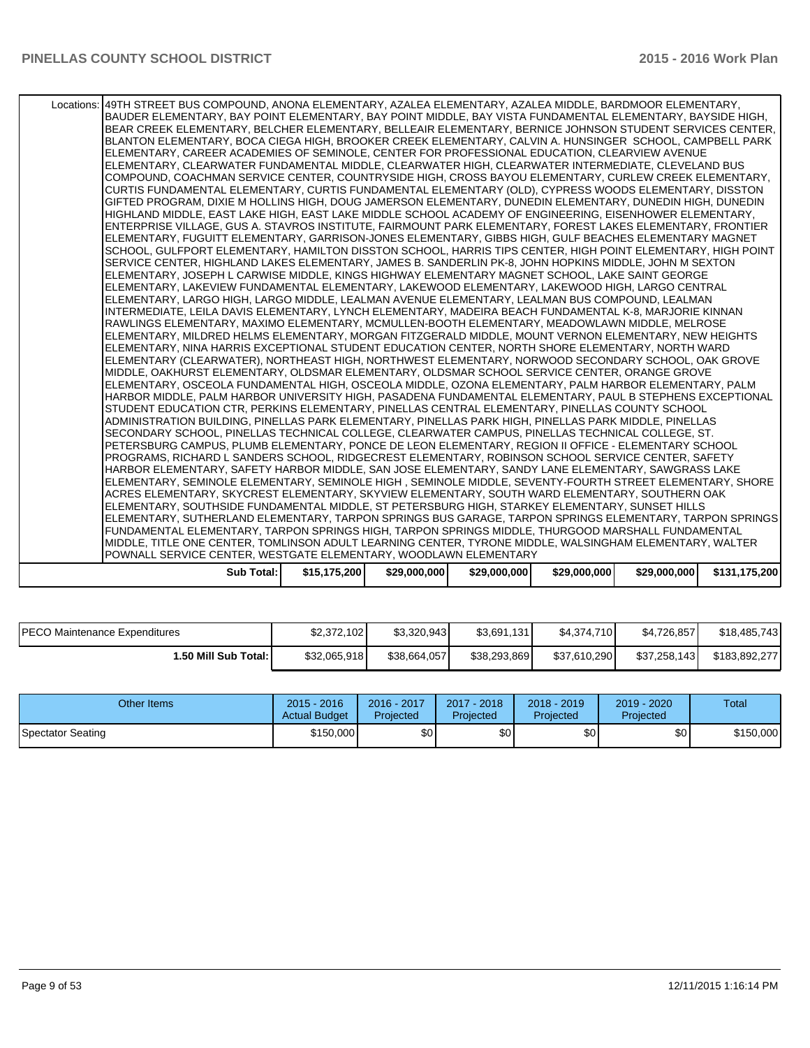| | | | | | | |
|---|---|---|---|---|---|---|
| Locations: | 49TH STREET BUS COMPOUND, ANONA ELEMENTARY, AZALEA ELEMENTARY, AZALEA MIDDLE, BARDMOOR ELEMENTARY, BAUDER ELEMENTARY, BAY POINT ELEMENTARY, BAY POINT MIDDLE, BAY VISTA FUNDAMENTAL ELEMENTARY, BAYSIDE HIGH, BEAR CREEK ELEMENTARY, BELCHER ELEMENTARY, BELLEAIR ELEMENTARY, BERNICE JOHNSON STUDENT SERVICES CENTER, BLANTON ELEMENTARY, BOCA CIEGA HIGH, BROOKER CREEK ELEMENTARY, CALVIN A. HUNSINGER SCHOOL, CAMPBELL PARK ELEMENTARY, CAREER ACADEMIES OF SEMINOLE, CENTER FOR PROFESSIONAL EDUCATION, CLEARVIEW AVENUE ELEMENTARY, CLEARWATER FUNDAMENTAL MIDDLE, CLEARWATER HIGH, CLEARWATER INTERMEDIATE, CLEVELAND BUS COMPOUND, COACHMAN SERVICE CENTER, COUNTRYSIDE HIGH, CROSS BAYOU ELEMENTARY, CURLEW CREEK ELEMENTARY, CURTIS FUNDAMENTAL ELEMENTARY, CURTIS FUNDAMENTAL ELEMENTARY (OLD), CYPRESS WOODS ELEMENTARY, DISSTON GIFTED PROGRAM, DIXIE M HOLLINS HIGH, DOUG JAMERSON ELEMENTARY, DUNEDIN ELEMENTARY, DUNEDIN HIGH, DUNEDIN HIGHLAND MIDDLE, EAST LAKE HIGH, EAST LAKE MIDDLE SCHOOL ACADEMY OF ENGINEERING, EISENHOWER ELEMENTARY, ENTERPRISE VILLAGE, GUS A. STAVROS INSTITUTE, FAIRMOUNT PARK ELEMENTARY, FOREST LAKES ELEMENTARY, FRONTIER ELEMENTARY, FUGUITT ELEMENTARY, GARRISON-JONES ELEMENTARY, GIBBS HIGH, GULF BEACHES ELEMENTARY MAGNET SCHOOL, GULFPORT ELEMENTARY, HAMILTON DISSTON SCHOOL, HARRIS TIPS CENTER, HIGH POINT ELEMENTARY, HIGH POINT SERVICE CENTER, HIGHLAND LAKES ELEMENTARY, JAMES B. SANDERLIN PK-8, JOHN HOPKINS MIDDLE, JOHN M SEXTON ELEMENTARY, JOSEPH L CARWISE MIDDLE, KINGS HIGHWAY ELEMENTARY MAGNET SCHOOL, LAKE SAINT GEORGE ELEMENTARY, LAKEVIEW FUNDAMENTAL ELEMENTARY, LAKEWOOD ELEMENTARY, LAKEWOOD HIGH, LARGO CENTRAL ELEMENTARY, LARGO HIGH, LARGO MIDDLE, LEALMAN AVENUE ELEMENTARY, LEALMAN BUS COMPOUND, LEALMAN INTERMEDIATE, LEILA DAVIS ELEMENTARY, LYNCH ELEMENTARY, MADEIRA BEACH FUNDAMENTAL K-8, MARJORIE KINNAN RAWLINGS ELEMENTARY, MAXIMO ELEMENTARY, MCMULLEN-BOOTH ELEMENTARY, MEADOWLAWN MIDDLE, MELROSE ELEMENTARY, MILDRED HELMS ELEMENTARY, MORGAN FITZGERALD MIDDLE, MOUNT VERNON ELEMENTARY, NEW HEIGHTS ELEMENTARY, NINA HARRIS EXCEPTIONAL STUDENT EDUCATION CENTER, NORTH SHORE ELEMENTARY, NORTH WARD ELEMENTARY (CLEARWATER), NORTHEAST HIGH, NORTHWEST ELEMENTARY, NORWOOD SECONDARY SCHOOL, OAK GROVE MIDDLE, OAKHURST ELEMENTARY, OLDSMAR ELEMENTARY, OLDSMAR SCHOOL SERVICE CENTER, ORANGE GROVE ELEMENTARY, OSCEOLA FUNDAMENTAL HIGH, OSCEOLA MIDDLE, OZONA ELEMENTARY, PALM HARBOR ELEMENTARY, PALM HARBOR MIDDLE, PALM HARBOR UNIVERSITY HIGH, PASADENA FUNDAMENTAL ELEMENTARY, PAUL B STEPHENS EXCEPTIONAL STUDENT EDUCATION CTR, PERKINS ELEMENTARY, PINELLAS CENTRAL ELEMENTARY, PINELLAS COUNTY SCHOOL ADMINISTRATION BUILDING, PINELLAS PARK ELEMENTARY, PINELLAS PARK HIGH, PINELLAS PARK MIDDLE, PINELLAS SECONDARY SCHOOL, PINELLAS TECHNICAL COLLEGE, CLEARWATER CAMPUS, PINELLAS TECHNICAL COLLEGE, ST. PETERSBURG CAMPUS, PLUMB ELEMENTARY, PONCE DE LEON ELEMENTARY, REGION II OFFICE - ELEMENTARY SCHOOL PROGRAMS, RICHARD L SANDERS SCHOOL, RIDGECREST ELEMENTARY, ROBINSON SCHOOL SERVICE CENTER, SAFETY HARBOR ELEMENTARY, SAFETY HARBOR MIDDLE, SAN JOSE ELEMENTARY, SANDY LANE ELEMENTARY, SAWGRASS LAKE ELEMENTARY, SEMINOLE ELEMENTARY, SEMINOLE HIGH , SEMINOLE MIDDLE, SEVENTY-FOURTH STREET ELEMENTARY, SHORE ACRES ELEMENTARY, SKYCREST ELEMENTARY, SKYVIEW ELEMENTARY, SOUTH WARD ELEMENTARY, SOUTHERN OAK ELEMENTARY, SOUTHSIDE FUNDAMENTAL MIDDLE, ST PETERSBURG HIGH, STARKEY ELEMENTARY, SUNSET HILLS ELEMENTARY, SUTHERLAND ELEMENTARY, TARPON SPRINGS BUS GARAGE, TARPON SPRINGS ELEMENTARY, TARPON SPRINGS FUNDAMENTAL ELEMENTARY, TARPON SPRINGS HIGH, TARPON SPRINGS MIDDLE, THURGOOD MARSHALL FUNDAMENTAL MIDDLE, TITLE ONE CENTER, TOMLINSON ADULT LEARNING CENTER, TYRONE MIDDLE, WALSINGHAM ELEMENTARY, WALTER POWNALL SERVICE CENTER, WESTGATE ELEMENTARY, WOODLAWN ELEMENTARY | | | | | |
| **Sub Total:** | **$15,175,200** | **$29,000,000** | **$29,000,000** | **$29,000,000** | **$29,000,000** | **$131,175,200** |

| | | | | | | |
|---|---|---|---|---|---|---|
| PECO Maintenance Expenditures | $2,372,102 | $3,320,943 | $3,691,131 | $4,374,710 | $4,726,857 | $18,485,743 |
| **1.50 Mill Sub Total:** | $32,065,918 | $38,664,057 | $38,293,869 | $37,610,290 | $37,258,143 | $183,892,277 |

| Other Items | 2015 - 2016 Actual Budget | 2016 - 2017 Projected | 2017 - 2018 Projected | 2018 - 2019 Projected | 2019 - 2020 Projected | Total |
|---|---|---|---|---|---|---|
| Spectator Seating | $150,000 | $0 | $0 | $0 | $0 | $150,000 |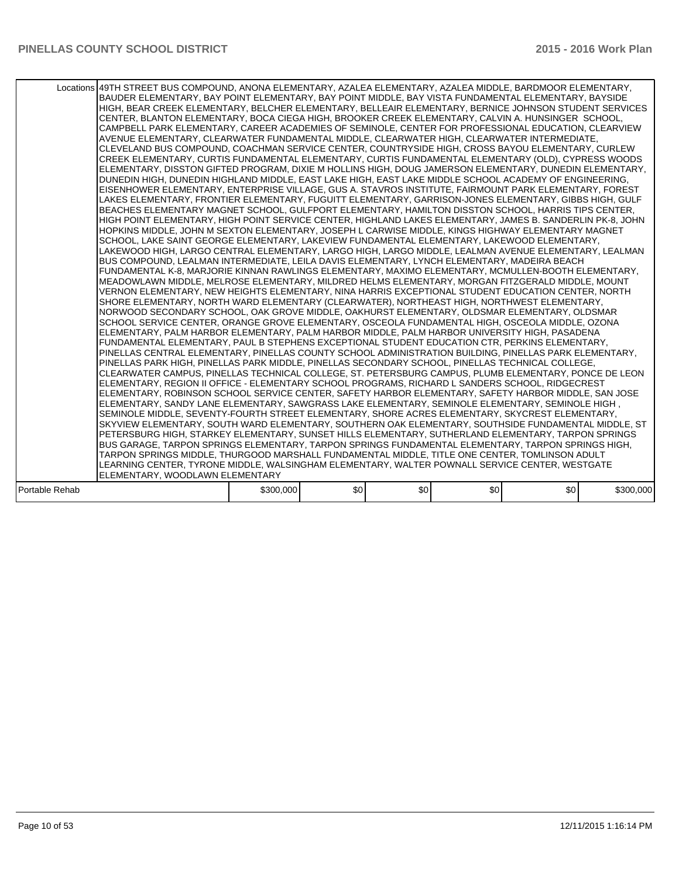| | | | | | | |
|---|---|---|---|---|---|---|
| Locations | 49TH STREET BUS COMPOUND, ANONA ELEMENTARY, AZALEA ELEMENTARY, AZALEA MIDDLE, BARDMOOR ELEMENTARY, BAUDER ELEMENTARY, BAY POINT ELEMENTARY, BAY POINT MIDDLE, BAY VISTA FUNDAMENTAL ELEMENTARY, BAYSIDE HIGH, BEAR CREEK ELEMENTARY, BELCHER ELEMENTARY, BELLEAIR ELEMENTARY, BERNICE JOHNSON STUDENT SERVICES CENTER, BLANTON ELEMENTARY, BOCA CIEGA HIGH, BROOKER CREEK ELEMENTARY, CALVIN A. HUNSINGER SCHOOL, CAMPBELL PARK ELEMENTARY, CAREER ACADEMIES OF SEMINOLE, CENTER FOR PROFESSIONAL EDUCATION, CLEARVIEW AVENUE ELEMENTARY, CLEARWATER FUNDAMENTAL MIDDLE, CLEARWATER HIGH, CLEARWATER INTERMEDIATE, CLEVELAND BUS COMPOUND, COACHMAN SERVICE CENTER, COUNTRYSIDE HIGH, CROSS BAYOU ELEMENTARY, CURLEW CREEK ELEMENTARY, CURTIS FUNDAMENTAL ELEMENTARY, CURTIS FUNDAMENTAL ELEMENTARY (OLD), CYPRESS WOODS ELEMENTARY, DISSTON GIFTED PROGRAM, DIXIE M HOLLINS HIGH, DOUG JAMERSON ELEMENTARY, DUNEDIN ELEMENTARY, DUNEDIN HIGH, DUNEDIN HIGHLAND MIDDLE, EAST LAKE HIGH, EAST LAKE MIDDLE SCHOOL ACADEMY OF ENGINEERING, EISENHOWER ELEMENTARY, ENTERPRISE VILLAGE, GUS A. STAVROS INSTITUTE, FAIRMOUNT PARK ELEMENTARY, FOREST LAKES ELEMENTARY, FRONTIER ELEMENTARY, FUGUITT ELEMENTARY, GARRISON-JONES ELEMENTARY, GIBBS HIGH, GULF BEACHES ELEMENTARY MAGNET SCHOOL, GULFPORT ELEMENTARY, HAMILTON DISSTON SCHOOL, HARRIS TIPS CENTER, HIGH POINT ELEMENTARY, HIGH POINT SERVICE CENTER, HIGHLAND LAKES ELEMENTARY, JAMES B. SANDERLIN PK-8, JOHN HOPKINS MIDDLE, JOHN M SEXTON ELEMENTARY, JOSEPH L CARWISE MIDDLE, KINGS HIGHWAY ELEMENTARY MAGNET SCHOOL, LAKE SAINT GEORGE ELEMENTARY, LAKEVIEW FUNDAMENTAL ELEMENTARY, LAKEWOOD ELEMENTARY, LAKEWOOD HIGH, LARGO CENTRAL ELEMENTARY, LARGO HIGH, LARGO MIDDLE, LEALMAN AVENUE ELEMENTARY, LEALMAN BUS COMPOUND, LEALMAN INTERMEDIATE, LEILA DAVIS ELEMENTARY, LYNCH ELEMENTARY, MADEIRA BEACH FUNDAMENTAL K-8, MARJORIE KINNAN RAWLINGS ELEMENTARY, MAXIMO ELEMENTARY, MCMULLEN-BOOTH ELEMENTARY, MEADOWLAWN MIDDLE, MELROSE ELEMENTARY, MILDRED HELMS ELEMENTARY, MORGAN FITZGERALD MIDDLE, MOUNT VERNON ELEMENTARY, NEW HEIGHTS ELEMENTARY, NINA HARRIS EXCEPTIONAL STUDENT EDUCATION CENTER, NORTH SHORE ELEMENTARY, NORTH WARD ELEMENTARY (CLEARWATER), NORTHEAST HIGH, NORTHWEST ELEMENTARY, NORWOOD SECONDARY SCHOOL, OAK GROVE MIDDLE, OAKHURST ELEMENTARY, OLDSMAR ELEMENTARY, OLDSMAR SCHOOL SERVICE CENTER, ORANGE GROVE ELEMENTARY, OSCEOLA FUNDAMENTAL HIGH, OSCEOLA MIDDLE, OZONA ELEMENTARY, PALM HARBOR ELEMENTARY, PALM HARBOR MIDDLE, PALM HARBOR UNIVERSITY HIGH, PASADENA FUNDAMENTAL ELEMENTARY, PAUL B STEPHENS EXCEPTIONAL STUDENT EDUCATION CTR, PERKINS ELEMENTARY, PINELLAS CENTRAL ELEMENTARY, PINELLAS COUNTY SCHOOL ADMINISTRATION BUILDING, PINELLAS PARK ELEMENTARY, PINELLAS PARK HIGH, PINELLAS PARK MIDDLE, PINELLAS SECONDARY SCHOOL, PINELLAS TECHNICAL COLLEGE, CLEARWATER CAMPUS, PINELLAS TECHNICAL COLLEGE, ST. PETERSBURG CAMPUS, PLUMB ELEMENTARY, PONCE DE LEON ELEMENTARY, REGION II OFFICE - ELEMENTARY SCHOOL PROGRAMS, RICHARD L SANDERS SCHOOL, RIDGECREST ELEMENTARY, ROBINSON SCHOOL SERVICE CENTER, SAFETY HARBOR ELEMENTARY, SAFETY HARBOR MIDDLE, SAN JOSE ELEMENTARY, SANDY LANE ELEMENTARY, SAWGRASS LAKE ELEMENTARY, SEMINOLE ELEMENTARY, SEMINOLE HIGH , SEMINOLE MIDDLE, SEVENTY-FOURTH STREET ELEMENTARY, SHORE ACRES ELEMENTARY, SKYCREST ELEMENTARY, SKYVIEW ELEMENTARY, SOUTH WARD ELEMENTARY, SOUTHERN OAK ELEMENTARY, SOUTHSIDE FUNDAMENTAL MIDDLE, ST PETERSBURG HIGH, STARKEY ELEMENTARY, SUNSET HILLS ELEMENTARY, SUTHERLAND ELEMENTARY, TARPON SPRINGS BUS GARAGE, TARPON SPRINGS ELEMENTARY, TARPON SPRINGS FUNDAMENTAL ELEMENTARY, TARPON SPRINGS HIGH, TARPON SPRINGS MIDDLE, THURGOOD MARSHALL FUNDAMENTAL MIDDLE, TITLE ONE CENTER, TOMLINSON ADULT LEARNING CENTER, TYRONE MIDDLE, WALSINGHAM ELEMENTARY, WALTER POWNALL SERVICE CENTER, WESTGATE ELEMENTARY, WOODLAWN ELEMENTARY | | | | | |
| Portable Rehab | $300,000 | $0 | $0 | $0 | $0 | $300,000 |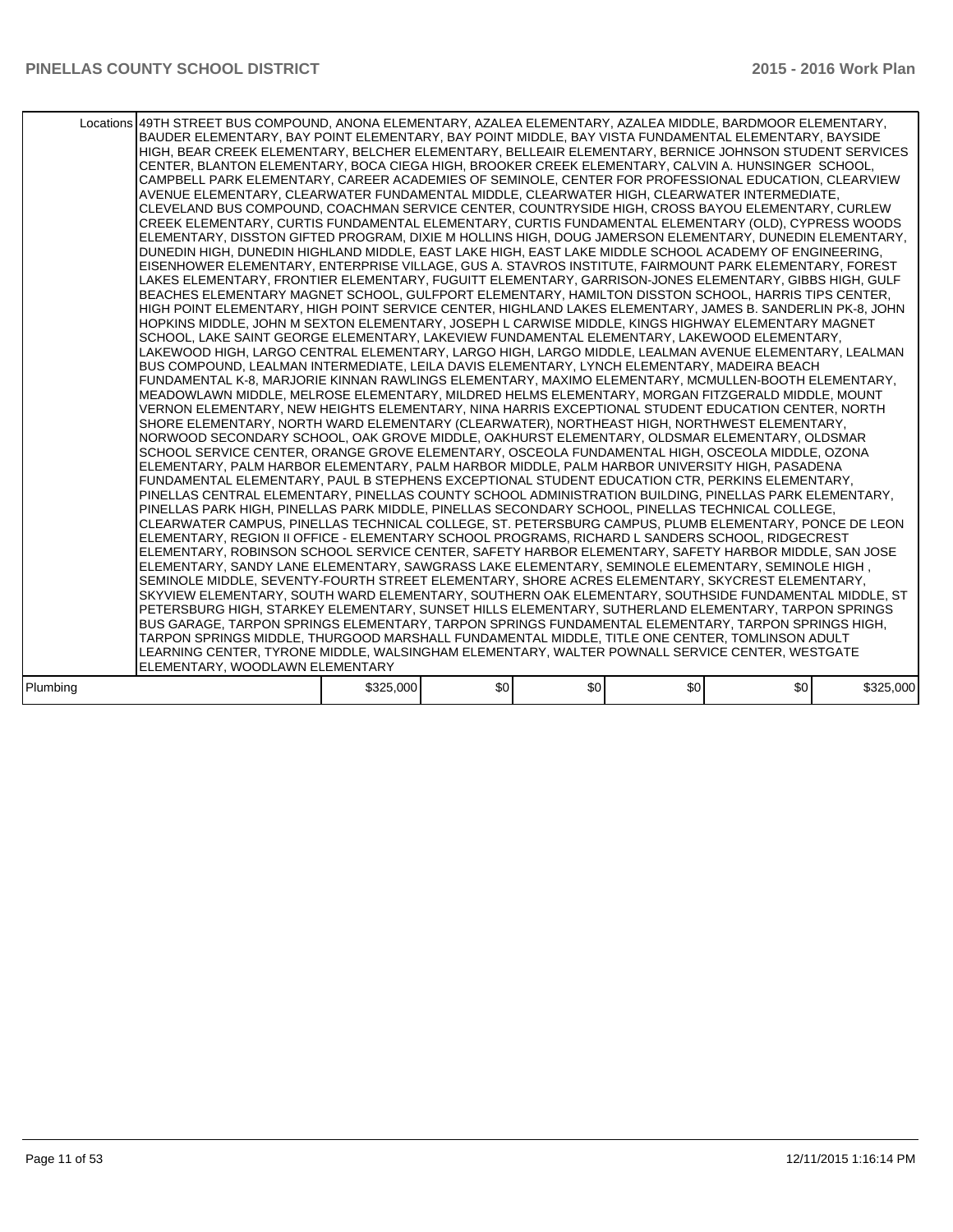| | | | | | | |
|---|---|---|---|---|---|---|
| Locations | 49TH STREET BUS COMPOUND, ANONA ELEMENTARY, AZALEA ELEMENTARY, AZALEA MIDDLE, BARDMOOR ELEMENTARY, BAUDER ELEMENTARY, BAY POINT ELEMENTARY, BAY POINT MIDDLE, BAY VISTA FUNDAMENTAL ELEMENTARY, BAYSIDE HIGH, BEAR CREEK ELEMENTARY, BELCHER ELEMENTARY, BELLEAIR ELEMENTARY, BERNICE JOHNSON STUDENT SERVICES CENTER, BLANTON ELEMENTARY, BOCA CIEGA HIGH, BROOKER CREEK ELEMENTARY, CALVIN A. HUNSINGER SCHOOL, CAMPBELL PARK ELEMENTARY, CAREER ACADEMIES OF SEMINOLE, CENTER FOR PROFESSIONAL EDUCATION, CLEARVIEW AVENUE ELEMENTARY, CLEARWATER FUNDAMENTAL MIDDLE, CLEARWATER HIGH, CLEARWATER INTERMEDIATE, CLEVELAND BUS COMPOUND, COACHMAN SERVICE CENTER, COUNTRYSIDE HIGH, CROSS BAYOU ELEMENTARY, CURLEW CREEK ELEMENTARY, CURTIS FUNDAMENTAL ELEMENTARY, CURTIS FUNDAMENTAL ELEMENTARY (OLD), CYPRESS WOODS ELEMENTARY, DISSTON GIFTED PROGRAM, DIXIE M HOLLINS HIGH, DOUG JAMERSON ELEMENTARY, DUNEDIN ELEMENTARY, DUNEDIN HIGH, DUNEDIN HIGHLAND MIDDLE, EAST LAKE HIGH, EAST LAKE MIDDLE SCHOOL ACADEMY OF ENGINEERING, EISENHOWER ELEMENTARY, ENTERPRISE VILLAGE, GUS A. STAVROS INSTITUTE, FAIRMOUNT PARK ELEMENTARY, FOREST LAKES ELEMENTARY, FRONTIER ELEMENTARY, FUGUITT ELEMENTARY, GARRISON-JONES ELEMENTARY, GIBBS HIGH, GULF BEACHES ELEMENTARY MAGNET SCHOOL, GULFPORT ELEMENTARY, HAMILTON DISSTON SCHOOL, HARRIS TIPS CENTER, HIGH POINT ELEMENTARY, HIGH POINT SERVICE CENTER, HIGHLAND LAKES ELEMENTARY, JAMES B. SANDERLIN PK-8, JOHN HOPKINS MIDDLE, JOHN M SEXTON ELEMENTARY, JOSEPH L CARWISE MIDDLE, KINGS HIGHWAY ELEMENTARY MAGNET SCHOOL, LAKE SAINT GEORGE ELEMENTARY, LAKEVIEW FUNDAMENTAL ELEMENTARY, LAKEWOOD ELEMENTARY, LAKEWOOD HIGH, LARGO CENTRAL ELEMENTARY, LARGO HIGH, LARGO MIDDLE, LEALMAN AVENUE ELEMENTARY, LEALMAN BUS COMPOUND, LEALMAN INTERMEDIATE, LEILA DAVIS ELEMENTARY, LYNCH ELEMENTARY, MADEIRA BEACH FUNDAMENTAL K-8, MARJORIE KINNAN RAWLINGS ELEMENTARY, MAXIMO ELEMENTARY, MCMULLEN-BOOTH ELEMENTARY, MEADOWLAWN MIDDLE, MELROSE ELEMENTARY, MILDRED HELMS ELEMENTARY, MORGAN FITZGERALD MIDDLE, MOUNT VERNON ELEMENTARY, NEW HEIGHTS ELEMENTARY, NINA HARRIS EXCEPTIONAL STUDENT EDUCATION CENTER, NORTH SHORE ELEMENTARY, NORTH WARD ELEMENTARY (CLEARWATER), NORTHEAST HIGH, NORTHWEST ELEMENTARY, NORWOOD SECONDARY SCHOOL, OAK GROVE MIDDLE, OAKHURST ELEMENTARY, OLDSMAR ELEMENTARY, OLDSMAR SCHOOL SERVICE CENTER, ORANGE GROVE ELEMENTARY, OSCEOLA FUNDAMENTAL HIGH, OSCEOLA MIDDLE, OZONA ELEMENTARY, PALM HARBOR ELEMENTARY, PALM HARBOR MIDDLE, PALM HARBOR UNIVERSITY HIGH, PASADENA FUNDAMENTAL ELEMENTARY, PAUL B STEPHENS EXCEPTIONAL STUDENT EDUCATION CTR, PERKINS ELEMENTARY, PINELLAS CENTRAL ELEMENTARY, PINELLAS COUNTY SCHOOL ADMINISTRATION BUILDING, PINELLAS PARK ELEMENTARY, PINELLAS PARK HIGH, PINELLAS PARK MIDDLE, PINELLAS SECONDARY SCHOOL, PINELLAS TECHNICAL COLLEGE, CLEARWATER CAMPUS, PINELLAS TECHNICAL COLLEGE, ST. PETERSBURG CAMPUS, PLUMB ELEMENTARY, PONCE DE LEON ELEMENTARY, REGION II OFFICE - ELEMENTARY SCHOOL PROGRAMS, RICHARD L SANDERS SCHOOL, RIDGECREST ELEMENTARY, ROBINSON SCHOOL SERVICE CENTER, SAFETY HARBOR ELEMENTARY, SAFETY HARBOR MIDDLE, SAN JOSE ELEMENTARY, SANDY LANE ELEMENTARY, SAWGRASS LAKE ELEMENTARY, SEMINOLE ELEMENTARY, SEMINOLE HIGH , SEMINOLE MIDDLE, SEVENTY-FOURTH STREET ELEMENTARY, SHORE ACRES ELEMENTARY, SKYCREST ELEMENTARY, SKYVIEW ELEMENTARY, SOUTH WARD ELEMENTARY, SOUTHERN OAK ELEMENTARY, SOUTHSIDE FUNDAMENTAL MIDDLE, ST PETERSBURG HIGH, STARKEY ELEMENTARY, SUNSET HILLS ELEMENTARY, SUTHERLAND ELEMENTARY, TARPON SPRINGS BUS GARAGE, TARPON SPRINGS ELEMENTARY, TARPON SPRINGS FUNDAMENTAL ELEMENTARY, TARPON SPRINGS HIGH, TARPON SPRINGS MIDDLE, THURGOOD MARSHALL FUNDAMENTAL MIDDLE, TITLE ONE CENTER, TOMLINSON ADULT LEARNING CENTER, TYRONE MIDDLE, WALSINGHAM ELEMENTARY, WALTER POWNALL SERVICE CENTER, WESTGATE ELEMENTARY, WOODLAWN ELEMENTARY | | | | | |
| Plumbing | $325,000 | $0 | $0 | $0 | $0 | $325,000 |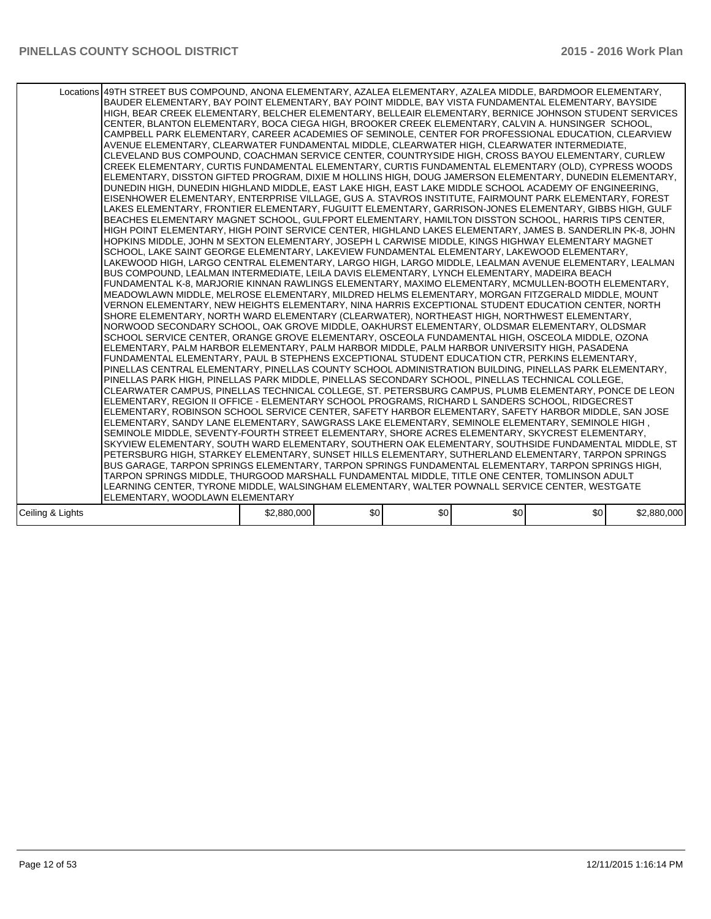| Locations | 49TH STREET BUS COMPOUND, ANONA ELEMENTARY, AZALEA ELEMENTARY, AZALEA MIDDLE, BARDMOOR ELEMENTARY, BAUDER ELEMENTARY, BAY POINT ELEMENTARY, BAY POINT MIDDLE, BAY VISTA FUNDAMENTAL ELEMENTARY, BAYSIDE HIGH, BEAR CREEK ELEMENTARY, BELCHER ELEMENTARY, BELLEAIR ELEMENTARY, BERNICE JOHNSON STUDENT SERVICES CENTER, BLANTON ELEMENTARY, BOCA CIEGA HIGH, BROOKER CREEK ELEMENTARY, CALVIN A. HUNSINGER SCHOOL, CAMPBELL PARK ELEMENTARY, CAREER ACADEMIES OF SEMINOLE, CENTER FOR PROFESSIONAL EDUCATION, CLEARVIEW AVENUE ELEMENTARY, CLEARWATER FUNDAMENTAL MIDDLE, CLEARWATER HIGH, CLEARWATER INTERMEDIATE, CLEVELAND BUS COMPOUND, COACHMAN SERVICE CENTER, COUNTRYSIDE HIGH, CROSS BAYOU ELEMENTARY, CURLEW CREEK ELEMENTARY, CURTIS FUNDAMENTAL ELEMENTARY, CURTIS FUNDAMENTAL ELEMENTARY (OLD), CYPRESS WOODS ELEMENTARY, DISSTON GIFTED PROGRAM, DIXIE M HOLLINS HIGH, DOUG JAMERSON ELEMENTARY, DUNEDIN ELEMENTARY, DUNEDIN HIGH, DUNEDIN HIGHLAND MIDDLE, EAST LAKE HIGH, EAST LAKE MIDDLE SCHOOL ACADEMY OF ENGINEERING, EISENHOWER ELEMENTARY, ENTERPRISE VILLAGE, GUS A. STAVROS INSTITUTE, FAIRMOUNT PARK ELEMENTARY, FOREST LAKES ELEMENTARY, FRONTIER ELEMENTARY, FUGUITT ELEMENTARY, GARRISON-JONES ELEMENTARY, GIBBS HIGH, GULF BEACHES ELEMENTARY MAGNET SCHOOL, GULFPORT ELEMENTARY, HAMILTON DISSTON SCHOOL, HARRIS TIPS CENTER, HIGH POINT ELEMENTARY, HIGH POINT SERVICE CENTER, HIGHLAND LAKES ELEMENTARY, JAMES B. SANDERLIN PK-8, JOHN HOPKINS MIDDLE, JOHN M SEXTON ELEMENTARY, JOSEPH L CARWISE MIDDLE, KINGS HIGHWAY ELEMENTARY MAGNET SCHOOL, LAKE SAINT GEORGE ELEMENTARY, LAKEVIEW FUNDAMENTAL ELEMENTARY, LAKEWOOD ELEMENTARY, LAKEWOOD HIGH, LARGO CENTRAL ELEMENTARY, LARGO HIGH, LARGO MIDDLE, LEALMAN AVENUE ELEMENTARY, LEALMAN BUS COMPOUND, LEALMAN INTERMEDIATE, LEILA DAVIS ELEMENTARY, LYNCH ELEMENTARY, MADEIRA BEACH FUNDAMENTAL K-8, MARJORIE KINNAN RAWLINGS ELEMENTARY, MAXIMO ELEMENTARY, MCMULLEN-BOOTH ELEMENTARY, MEADOWLAWN MIDDLE, MELROSE ELEMENTARY, MILDRED HELMS ELEMENTARY, MORGAN FITZGERALD MIDDLE, MOUNT VERNON ELEMENTARY, NEW HEIGHTS ELEMENTARY, NINA HARRIS EXCEPTIONAL STUDENT EDUCATION CENTER, NORTH SHORE ELEMENTARY, NORTH WARD ELEMENTARY (CLEARWATER), NORTHEAST HIGH, NORTHWEST ELEMENTARY, NORWOOD SECONDARY SCHOOL, OAK GROVE MIDDLE, OAKHURST ELEMENTARY, OLDSMAR ELEMENTARY, OLDSMAR SCHOOL SERVICE CENTER, ORANGE GROVE ELEMENTARY, OSCEOLA FUNDAMENTAL HIGH, OSCEOLA MIDDLE, OZONA ELEMENTARY, PALM HARBOR ELEMENTARY, PALM HARBOR MIDDLE, PALM HARBOR UNIVERSITY HIGH, PASADENA FUNDAMENTAL ELEMENTARY, PAUL B STEPHENS EXCEPTIONAL STUDENT EDUCATION CTR, PERKINS ELEMENTARY, PINELLAS CENTRAL ELEMENTARY, PINELLAS COUNTY SCHOOL ADMINISTRATION BUILDING, PINELLAS PARK ELEMENTARY, PINELLAS PARK HIGH, PINELLAS PARK MIDDLE, PINELLAS SECONDARY SCHOOL, PINELLAS TECHNICAL COLLEGE, CLEARWATER CAMPUS, PINELLAS TECHNICAL COLLEGE, ST. PETERSBURG CAMPUS, PLUMB ELEMENTARY, PONCE DE LEON ELEMENTARY, REGION II OFFICE - ELEMENTARY SCHOOL PROGRAMS, RICHARD L SANDERS SCHOOL, RIDGECREST ELEMENTARY, ROBINSON SCHOOL SERVICE CENTER, SAFETY HARBOR ELEMENTARY, SAFETY HARBOR MIDDLE, SAN JOSE ELEMENTARY, SANDY LANE ELEMENTARY, SAWGRASS LAKE ELEMENTARY, SEMINOLE ELEMENTARY, SEMINOLE HIGH , SEMINOLE MIDDLE, SEVENTY-FOURTH STREET ELEMENTARY, SHORE ACRES ELEMENTARY, SKYCREST ELEMENTARY, SKYVIEW ELEMENTARY, SOUTH WARD ELEMENTARY, SOUTHERN OAK ELEMENTARY, SOUTHSIDE FUNDAMENTAL MIDDLE, ST PETERSBURG HIGH, STARKEY ELEMENTARY, SUNSET HILLS ELEMENTARY, SUTHERLAND ELEMENTARY, TARPON SPRINGS BUS GARAGE, TARPON SPRINGS ELEMENTARY, TARPON SPRINGS FUNDAMENTAL ELEMENTARY, TARPON SPRINGS HIGH, TARPON SPRINGS MIDDLE, THURGOOD MARSHALL FUNDAMENTAL MIDDLE, TITLE ONE CENTER, TOMLINSON ADULT LEARNING CENTER, TYRONE MIDDLE, WALSINGHAM ELEMENTARY, WALTER POWNALL SERVICE CENTER, WESTGATE ELEMENTARY, WOODLAWN ELEMENTARY | | | | | |
|---|---|---|---|---|---|---|
| Ceiling & Lights | $2,880,000 | $0 | $0 | $0 | $0 | $2,880,000 |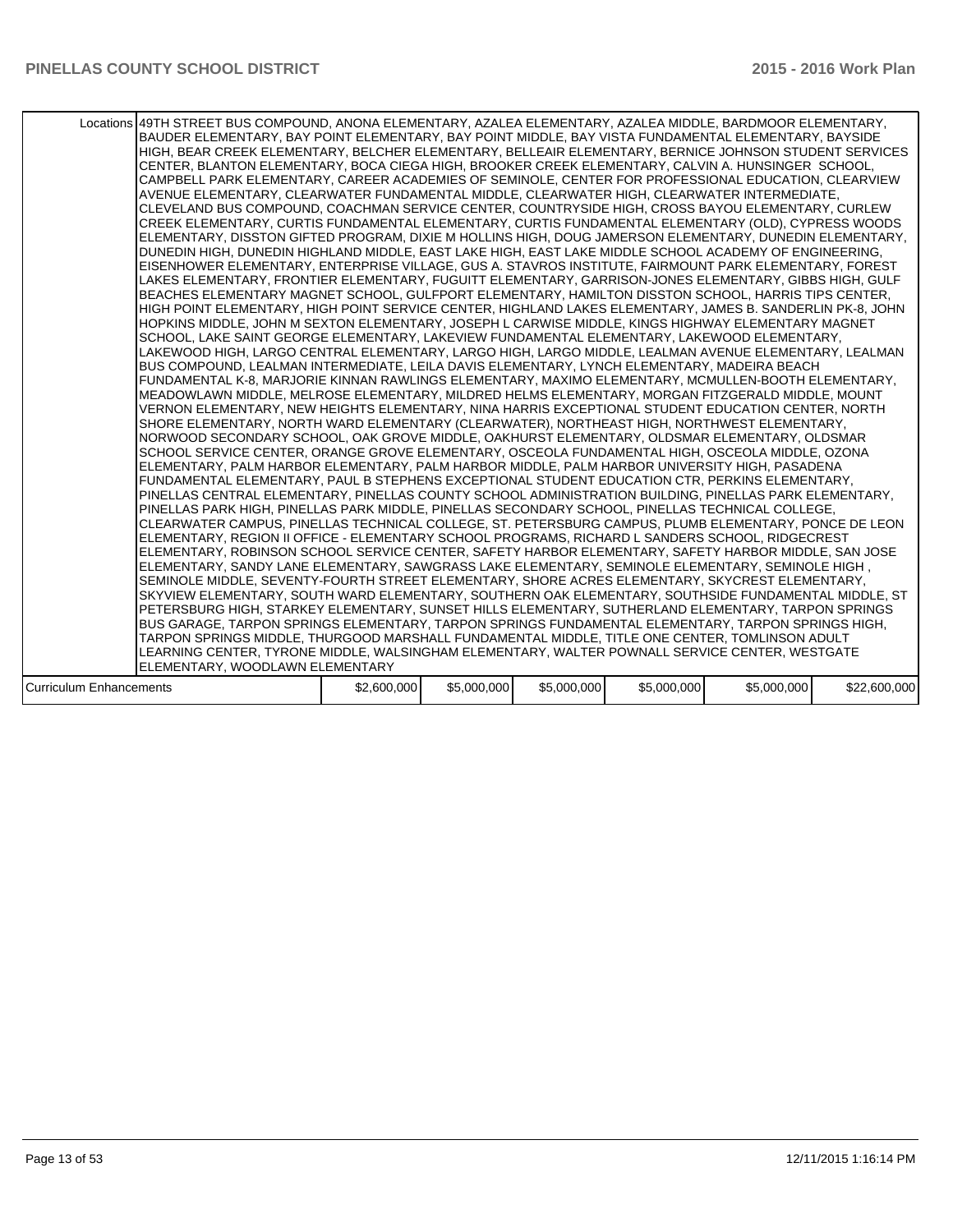| Locations | 49TH STREET BUS COMPOUND, ANONA ELEMENTARY, AZALEA ELEMENTARY, AZALEA MIDDLE, BARDMOOR ELEMENTARY, BAUDER ELEMENTARY, BAY POINT ELEMENTARY, BAY POINT MIDDLE, BAY VISTA FUNDAMENTAL ELEMENTARY, BAYSIDE HIGH, BEAR CREEK ELEMENTARY, BELCHER ELEMENTARY, BELLEAIR ELEMENTARY, BERNICE JOHNSON STUDENT SERVICES CENTER, BLANTON ELEMENTARY, BOCA CIEGA HIGH, BROOKER CREEK ELEMENTARY, CALVIN A. HUNSINGER SCHOOL, CAMPBELL PARK ELEMENTARY, CAREER ACADEMIES OF SEMINOLE, CENTER FOR PROFESSIONAL EDUCATION, CLEARVIEW AVENUE ELEMENTARY, CLEARWATER FUNDAMENTAL MIDDLE, CLEARWATER HIGH, CLEARWATER INTERMEDIATE, CLEVELAND BUS COMPOUND, COACHMAN SERVICE CENTER, COUNTRYSIDE HIGH, CROSS BAYOU ELEMENTARY, CURLEW CREEK ELEMENTARY, CURTIS FUNDAMENTAL ELEMENTARY, CURTIS FUNDAMENTAL ELEMENTARY (OLD), CYPRESS WOODS ELEMENTARY, DISSTON GIFTED PROGRAM, DIXIE M HOLLINS HIGH, DOUG JAMERSON ELEMENTARY, DUNEDIN ELEMENTARY, DUNEDIN HIGH, DUNEDIN HIGHLAND MIDDLE, EAST LAKE HIGH, EAST LAKE MIDDLE SCHOOL ACADEMY OF ENGINEERING, EISENHOWER ELEMENTARY, ENTERPRISE VILLAGE, GUS A. STAVROS INSTITUTE, FAIRMOUNT PARK ELEMENTARY, FOREST LAKES ELEMENTARY, FRONTIER ELEMENTARY, FUGUITT ELEMENTARY, GARRISON-JONES ELEMENTARY, GIBBS HIGH, GULF BEACHES ELEMENTARY MAGNET SCHOOL, GULFPORT ELEMENTARY, HAMILTON DISSTON SCHOOL, HARRIS TIPS CENTER, HIGH POINT ELEMENTARY, HIGH POINT SERVICE CENTER, HIGHLAND LAKES ELEMENTARY, JAMES B. SANDERLIN PK-8, JOHN HOPKINS MIDDLE, JOHN M SEXTON ELEMENTARY, JOSEPH L CARWISE MIDDLE, KINGS HIGHWAY ELEMENTARY MAGNET SCHOOL, LAKE SAINT GEORGE ELEMENTARY, LAKEVIEW FUNDAMENTAL ELEMENTARY, LAKEWOOD ELEMENTARY, LAKEWOOD HIGH, LARGO CENTRAL ELEMENTARY, LARGO HIGH, LARGO MIDDLE, LEALMAN AVENUE ELEMENTARY, LEALMAN BUS COMPOUND, LEALMAN INTERMEDIATE, LEILA DAVIS ELEMENTARY, LYNCH ELEMENTARY, MADEIRA BEACH FUNDAMENTAL K-8, MARJORIE KINNAN RAWLINGS ELEMENTARY, MAXIMO ELEMENTARY, MCMULLEN-BOOTH ELEMENTARY, MEADOWLAWN MIDDLE, MELROSE ELEMENTARY, MILDRED HELMS ELEMENTARY, MORGAN FITZGERALD MIDDLE, MOUNT VERNON ELEMENTARY, NEW HEIGHTS ELEMENTARY, NINA HARRIS EXCEPTIONAL STUDENT EDUCATION CENTER, NORTH SHORE ELEMENTARY, NORTH WARD ELEMENTARY (CLEARWATER), NORTHEAST HIGH, NORTHWEST ELEMENTARY, NORWOOD SECONDARY SCHOOL, OAK GROVE MIDDLE, OAKHURST ELEMENTARY, OLDSMAR ELEMENTARY, OLDSMAR SCHOOL SERVICE CENTER, ORANGE GROVE ELEMENTARY, OSCEOLA FUNDAMENTAL HIGH, OSCEOLA MIDDLE, OZONA ELEMENTARY, PALM HARBOR ELEMENTARY, PALM HARBOR MIDDLE, PALM HARBOR UNIVERSITY HIGH, PASADENA FUNDAMENTAL ELEMENTARY, PAUL B STEPHENS EXCEPTIONAL STUDENT EDUCATION CTR, PERKINS ELEMENTARY, PINELLAS CENTRAL ELEMENTARY, PINELLAS COUNTY SCHOOL ADMINISTRATION BUILDING, PINELLAS PARK ELEMENTARY, PINELLAS PARK HIGH, PINELLAS PARK MIDDLE, PINELLAS SECONDARY SCHOOL, PINELLAS TECHNICAL COLLEGE, CLEARWATER CAMPUS, PINELLAS TECHNICAL COLLEGE, ST. PETERSBURG CAMPUS, PLUMB ELEMENTARY, PONCE DE LEON ELEMENTARY, REGION II OFFICE - ELEMENTARY SCHOOL PROGRAMS, RICHARD L SANDERS SCHOOL, RIDGECREST ELEMENTARY, ROBINSON SCHOOL SERVICE CENTER, SAFETY HARBOR ELEMENTARY, SAFETY HARBOR MIDDLE, SAN JOSE ELEMENTARY, SANDY LANE ELEMENTARY, SAWGRASS LAKE ELEMENTARY, SEMINOLE ELEMENTARY, SEMINOLE HIGH , SEMINOLE MIDDLE, SEVENTY-FOURTH STREET ELEMENTARY, SHORE ACRES ELEMENTARY, SKYCREST ELEMENTARY, SKYVIEW ELEMENTARY, SOUTH WARD ELEMENTARY, SOUTHERN OAK ELEMENTARY, SOUTHSIDE FUNDAMENTAL MIDDLE, ST PETERSBURG HIGH, STARKEY ELEMENTARY, SUNSET HILLS ELEMENTARY, SUTHERLAND ELEMENTARY, TARPON SPRINGS BUS GARAGE, TARPON SPRINGS ELEMENTARY, TARPON SPRINGS FUNDAMENTAL ELEMENTARY, TARPON SPRINGS HIGH, TARPON SPRINGS MIDDLE, THURGOOD MARSHALL FUNDAMENTAL MIDDLE, TITLE ONE CENTER, TOMLINSON ADULT LEARNING CENTER, TYRONE MIDDLE, WALSINGHAM ELEMENTARY, WALTER POWNALL SERVICE CENTER, WESTGATE ELEMENTARY, WOODLAWN ELEMENTARY | | | | | |
|---|---|---|---|---|---|---|
| Curriculum Enhancements | $2,600,000 | $5,000,000 | $5,000,000 | $5,000,000 | $5,000,000 | $22,600,000 |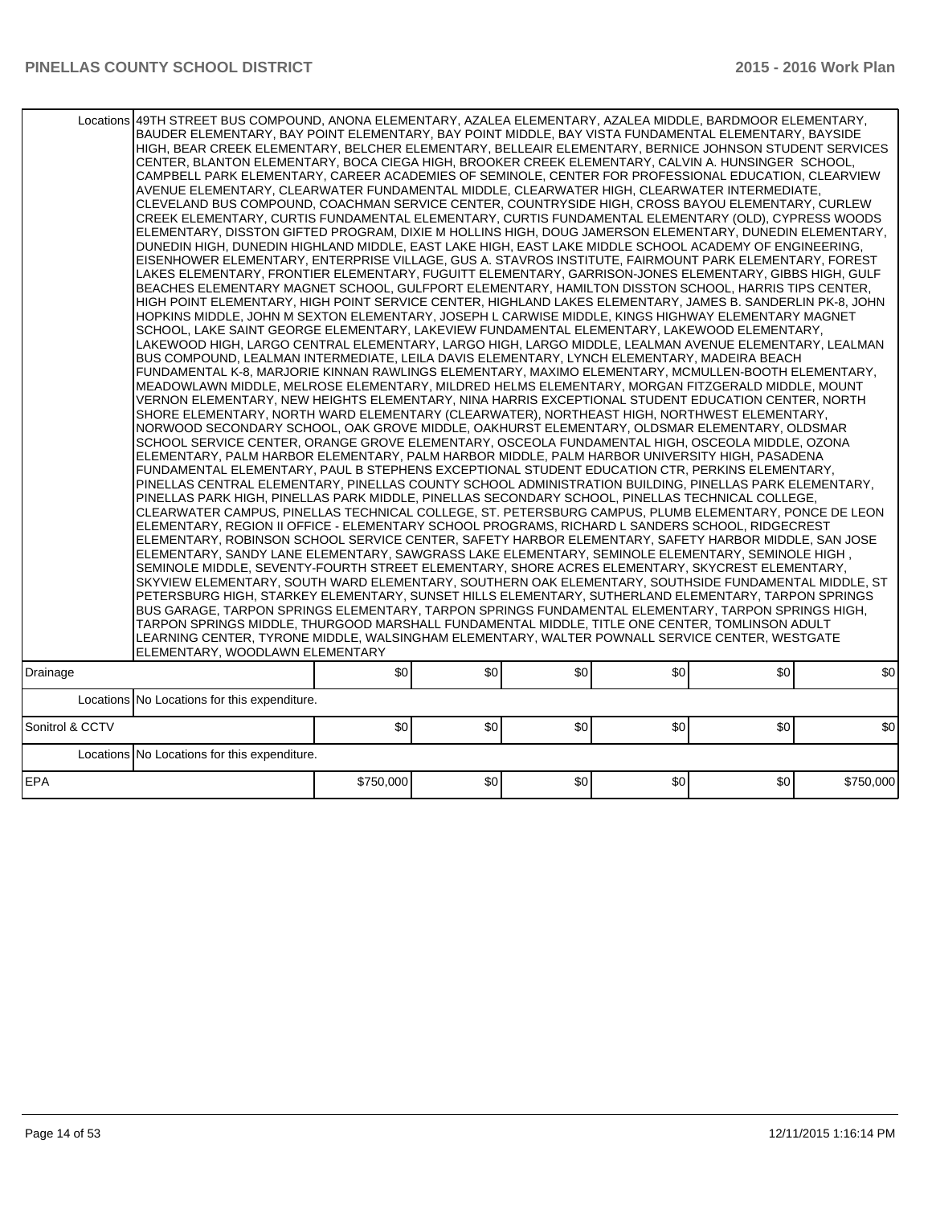| | | | | | | |
|---|---|---|---|---|---|---|
| Locations | 49TH STREET BUS COMPOUND, ANONA ELEMENTARY, AZALEA ELEMENTARY, AZALEA MIDDLE, BARDMOOR ELEMENTARY, BAUDER ELEMENTARY, BAY POINT ELEMENTARY, BAY POINT MIDDLE, BAY VISTA FUNDAMENTAL ELEMENTARY, BAYSIDE HIGH, BEAR CREEK ELEMENTARY, BELCHER ELEMENTARY, BELLEAIR ELEMENTARY, BERNICE JOHNSON STUDENT SERVICES CENTER, BLANTON ELEMENTARY, BOCA CIEGA HIGH, BROOKER CREEK ELEMENTARY, CALVIN A. HUNSINGER SCHOOL, CAMPBELL PARK ELEMENTARY, CAREER ACADEMIES OF SEMINOLE, CENTER FOR PROFESSIONAL EDUCATION, CLEARVIEW AVENUE ELEMENTARY, CLEARWATER FUNDAMENTAL MIDDLE, CLEARWATER HIGH, CLEARWATER INTERMEDIATE, CLEVELAND BUS COMPOUND, COACHMAN SERVICE CENTER, COUNTRYSIDE HIGH, CROSS BAYOU ELEMENTARY, CURLEW CREEK ELEMENTARY, CURTIS FUNDAMENTAL ELEMENTARY, CURTIS FUNDAMENTAL ELEMENTARY (OLD), CYPRESS WOODS ELEMENTARY, DISSTON GIFTED PROGRAM, DIXIE M HOLLINS HIGH, DOUG JAMERSON ELEMENTARY, DUNEDIN ELEMENTARY, DUNEDIN HIGH, DUNEDIN HIGHLAND MIDDLE, EAST LAKE HIGH, EAST LAKE MIDDLE SCHOOL ACADEMY OF ENGINEERING, EISENHOWER ELEMENTARY, ENTERPRISE VILLAGE, GUS A. STAVROS INSTITUTE, FAIRMOUNT PARK ELEMENTARY, FOREST LAKES ELEMENTARY, FRONTIER ELEMENTARY, FUGUITT ELEMENTARY, GARRISON-JONES ELEMENTARY, GIBBS HIGH, GULF BEACHES ELEMENTARY MAGNET SCHOOL, GULFPORT ELEMENTARY, HAMILTON DISSTON SCHOOL, HARRIS TIPS CENTER, HIGH POINT ELEMENTARY, HIGH POINT SERVICE CENTER, HIGHLAND LAKES ELEMENTARY, JAMES B. SANDERLIN PK-8, JOHN HOPKINS MIDDLE, JOHN M SEXTON ELEMENTARY, JOSEPH L CARWISE MIDDLE, KINGS HIGHWAY ELEMENTARY MAGNET SCHOOL, LAKE SAINT GEORGE ELEMENTARY, LAKEVIEW FUNDAMENTAL ELEMENTARY, LAKEWOOD ELEMENTARY, LAKEWOOD HIGH, LARGO CENTRAL ELEMENTARY, LARGO HIGH, LARGO MIDDLE, LEALMAN AVENUE ELEMENTARY, LEALMAN BUS COMPOUND, LEALMAN INTERMEDIATE, LEILA DAVIS ELEMENTARY, LYNCH ELEMENTARY, MADEIRA BEACH FUNDAMENTAL K-8, MARJORIE KINNAN RAWLINGS ELEMENTARY, MAXIMO ELEMENTARY, MCMULLEN-BOOTH ELEMENTARY, MEADOWLAWN MIDDLE, MELROSE ELEMENTARY, MILDRED HELMS ELEMENTARY, MORGAN FITZGERALD MIDDLE, MOUNT VERNON ELEMENTARY, NEW HEIGHTS ELEMENTARY, NINA HARRIS EXCEPTIONAL STUDENT EDUCATION CENTER, NORTH SHORE ELEMENTARY, NORTH WARD ELEMENTARY (CLEARWATER), NORTHEAST HIGH, NORTHWEST ELEMENTARY, NORWOOD SECONDARY SCHOOL, OAK GROVE MIDDLE, OAKHURST ELEMENTARY, OLDSMAR ELEMENTARY, OLDSMAR SCHOOL SERVICE CENTER, ORANGE GROVE ELEMENTARY, OSCEOLA FUNDAMENTAL HIGH, OSCEOLA MIDDLE, OZONA ELEMENTARY, PALM HARBOR ELEMENTARY, PALM HARBOR MIDDLE, PALM HARBOR UNIVERSITY HIGH, PASADENA FUNDAMENTAL ELEMENTARY, PAUL B STEPHENS EXCEPTIONAL STUDENT EDUCATION CTR, PERKINS ELEMENTARY, PINELLAS CENTRAL ELEMENTARY, PINELLAS COUNTY SCHOOL ADMINISTRATION BUILDING, PINELLAS PARK ELEMENTARY, PINELLAS PARK HIGH, PINELLAS PARK MIDDLE, PINELLAS SECONDARY SCHOOL, PINELLAS TECHNICAL COLLEGE, CLEARWATER CAMPUS, PINELLAS TECHNICAL COLLEGE, ST. PETERSBURG CAMPUS, PLUMB ELEMENTARY, PONCE DE LEON ELEMENTARY, REGION II OFFICE - ELEMENTARY SCHOOL PROGRAMS, RICHARD L SANDERS SCHOOL, RIDGECREST ELEMENTARY, ROBINSON SCHOOL SERVICE CENTER, SAFETY HARBOR ELEMENTARY, SAFETY HARBOR MIDDLE, SAN JOSE ELEMENTARY, SANDY LANE ELEMENTARY, SAWGRASS LAKE ELEMENTARY, SEMINOLE ELEMENTARY, SEMINOLE HIGH , SEMINOLE MIDDLE, SEVENTY-FOURTH STREET ELEMENTARY, SHORE ACRES ELEMENTARY, SKYCREST ELEMENTARY, SKYVIEW ELEMENTARY, SOUTH WARD ELEMENTARY, SOUTHERN OAK ELEMENTARY, SOUTHSIDE FUNDAMENTAL MIDDLE, ST PETERSBURG HIGH, STARKEY ELEMENTARY, SUNSET HILLS ELEMENTARY, SUTHERLAND ELEMENTARY, TARPON SPRINGS BUS GARAGE, TARPON SPRINGS ELEMENTARY, TARPON SPRINGS FUNDAMENTAL ELEMENTARY, TARPON SPRINGS HIGH, TARPON SPRINGS MIDDLE, THURGOOD MARSHALL FUNDAMENTAL MIDDLE, TITLE ONE CENTER, TOMLINSON ADULT LEARNING CENTER, TYRONE MIDDLE, WALSINGHAM ELEMENTARY, WALTER POWNALL SERVICE CENTER, WESTGATE ELEMENTARY, WOODLAWN ELEMENTARY | | | | | |
| Drainage | | $0 | $0 | $0 | $0 | $0 | $0 |
| Locations | No Locations for this expenditure. | | | | | | |
| Sonitrol & CCTV | | $0 | $0 | $0 | $0 | $0 | $0 |
| Locations | No Locations for this expenditure. | | | | | | |
| EPA | | $750,000 | $0 | $0 | $0 | $0 | $750,000 |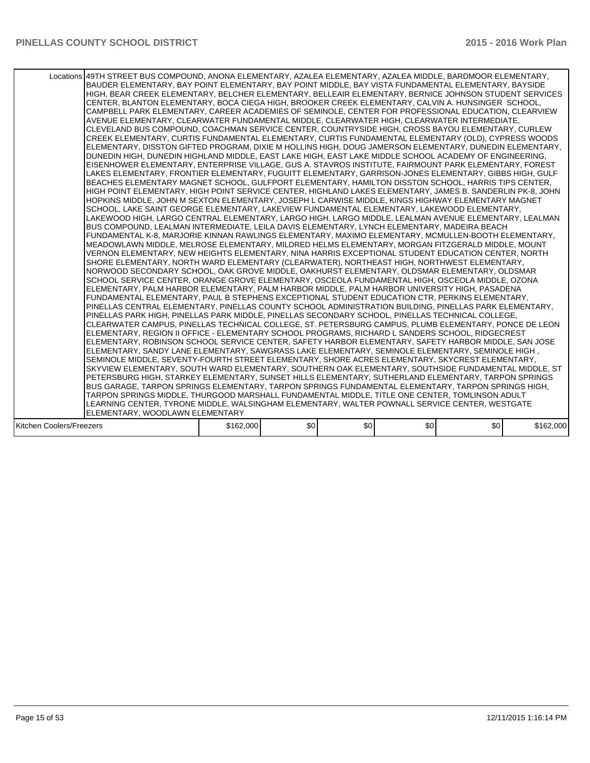| | | | | | | |
|---|---|---|---|---|---|---|
| Locations | 49TH STREET BUS COMPOUND, ANONA ELEMENTARY, AZALEA ELEMENTARY, AZALEA MIDDLE, BARDMOOR ELEMENTARY, BAUDER ELEMENTARY, BAY POINT ELEMENTARY, BAY POINT MIDDLE, BAY VISTA FUNDAMENTAL ELEMENTARY, BAYSIDE HIGH, BEAR CREEK ELEMENTARY, BELCHER ELEMENTARY, BELLEAIR ELEMENTARY, BERNICE JOHNSON STUDENT SERVICES CENTER, BLANTON ELEMENTARY, BOCA CIEGA HIGH, BROOKER CREEK ELEMENTARY, CALVIN A. HUNSINGER SCHOOL, CAMPBELL PARK ELEMENTARY, CAREER ACADEMIES OF SEMINOLE, CENTER FOR PROFESSIONAL EDUCATION, CLEARVIEW AVENUE ELEMENTARY, CLEARWATER FUNDAMENTAL MIDDLE, CLEARWATER HIGH, CLEARWATER INTERMEDIATE, CLEVELAND BUS COMPOUND, COACHMAN SERVICE CENTER, COUNTRYSIDE HIGH, CROSS BAYOU ELEMENTARY, CURLEW CREEK ELEMENTARY, CURTIS FUNDAMENTAL ELEMENTARY, CURTIS FUNDAMENTAL ELEMENTARY (OLD), CYPRESS WOODS ELEMENTARY, DISSTON GIFTED PROGRAM, DIXIE M HOLLINS HIGH, DOUG JAMERSON ELEMENTARY, DUNEDIN ELEMENTARY, DUNEDIN HIGH, DUNEDIN HIGHLAND MIDDLE, EAST LAKE HIGH, EAST LAKE MIDDLE SCHOOL ACADEMY OF ENGINEERING, EISENHOWER ELEMENTARY, ENTERPRISE VILLAGE, GUS A. STAVROS INSTITUTE, FAIRMOUNT PARK ELEMENTARY, FOREST LAKES ELEMENTARY, FRONTIER ELEMENTARY, FUGUITT ELEMENTARY, GARRISON-JONES ELEMENTARY, GIBBS HIGH, GULF BEACHES ELEMENTARY MAGNET SCHOOL, GULFPORT ELEMENTARY, HAMILTON DISSTON SCHOOL, HARRIS TIPS CENTER, HIGH POINT ELEMENTARY, HIGH POINT SERVICE CENTER, HIGHLAND LAKES ELEMENTARY, JAMES B. SANDERLIN PK-8, JOHN HOPKINS MIDDLE, JOHN M SEXTON ELEMENTARY, JOSEPH L CARWISE MIDDLE, KINGS HIGHWAY ELEMENTARY MAGNET SCHOOL, LAKE SAINT GEORGE ELEMENTARY, LAKEVIEW FUNDAMENTAL ELEMENTARY, LAKEWOOD ELEMENTARY, LAKEWOOD HIGH, LARGO CENTRAL ELEMENTARY, LARGO HIGH, LARGO MIDDLE, LEALMAN AVENUE ELEMENTARY, LEALMAN BUS COMPOUND, LEALMAN INTERMEDIATE, LEILA DAVIS ELEMENTARY, LYNCH ELEMENTARY, MADEIRA BEACH FUNDAMENTAL K-8, MARJORIE KINNAN RAWLINGS ELEMENTARY, MAXIMO ELEMENTARY, MCMULLEN-BOOTH ELEMENTARY, MEADOWLAWN MIDDLE, MELROSE ELEMENTARY, MILDRED HELMS ELEMENTARY, MORGAN FITZGERALD MIDDLE, MOUNT VERNON ELEMENTARY, NEW HEIGHTS ELEMENTARY, NINA HARRIS EXCEPTIONAL STUDENT EDUCATION CENTER, NORTH SHORE ELEMENTARY, NORTH WARD ELEMENTARY (CLEARWATER), NORTHEAST HIGH, NORTHWEST ELEMENTARY, NORWOOD SECONDARY SCHOOL, OAK GROVE MIDDLE, OAKHURST ELEMENTARY, OLDSMAR ELEMENTARY, OLDSMAR SCHOOL SERVICE CENTER, ORANGE GROVE ELEMENTARY, OSCEOLA FUNDAMENTAL HIGH, OSCEOLA MIDDLE, OZONA ELEMENTARY, PALM HARBOR ELEMENTARY, PALM HARBOR MIDDLE, PALM HARBOR UNIVERSITY HIGH, PASADENA FUNDAMENTAL ELEMENTARY, PAUL B STEPHENS EXCEPTIONAL STUDENT EDUCATION CTR, PERKINS ELEMENTARY, PINELLAS CENTRAL ELEMENTARY, PINELLAS COUNTY SCHOOL ADMINISTRATION BUILDING, PINELLAS PARK ELEMENTARY, PINELLAS PARK HIGH, PINELLAS PARK MIDDLE, PINELLAS SECONDARY SCHOOL, PINELLAS TECHNICAL COLLEGE, CLEARWATER CAMPUS, PINELLAS TECHNICAL COLLEGE, ST. PETERSBURG CAMPUS, PLUMB ELEMENTARY, PONCE DE LEON ELEMENTARY, REGION II OFFICE - ELEMENTARY SCHOOL PROGRAMS, RICHARD L SANDERS SCHOOL, RIDGECREST ELEMENTARY, ROBINSON SCHOOL SERVICE CENTER, SAFETY HARBOR ELEMENTARY, SAFETY HARBOR MIDDLE, SAN JOSE ELEMENTARY, SANDY LANE ELEMENTARY, SAWGRASS LAKE ELEMENTARY, SEMINOLE ELEMENTARY, SEMINOLE HIGH , SEMINOLE MIDDLE, SEVENTY-FOURTH STREET ELEMENTARY, SHORE ACRES ELEMENTARY, SKYCREST ELEMENTARY, SKYVIEW ELEMENTARY, SOUTH WARD ELEMENTARY, SOUTHERN OAK ELEMENTARY, SOUTHSIDE FUNDAMENTAL MIDDLE, ST PETERSBURG HIGH, STARKEY ELEMENTARY, SUNSET HILLS ELEMENTARY, SUTHERLAND ELEMENTARY, TARPON SPRINGS BUS GARAGE, TARPON SPRINGS ELEMENTARY, TARPON SPRINGS FUNDAMENTAL ELEMENTARY, TARPON SPRINGS HIGH, TARPON SPRINGS MIDDLE, THURGOOD MARSHALL FUNDAMENTAL MIDDLE, TITLE ONE CENTER, TOMLINSON ADULT LEARNING CENTER, TYRONE MIDDLE, WALSINGHAM ELEMENTARY, WALTER POWNALL SERVICE CENTER, WESTGATE ELEMENTARY, WOODLAWN ELEMENTARY | | | | | | |
| Kitchen Coolers/Freezers | | $162,000 | $0 | $0 | $0 | $0 | $162,000 |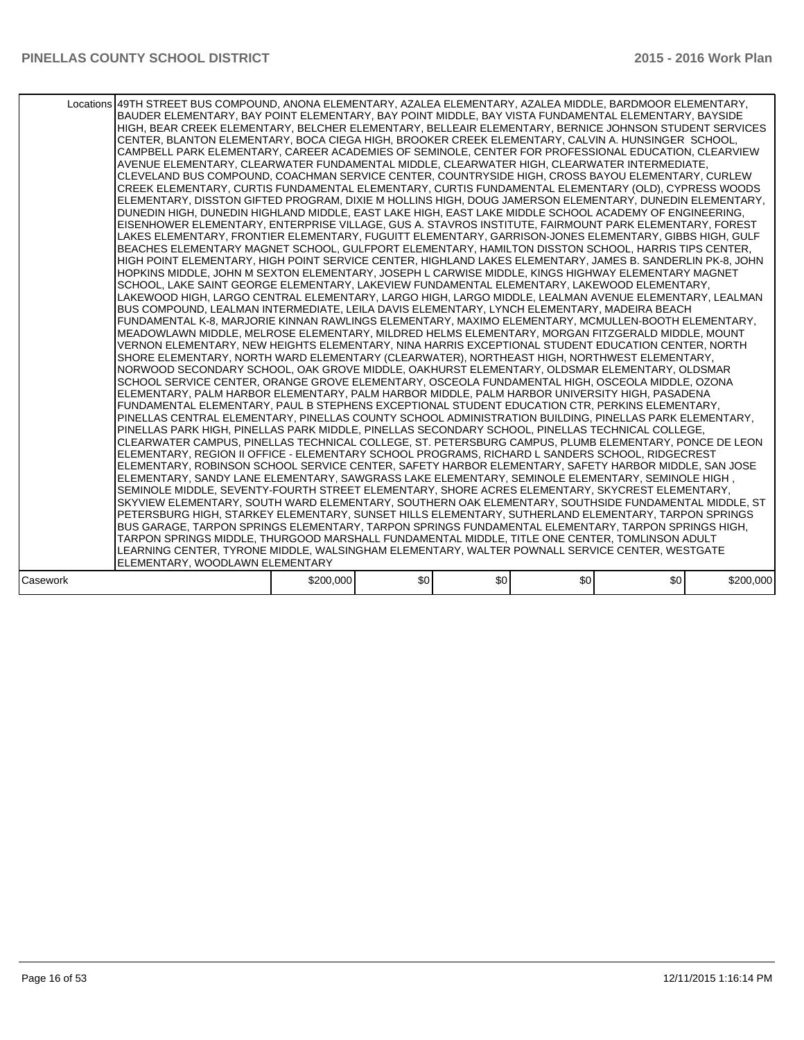| | | | | | | | |
|---|---|---|---|---|---|---|---|
| Locations | 49TH STREET BUS COMPOUND, ANONA ELEMENTARY, AZALEA ELEMENTARY, AZALEA MIDDLE, BARDMOOR ELEMENTARY, BAUDER ELEMENTARY, BAY POINT ELEMENTARY, BAY POINT MIDDLE, BAY VISTA FUNDAMENTAL ELEMENTARY, BAYSIDE HIGH, BEAR CREEK ELEMENTARY, BELCHER ELEMENTARY, BELLEAIR ELEMENTARY, BERNICE JOHNSON STUDENT SERVICES CENTER, BLANTON ELEMENTARY, BOCA CIEGA HIGH, BROOKER CREEK ELEMENTARY, CALVIN A. HUNSINGER SCHOOL, CAMPBELL PARK ELEMENTARY, CAREER ACADEMIES OF SEMINOLE, CENTER FOR PROFESSIONAL EDUCATION, CLEARVIEW AVENUE ELEMENTARY, CLEARWATER FUNDAMENTAL MIDDLE, CLEARWATER HIGH, CLEARWATER INTERMEDIATE, CLEVELAND BUS COMPOUND, COACHMAN SERVICE CENTER, COUNTRYSIDE HIGH, CROSS BAYOU ELEMENTARY, CURLEW CREEK ELEMENTARY, CURTIS FUNDAMENTAL ELEMENTARY, CURTIS FUNDAMENTAL ELEMENTARY (OLD), CYPRESS WOODS ELEMENTARY, DISSTON GIFTED PROGRAM, DIXIE M HOLLINS HIGH, DOUG JAMERSON ELEMENTARY, DUNEDIN ELEMENTARY, DUNEDIN HIGH, DUNEDIN HIGHLAND MIDDLE, EAST LAKE HIGH, EAST LAKE MIDDLE SCHOOL ACADEMY OF ENGINEERING, EISENHOWER ELEMENTARY, ENTERPRISE VILLAGE, GUS A. STAVROS INSTITUTE, FAIRMOUNT PARK ELEMENTARY, FOREST LAKES ELEMENTARY, FRONTIER ELEMENTARY, FUGUITT ELEMENTARY, GARRISON-JONES ELEMENTARY, GIBBS HIGH, GULF BEACHES ELEMENTARY MAGNET SCHOOL, GULFPORT ELEMENTARY, HAMILTON DISSTON SCHOOL, HARRIS TIPS CENTER, HIGH POINT ELEMENTARY, HIGH POINT SERVICE CENTER, HIGHLAND LAKES ELEMENTARY, JAMES B. SANDERLIN PK-8, JOHN HOPKINS MIDDLE, JOHN M SEXTON ELEMENTARY, JOSEPH L CARWISE MIDDLE, KINGS HIGHWAY ELEMENTARY MAGNET SCHOOL, LAKE SAINT GEORGE ELEMENTARY, LAKEVIEW FUNDAMENTAL ELEMENTARY, LAKEWOOD ELEMENTARY, LAKEWOOD HIGH, LARGO CENTRAL ELEMENTARY, LARGO HIGH, LARGO MIDDLE, LEALMAN AVENUE ELEMENTARY, LEALMAN BUS COMPOUND, LEALMAN INTERMEDIATE, LEILA DAVIS ELEMENTARY, LYNCH ELEMENTARY, MADEIRA BEACH FUNDAMENTAL K-8, MARJORIE KINNAN RAWLINGS ELEMENTARY, MAXIMO ELEMENTARY, MCMULLEN-BOOTH ELEMENTARY, MEADOWLAWN MIDDLE, MELROSE ELEMENTARY, MILDRED HELMS ELEMENTARY, MORGAN FITZGERALD MIDDLE, MOUNT VERNON ELEMENTARY, NEW HEIGHTS ELEMENTARY, NINA HARRIS EXCEPTIONAL STUDENT EDUCATION CENTER, NORTH SHORE ELEMENTARY, NORTH WARD ELEMENTARY (CLEARWATER), NORTHEAST HIGH, NORTHWEST ELEMENTARY, NORWOOD SECONDARY SCHOOL, OAK GROVE MIDDLE, OAKHURST ELEMENTARY, OLDSMAR ELEMENTARY, OLDSMAR SCHOOL SERVICE CENTER, ORANGE GROVE ELEMENTARY, OSCEOLA FUNDAMENTAL HIGH, OSCEOLA MIDDLE, OZONA ELEMENTARY, PALM HARBOR ELEMENTARY, PALM HARBOR MIDDLE, PALM HARBOR UNIVERSITY HIGH, PASADENA FUNDAMENTAL ELEMENTARY, PAUL B STEPHENS EXCEPTIONAL STUDENT EDUCATION CTR, PERKINS ELEMENTARY, PINELLAS CENTRAL ELEMENTARY, PINELLAS COUNTY SCHOOL ADMINISTRATION BUILDING, PINELLAS PARK ELEMENTARY, PINELLAS PARK HIGH, PINELLAS PARK MIDDLE, PINELLAS SECONDARY SCHOOL, PINELLAS TECHNICAL COLLEGE, CLEARWATER CAMPUS, PINELLAS TECHNICAL COLLEGE, ST. PETERSBURG CAMPUS, PLUMB ELEMENTARY, PONCE DE LEON ELEMENTARY, REGION II OFFICE - ELEMENTARY SCHOOL PROGRAMS, RICHARD L SANDERS SCHOOL, RIDGECREST ELEMENTARY, ROBINSON SCHOOL SERVICE CENTER, SAFETY HARBOR ELEMENTARY, SAFETY HARBOR MIDDLE, SAN JOSE ELEMENTARY, SANDY LANE ELEMENTARY, SAWGRASS LAKE ELEMENTARY, SEMINOLE ELEMENTARY, SEMINOLE HIGH , SEMINOLE MIDDLE, SEVENTY-FOURTH STREET ELEMENTARY, SHORE ACRES ELEMENTARY, SKYCREST ELEMENTARY, SKYVIEW ELEMENTARY, SOUTH WARD ELEMENTARY, SOUTHERN OAK ELEMENTARY, SOUTHSIDE FUNDAMENTAL MIDDLE, ST PETERSBURG HIGH, STARKEY ELEMENTARY, SUNSET HILLS ELEMENTARY, SUTHERLAND ELEMENTARY, TARPON SPRINGS BUS GARAGE, TARPON SPRINGS ELEMENTARY, TARPON SPRINGS FUNDAMENTAL ELEMENTARY, TARPON SPRINGS HIGH, TARPON SPRINGS MIDDLE, THURGOOD MARSHALL FUNDAMENTAL MIDDLE, TITLE ONE CENTER, TOMLINSON ADULT LEARNING CENTER, TYRONE MIDDLE, WALSINGHAM ELEMENTARY, WALTER POWNALL SERVICE CENTER, WESTGATE ELEMENTARY, WOODLAWN ELEMENTARY | | | | | | |
| Casework | | $200,000 | $0 | $0 | $0 | $0 | $200,000 |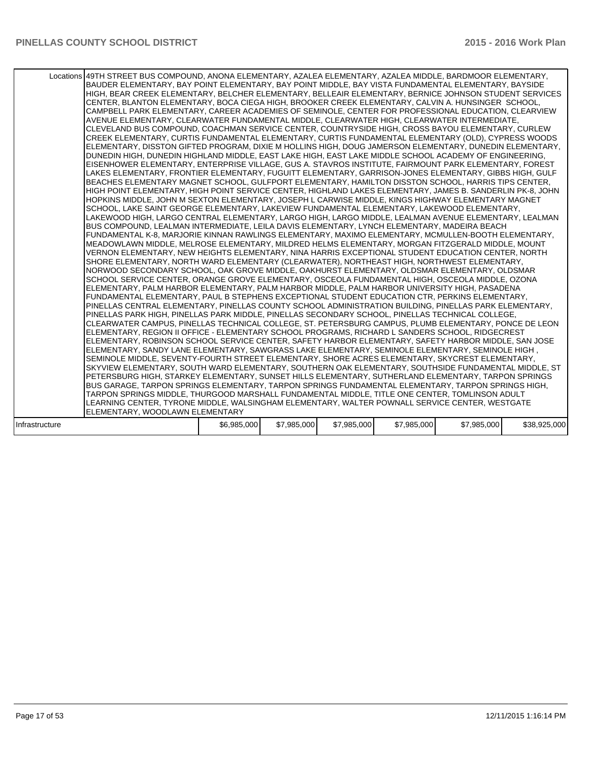| | Locations | | | | | | |
|---|---|---|---|---|---|---|---|
| | 49TH STREET BUS COMPOUND, ANONA ELEMENTARY, AZALEA ELEMENTARY, AZALEA MIDDLE, BARDMOOR ELEMENTARY, BAUDER ELEMENTARY, BAY POINT ELEMENTARY, BAY POINT MIDDLE, BAY VISTA FUNDAMENTAL ELEMENTARY, BAYSIDE HIGH, BEAR CREEK ELEMENTARY, BELCHER ELEMENTARY, BELLEAIR ELEMENTARY, BERNICE JOHNSON STUDENT SERVICES CENTER, BLANTON ELEMENTARY, BOCA CIEGA HIGH, BROOKER CREEK ELEMENTARY, CALVIN A. HUNSINGER SCHOOL, CAMPBELL PARK ELEMENTARY, CAREER ACADEMIES OF SEMINOLE, CENTER FOR PROFESSIONAL EDUCATION, CLEARVIEW AVENUE ELEMENTARY, CLEARWATER FUNDAMENTAL MIDDLE, CLEARWATER HIGH, CLEARWATER INTERMEDIATE, CLEVELAND BUS COMPOUND, COACHMAN SERVICE CENTER, COUNTRYSIDE HIGH, CROSS BAYOU ELEMENTARY, CURLEW CREEK ELEMENTARY, CURTIS FUNDAMENTAL ELEMENTARY, CURTIS FUNDAMENTAL ELEMENTARY (OLD), CYPRESS WOODS ELEMENTARY, DISSTON GIFTED PROGRAM, DIXIE M HOLLINS HIGH, DOUG JAMERSON ELEMENTARY, DUNEDIN ELEMENTARY, DUNEDIN HIGH, DUNEDIN HIGHLAND MIDDLE, EAST LAKE HIGH, EAST LAKE MIDDLE SCHOOL ACADEMY OF ENGINEERING, EISENHOWER ELEMENTARY, ENTERPRISE VILLAGE, GUS A. STAVROS INSTITUTE, FAIRMOUNT PARK ELEMENTARY, FOREST LAKES ELEMENTARY, FRONTIER ELEMENTARY, FUGUITT ELEMENTARY, GARRISON-JONES ELEMENTARY, GIBBS HIGH, GULF BEACHES ELEMENTARY MAGNET SCHOOL, GULFPORT ELEMENTARY, HAMILTON DISSTON SCHOOL, HARRIS TIPS CENTER, HIGH POINT ELEMENTARY, HIGH POINT SERVICE CENTER, HIGHLAND LAKES ELEMENTARY, JAMES B. SANDERLIN PK-8, JOHN HOPKINS MIDDLE, JOHN M SEXTON ELEMENTARY, JOSEPH L CARWISE MIDDLE, KINGS HIGHWAY ELEMENTARY MAGNET SCHOOL, LAKE SAINT GEORGE ELEMENTARY, LAKEVIEW FUNDAMENTAL ELEMENTARY, LAKEWOOD ELEMENTARY, LAKEWOOD HIGH, LARGO CENTRAL ELEMENTARY, LARGO HIGH, LARGO MIDDLE, LEALMAN AVENUE ELEMENTARY, LEALMAN BUS COMPOUND, LEALMAN INTERMEDIATE, LEILA DAVIS ELEMENTARY, LYNCH ELEMENTARY, MADEIRA BEACH FUNDAMENTAL K-8, MARJORIE KINNAN RAWLINGS ELEMENTARY, MAXIMO ELEMENTARY, MCMULLEN-BOOTH ELEMENTARY, MEADOWLAWN MIDDLE, MELROSE ELEMENTARY, MILDRED HELMS ELEMENTARY, MORGAN FITZGERALD MIDDLE, MOUNT VERNON ELEMENTARY, NEW HEIGHTS ELEMENTARY, NINA HARRIS EXCEPTIONAL STUDENT EDUCATION CENTER, NORTH SHORE ELEMENTARY, NORTH WARD ELEMENTARY (CLEARWATER), NORTHEAST HIGH, NORTHWEST ELEMENTARY, NORWOOD SECONDARY SCHOOL, OAK GROVE MIDDLE, OAKHURST ELEMENTARY, OLDSMAR ELEMENTARY, OLDSMAR SCHOOL SERVICE CENTER, ORANGE GROVE ELEMENTARY, OSCEOLA FUNDAMENTAL HIGH, OSCEOLA MIDDLE, OZONA ELEMENTARY, PALM HARBOR ELEMENTARY, PALM HARBOR MIDDLE, PALM HARBOR UNIVERSITY HIGH, PASADENA FUNDAMENTAL ELEMENTARY, PAUL B STEPHENS EXCEPTIONAL STUDENT EDUCATION CTR, PERKINS ELEMENTARY, PINELLAS CENTRAL ELEMENTARY, PINELLAS COUNTY SCHOOL ADMINISTRATION BUILDING, PINELLAS PARK ELEMENTARY, PINELLAS PARK HIGH, PINELLAS PARK MIDDLE, PINELLAS SECONDARY SCHOOL, PINELLAS TECHNICAL COLLEGE, CLEARWATER CAMPUS, PINELLAS TECHNICAL COLLEGE, ST. PETERSBURG CAMPUS, PLUMB ELEMENTARY, PONCE DE LEON ELEMENTARY, REGION II OFFICE - ELEMENTARY SCHOOL PROGRAMS, RICHARD L SANDERS SCHOOL, RIDGECREST ELEMENTARY, ROBINSON SCHOOL SERVICE CENTER, SAFETY HARBOR ELEMENTARY, SAFETY HARBOR MIDDLE, SAN JOSE ELEMENTARY, SANDY LANE ELEMENTARY, SAWGRASS LAKE ELEMENTARY, SEMINOLE ELEMENTARY, SEMINOLE HIGH , SEMINOLE MIDDLE, SEVENTY-FOURTH STREET ELEMENTARY, SHORE ACRES ELEMENTARY, SKYCREST ELEMENTARY, SKYVIEW ELEMENTARY, SOUTH WARD ELEMENTARY, SOUTHERN OAK ELEMENTARY, SOUTHSIDE FUNDAMENTAL MIDDLE, ST PETERSBURG HIGH, STARKEY ELEMENTARY, SUNSET HILLS ELEMENTARY, SUTHERLAND ELEMENTARY, TARPON SPRINGS BUS GARAGE, TARPON SPRINGS ELEMENTARY, TARPON SPRINGS FUNDAMENTAL ELEMENTARY, TARPON SPRINGS HIGH, TARPON SPRINGS MIDDLE, THURGOOD MARSHALL FUNDAMENTAL MIDDLE, TITLE ONE CENTER, TOMLINSON ADULT LEARNING CENTER, TYRONE MIDDLE, WALSINGHAM ELEMENTARY, WALTER POWNALL SERVICE CENTER, WESTGATE ELEMENTARY, WOODLAWN ELEMENTARY | | | | | | |
| Infrastructure | | $6,985,000 | $7,985,000 | $7,985,000 | $7,985,000 | $7,985,000 | $38,925,000 |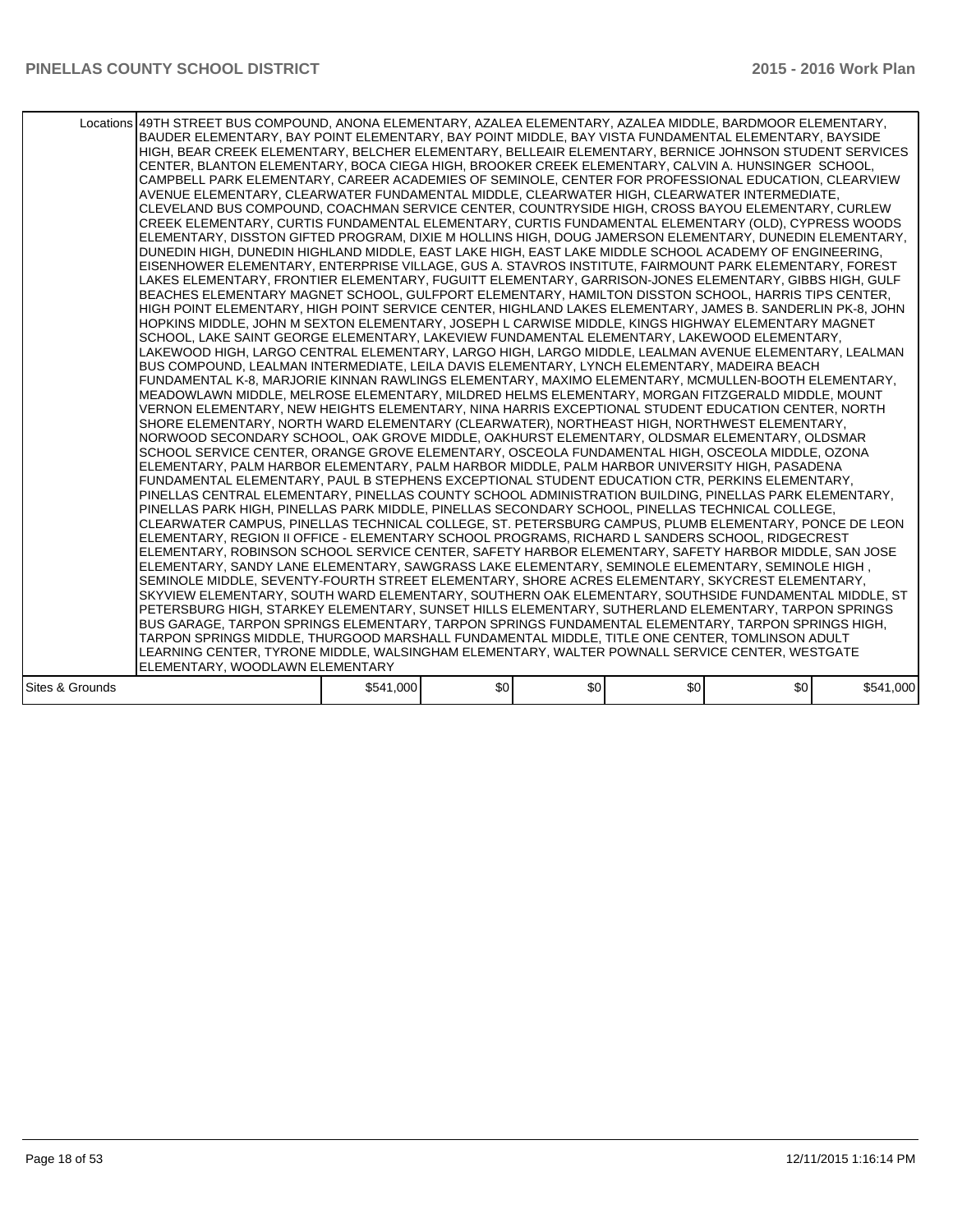| | | | | | | |
|---|---|---|---|---|---|---|
| Locations | 49TH STREET BUS COMPOUND, ANONA ELEMENTARY, AZALEA ELEMENTARY, AZALEA MIDDLE, BARDMOOR ELEMENTARY, BAUDER ELEMENTARY, BAY POINT ELEMENTARY, BAY POINT MIDDLE, BAY VISTA FUNDAMENTAL ELEMENTARY, BAYSIDE HIGH, BEAR CREEK ELEMENTARY, BELCHER ELEMENTARY, BELLEAIR ELEMENTARY, BERNICE JOHNSON STUDENT SERVICES CENTER, BLANTON ELEMENTARY, BOCA CIEGA HIGH, BROOKER CREEK ELEMENTARY, CALVIN A. HUNSINGER SCHOOL, CAMPBELL PARK ELEMENTARY, CAREER ACADEMIES OF SEMINOLE, CENTER FOR PROFESSIONAL EDUCATION, CLEARVIEW AVENUE ELEMENTARY, CLEARWATER FUNDAMENTAL MIDDLE, CLEARWATER HIGH, CLEARWATER INTERMEDIATE, CLEVELAND BUS COMPOUND, COACHMAN SERVICE CENTER, COUNTRYSIDE HIGH, CROSS BAYOU ELEMENTARY, CURLEW CREEK ELEMENTARY, CURTIS FUNDAMENTAL ELEMENTARY, CURTIS FUNDAMENTAL ELEMENTARY (OLD), CYPRESS WOODS ELEMENTARY, DISSTON GIFTED PROGRAM, DIXIE M HOLLINS HIGH, DOUG JAMERSON ELEMENTARY, DUNEDIN ELEMENTARY, DUNEDIN HIGH, DUNEDIN HIGHLAND MIDDLE, EAST LAKE HIGH, EAST LAKE MIDDLE SCHOOL ACADEMY OF ENGINEERING, EISENHOWER ELEMENTARY, ENTERPRISE VILLAGE, GUS A. STAVROS INSTITUTE, FAIRMOUNT PARK ELEMENTARY, FOREST LAKES ELEMENTARY, FRONTIER ELEMENTARY, FUGUITT ELEMENTARY, GARRISON-JONES ELEMENTARY, GIBBS HIGH, GULF BEACHES ELEMENTARY MAGNET SCHOOL, GULFPORT ELEMENTARY, HAMILTON DISSTON SCHOOL, HARRIS TIPS CENTER, HIGH POINT ELEMENTARY, HIGH POINT SERVICE CENTER, HIGHLAND LAKES ELEMENTARY, JAMES B. SANDERLIN PK-8, JOHN HOPKINS MIDDLE, JOHN M SEXTON ELEMENTARY, JOSEPH L CARWISE MIDDLE, KINGS HIGHWAY ELEMENTARY MAGNET SCHOOL, LAKE SAINT GEORGE ELEMENTARY, LAKEVIEW FUNDAMENTAL ELEMENTARY, LAKEWOOD ELEMENTARY, LAKEWOOD HIGH, LARGO CENTRAL ELEMENTARY, LARGO HIGH, LARGO MIDDLE, LEALMAN AVENUE ELEMENTARY, LEALMAN BUS COMPOUND, LEALMAN INTERMEDIATE, LEILA DAVIS ELEMENTARY, LYNCH ELEMENTARY, MADEIRA BEACH FUNDAMENTAL K-8, MARJORIE KINNAN RAWLINGS ELEMENTARY, MAXIMO ELEMENTARY, MCMULLEN-BOOTH ELEMENTARY, MEADOWLAWN MIDDLE, MELROSE ELEMENTARY, MILDRED HELMS ELEMENTARY, MORGAN FITZGERALD MIDDLE, MOUNT VERNON ELEMENTARY, NEW HEIGHTS ELEMENTARY, NINA HARRIS EXCEPTIONAL STUDENT EDUCATION CENTER, NORTH SHORE ELEMENTARY, NORTH WARD ELEMENTARY (CLEARWATER), NORTHEAST HIGH, NORTHWEST ELEMENTARY, NORWOOD SECONDARY SCHOOL, OAK GROVE MIDDLE, OAKHURST ELEMENTARY, OLDSMAR ELEMENTARY, OLDSMAR SCHOOL SERVICE CENTER, ORANGE GROVE ELEMENTARY, OSCEOLA FUNDAMENTAL HIGH, OSCEOLA MIDDLE, OZONA ELEMENTARY, PALM HARBOR ELEMENTARY, PALM HARBOR MIDDLE, PALM HARBOR UNIVERSITY HIGH, PASADENA FUNDAMENTAL ELEMENTARY, PAUL B STEPHENS EXCEPTIONAL STUDENT EDUCATION CTR, PERKINS ELEMENTARY, PINELLAS CENTRAL ELEMENTARY, PINELLAS COUNTY SCHOOL ADMINISTRATION BUILDING, PINELLAS PARK ELEMENTARY, PINELLAS PARK HIGH, PINELLAS PARK MIDDLE, PINELLAS SECONDARY SCHOOL, PINELLAS TECHNICAL COLLEGE, CLEARWATER CAMPUS, PINELLAS TECHNICAL COLLEGE, ST. PETERSBURG CAMPUS, PLUMB ELEMENTARY, PONCE DE LEON ELEMENTARY, REGION II OFFICE - ELEMENTARY SCHOOL PROGRAMS, RICHARD L SANDERS SCHOOL, RIDGECREST ELEMENTARY, ROBINSON SCHOOL SERVICE CENTER, SAFETY HARBOR ELEMENTARY, SAFETY HARBOR MIDDLE, SAN JOSE ELEMENTARY, SANDY LANE ELEMENTARY, SAWGRASS LAKE ELEMENTARY, SEMINOLE ELEMENTARY, SEMINOLE HIGH , SEMINOLE MIDDLE, SEVENTY-FOURTH STREET ELEMENTARY, SHORE ACRES ELEMENTARY, SKYCREST ELEMENTARY, SKYVIEW ELEMENTARY, SOUTH WARD ELEMENTARY, SOUTHERN OAK ELEMENTARY, SOUTHSIDE FUNDAMENTAL MIDDLE, ST PETERSBURG HIGH, STARKEY ELEMENTARY, SUNSET HILLS ELEMENTARY, SUTHERLAND ELEMENTARY, TARPON SPRINGS BUS GARAGE, TARPON SPRINGS ELEMENTARY, TARPON SPRINGS FUNDAMENTAL ELEMENTARY, TARPON SPRINGS HIGH, TARPON SPRINGS MIDDLE, THURGOOD MARSHALL FUNDAMENTAL MIDDLE, TITLE ONE CENTER, TOMLINSON ADULT LEARNING CENTER, TYRONE MIDDLE, WALSINGHAM ELEMENTARY, WALTER POWNALL SERVICE CENTER, WESTGATE ELEMENTARY, WOODLAWN ELEMENTARY | | | | | |
| Sites & Grounds | $541,000 | $0 | $0 | $0 | $0 | $541,000 |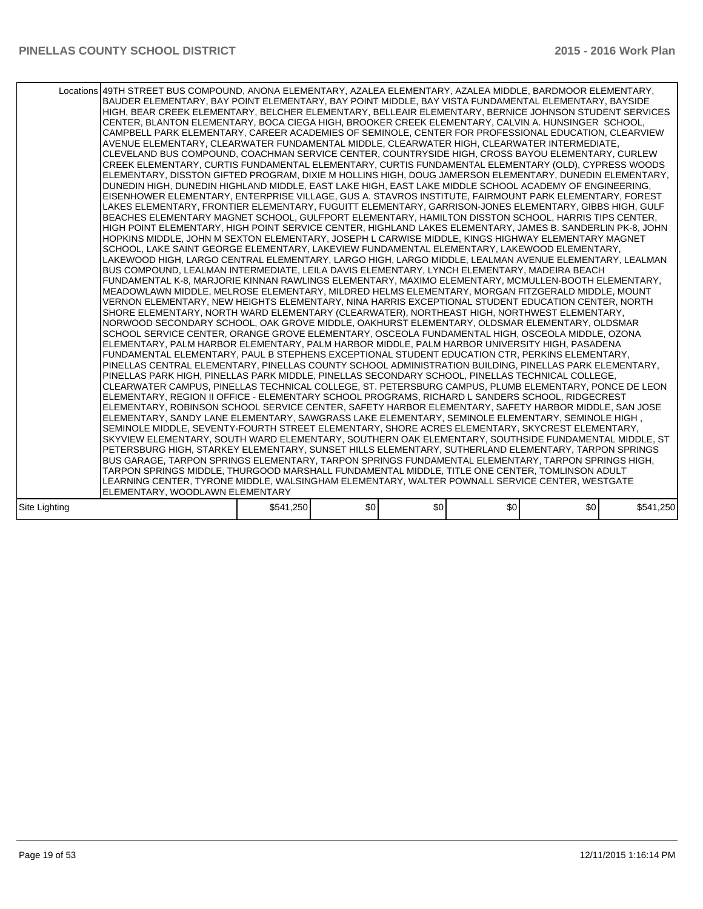| | | | | | | | |
|---|---|---|---|---|---|---|---|
| | Locations | 49TH STREET BUS COMPOUND, ANONA ELEMENTARY, AZALEA ELEMENTARY, AZALEA MIDDLE, BARDMOOR ELEMENTARY, BAUDER ELEMENTARY, BAY POINT ELEMENTARY, BAY POINT MIDDLE, BAY VISTA FUNDAMENTAL ELEMENTARY, BAYSIDE HIGH, BEAR CREEK ELEMENTARY, BELCHER ELEMENTARY, BELLEAIR ELEMENTARY, BERNICE JOHNSON STUDENT SERVICES CENTER, BLANTON ELEMENTARY, BOCA CIEGA HIGH, BROOKER CREEK ELEMENTARY, CALVIN A. HUNSINGER SCHOOL, CAMPBELL PARK ELEMENTARY, CAREER ACADEMIES OF SEMINOLE, CENTER FOR PROFESSIONAL EDUCATION, CLEARVIEW AVENUE ELEMENTARY, CLEARWATER FUNDAMENTAL MIDDLE, CLEARWATER HIGH, CLEARWATER INTERMEDIATE, CLEVELAND BUS COMPOUND, COACHMAN SERVICE CENTER, COUNTRYSIDE HIGH, CROSS BAYOU ELEMENTARY, CURLEW CREEK ELEMENTARY, CURTIS FUNDAMENTAL ELEMENTARY, CURTIS FUNDAMENTAL ELEMENTARY (OLD), CYPRESS WOODS ELEMENTARY, DISSTON GIFTED PROGRAM, DIXIE M HOLLINS HIGH, DOUG JAMERSON ELEMENTARY, DUNEDIN ELEMENTARY, DUNEDIN HIGH, DUNEDIN HIGHLAND MIDDLE, EAST LAKE HIGH, EAST LAKE MIDDLE SCHOOL ACADEMY OF ENGINEERING, EISENHOWER ELEMENTARY, ENTERPRISE VILLAGE, GUS A. STAVROS INSTITUTE, FAIRMOUNT PARK ELEMENTARY, FOREST LAKES ELEMENTARY, FRONTIER ELEMENTARY, FUGUITT ELEMENTARY, GARRISON-JONES ELEMENTARY, GIBBS HIGH, GULF BEACHES ELEMENTARY MAGNET SCHOOL, GULFPORT ELEMENTARY, HAMILTON DISSTON SCHOOL, HARRIS TIPS CENTER, HIGH POINT ELEMENTARY, HIGH POINT SERVICE CENTER, HIGHLAND LAKES ELEMENTARY, JAMES B. SANDERLIN PK-8, JOHN HOPKINS MIDDLE, JOHN M SEXTON ELEMENTARY, JOSEPH L CARWISE MIDDLE, KINGS HIGHWAY ELEMENTARY MAGNET SCHOOL, LAKE SAINT GEORGE ELEMENTARY, LAKEVIEW FUNDAMENTAL ELEMENTARY, LAKEWOOD ELEMENTARY, LAKEWOOD HIGH, LARGO CENTRAL ELEMENTARY, LARGO HIGH, LARGO MIDDLE, LEALMAN AVENUE ELEMENTARY, LEALMAN BUS COMPOUND, LEALMAN INTERMEDIATE, LEILA DAVIS ELEMENTARY, LYNCH ELEMENTARY, MADEIRA BEACH FUNDAMENTAL K-8, MARJORIE KINNAN RAWLINGS ELEMENTARY, MAXIMO ELEMENTARY, MCMULLEN-BOOTH ELEMENTARY, MEADOWLAWN MIDDLE, MELROSE ELEMENTARY, MILDRED HELMS ELEMENTARY, MORGAN FITZGERALD MIDDLE, MOUNT VERNON ELEMENTARY, NEW HEIGHTS ELEMENTARY, NINA HARRIS EXCEPTIONAL STUDENT EDUCATION CENTER, NORTH SHORE ELEMENTARY, NORTH WARD ELEMENTARY (CLEARWATER), NORTHEAST HIGH, NORTHWEST ELEMENTARY, NORWOOD SECONDARY SCHOOL, OAK GROVE MIDDLE, OAKHURST ELEMENTARY, OLDSMAR ELEMENTARY, OLDSMAR SCHOOL SERVICE CENTER, ORANGE GROVE ELEMENTARY, OSCEOLA FUNDAMENTAL HIGH, OSCEOLA MIDDLE, OZONA ELEMENTARY, PALM HARBOR ELEMENTARY, PALM HARBOR MIDDLE, PALM HARBOR UNIVERSITY HIGH, PASADENA FUNDAMENTAL ELEMENTARY, PAUL B STEPHENS EXCEPTIONAL STUDENT EDUCATION CTR, PERKINS ELEMENTARY, PINELLAS CENTRAL ELEMENTARY, PINELLAS COUNTY SCHOOL ADMINISTRATION BUILDING, PINELLAS PARK ELEMENTARY, PINELLAS PARK HIGH, PINELLAS PARK MIDDLE, PINELLAS SECONDARY SCHOOL, PINELLAS TECHNICAL COLLEGE, CLEARWATER CAMPUS, PINELLAS TECHNICAL COLLEGE, ST. PETERSBURG CAMPUS, PLUMB ELEMENTARY, PONCE DE LEON ELEMENTARY, REGION II OFFICE - ELEMENTARY SCHOOL PROGRAMS, RICHARD L SANDERS SCHOOL, RIDGECREST ELEMENTARY, ROBINSON SCHOOL SERVICE CENTER, SAFETY HARBOR ELEMENTARY, SAFETY HARBOR MIDDLE, SAN JOSE ELEMENTARY, SANDY LANE ELEMENTARY, SAWGRASS LAKE ELEMENTARY, SEMINOLE ELEMENTARY, SEMINOLE HIGH , SEMINOLE MIDDLE, SEVENTY-FOURTH STREET ELEMENTARY, SHORE ACRES ELEMENTARY, SKYCREST ELEMENTARY, SKYVIEW ELEMENTARY, SOUTH WARD ELEMENTARY, SOUTHERN OAK ELEMENTARY, SOUTHSIDE FUNDAMENTAL MIDDLE, ST PETERSBURG HIGH, STARKEY ELEMENTARY, SUNSET HILLS ELEMENTARY, SUTHERLAND ELEMENTARY, TARPON SPRINGS BUS GARAGE, TARPON SPRINGS ELEMENTARY, TARPON SPRINGS FUNDAMENTAL ELEMENTARY, TARPON SPRINGS HIGH, TARPON SPRINGS MIDDLE, THURGOOD MARSHALL FUNDAMENTAL MIDDLE, TITLE ONE CENTER, TOMLINSON ADULT LEARNING CENTER, TYRONE MIDDLE, WALSINGHAM ELEMENTARY, WALTER POWNALL SERVICE CENTER, WESTGATE ELEMENTARY, WOODLAWN ELEMENTARY | | | | | |
| Site Lighting | | $541,250 | $0 | $0 | $0 | $0 | $541,250 |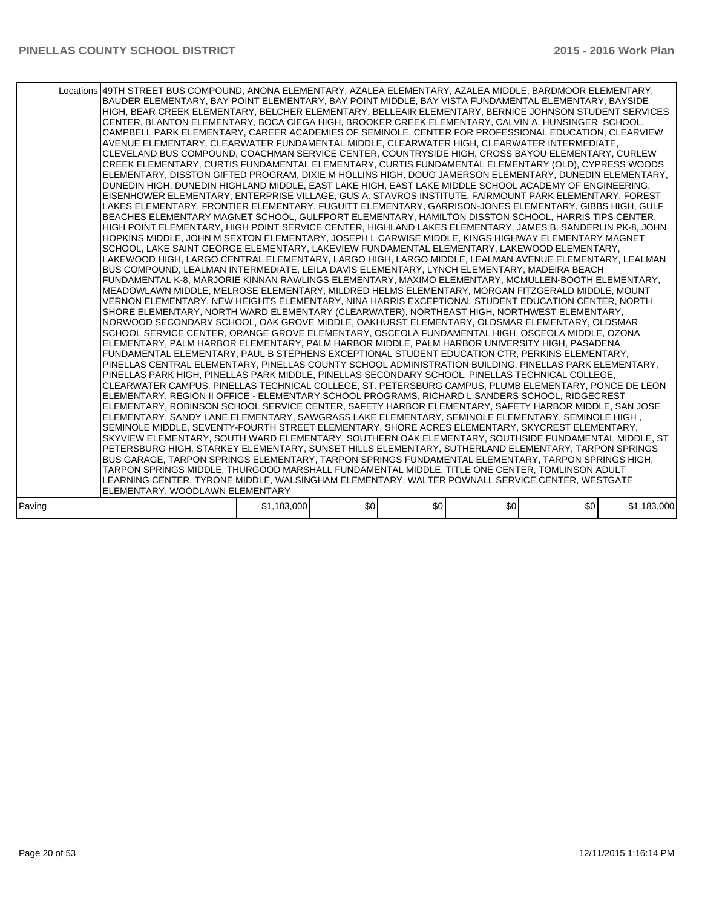| | Locations | | | | | | |
|---|---|---|---|---|---|---|---|
| | Locations | 49TH STREET BUS COMPOUND, ANONA ELEMENTARY, AZALEA ELEMENTARY, AZALEA MIDDLE, BARDMOOR ELEMENTARY, BAUDER ELEMENTARY, BAY POINT ELEMENTARY, BAY POINT MIDDLE, BAY VISTA FUNDAMENTAL ELEMENTARY, BAYSIDE HIGH, BEAR CREEK ELEMENTARY, BELCHER ELEMENTARY, BELLEAIR ELEMENTARY, BERNICE JOHNSON STUDENT SERVICES CENTER, BLANTON ELEMENTARY, BOCA CIEGA HIGH, BROOKER CREEK ELEMENTARY, CALVIN A. HUNSINGER SCHOOL, CAMPBELL PARK ELEMENTARY, CAREER ACADEMIES OF SEMINOLE, CENTER FOR PROFESSIONAL EDUCATION, CLEARVIEW AVENUE ELEMENTARY, CLEARWATER FUNDAMENTAL MIDDLE, CLEARWATER HIGH, CLEARWATER INTERMEDIATE, CLEVELAND BUS COMPOUND, COACHMAN SERVICE CENTER, COUNTRYSIDE HIGH, CROSS BAYOU ELEMENTARY, CURLEW CREEK ELEMENTARY, CURTIS FUNDAMENTAL ELEMENTARY, CURTIS FUNDAMENTAL ELEMENTARY (OLD), CYPRESS WOODS ELEMENTARY, DISSTON GIFTED PROGRAM, DIXIE M HOLLINS HIGH, DOUG JAMERSON ELEMENTARY, DUNEDIN ELEMENTARY, DUNEDIN HIGH, DUNEDIN HIGHLAND MIDDLE, EAST LAKE HIGH, EAST LAKE MIDDLE SCHOOL ACADEMY OF ENGINEERING, EISENHOWER ELEMENTARY, ENTERPRISE VILLAGE, GUS A. STAVROS INSTITUTE, FAIRMOUNT PARK ELEMENTARY, FOREST LAKES ELEMENTARY, FRONTIER ELEMENTARY, FUGUITT ELEMENTARY, GARRISON-JONES ELEMENTARY, GIBBS HIGH, GULF BEACHES ELEMENTARY MAGNET SCHOOL, GULFPORT ELEMENTARY, HAMILTON DISSTON SCHOOL, HARRIS TIPS CENTER, HIGH POINT ELEMENTARY, HIGH POINT SERVICE CENTER, HIGHLAND LAKES ELEMENTARY, JAMES B. SANDERLIN PK-8, JOHN HOPKINS MIDDLE, JOHN M SEXTON ELEMENTARY, JOSEPH L CARWISE MIDDLE, KINGS HIGHWAY ELEMENTARY MAGNET SCHOOL, LAKE SAINT GEORGE ELEMENTARY, LAKEVIEW FUNDAMENTAL ELEMENTARY, LAKEWOOD ELEMENTARY, LAKEWOOD HIGH, LARGO CENTRAL ELEMENTARY, LARGO HIGH, LARGO MIDDLE, LEALMAN AVENUE ELEMENTARY, LEALMAN BUS COMPOUND, LEALMAN INTERMEDIATE, LEILA DAVIS ELEMENTARY, LYNCH ELEMENTARY, MADEIRA BEACH FUNDAMENTAL K-8, MARJORIE KINNAN RAWLINGS ELEMENTARY, MAXIMO ELEMENTARY, MCMULLEN-BOOTH ELEMENTARY, MEADOWLAWN MIDDLE, MELROSE ELEMENTARY, MILDRED HELMS ELEMENTARY, MORGAN FITZGERALD MIDDLE, MOUNT VERNON ELEMENTARY, NEW HEIGHTS ELEMENTARY, NINA HARRIS EXCEPTIONAL STUDENT EDUCATION CENTER, NORTH SHORE ELEMENTARY, NORTH WARD ELEMENTARY (CLEARWATER), NORTHEAST HIGH, NORTHWEST ELEMENTARY, NORWOOD SECONDARY SCHOOL, OAK GROVE MIDDLE, OAKHURST ELEMENTARY, OLDSMAR ELEMENTARY, OLDSMAR SCHOOL SERVICE CENTER, ORANGE GROVE ELEMENTARY, OSCEOLA FUNDAMENTAL HIGH, OSCEOLA MIDDLE, OZONA ELEMENTARY, PALM HARBOR ELEMENTARY, PALM HARBOR MIDDLE, PALM HARBOR UNIVERSITY HIGH, PASADENA FUNDAMENTAL ELEMENTARY, PAUL B STEPHENS EXCEPTIONAL STUDENT EDUCATION CTR, PERKINS ELEMENTARY, PINELLAS CENTRAL ELEMENTARY, PINELLAS COUNTY SCHOOL ADMINISTRATION BUILDING, PINELLAS PARK ELEMENTARY, PINELLAS PARK HIGH, PINELLAS PARK MIDDLE, PINELLAS SECONDARY SCHOOL, PINELLAS TECHNICAL COLLEGE, CLEARWATER CAMPUS, PINELLAS TECHNICAL COLLEGE, ST. PETERSBURG CAMPUS, PLUMB ELEMENTARY, PONCE DE LEON ELEMENTARY, REGION II OFFICE - ELEMENTARY SCHOOL PROGRAMS, RICHARD L SANDERS SCHOOL, RIDGECREST ELEMENTARY, ROBINSON SCHOOL SERVICE CENTER, SAFETY HARBOR ELEMENTARY, SAFETY HARBOR MIDDLE, SAN JOSE ELEMENTARY, SANDY LANE ELEMENTARY, SAWGRASS LAKE ELEMENTARY, SEMINOLE ELEMENTARY, SEMINOLE HIGH , SEMINOLE MIDDLE, SEVENTY-FOURTH STREET ELEMENTARY, SHORE ACRES ELEMENTARY, SKYCREST ELEMENTARY, SKYVIEW ELEMENTARY, SOUTH WARD ELEMENTARY, SOUTHERN OAK ELEMENTARY, SOUTHSIDE FUNDAMENTAL MIDDLE, ST PETERSBURG HIGH, STARKEY ELEMENTARY, SUNSET HILLS ELEMENTARY, SUTHERLAND ELEMENTARY, TARPON SPRINGS BUS GARAGE, TARPON SPRINGS ELEMENTARY, TARPON SPRINGS FUNDAMENTAL ELEMENTARY, TARPON SPRINGS HIGH, TARPON SPRINGS MIDDLE, THURGOOD MARSHALL FUNDAMENTAL MIDDLE, TITLE ONE CENTER, TOMLINSON ADULT LEARNING CENTER, TYRONE MIDDLE, WALSINGHAM ELEMENTARY, WALTER POWNALL SERVICE CENTER, WESTGATE ELEMENTARY, WOODLAWN ELEMENTARY | | | | | |
| Paving | | $1,183,000 | $0 | $0 | $0 | $0 | $1,183,000 |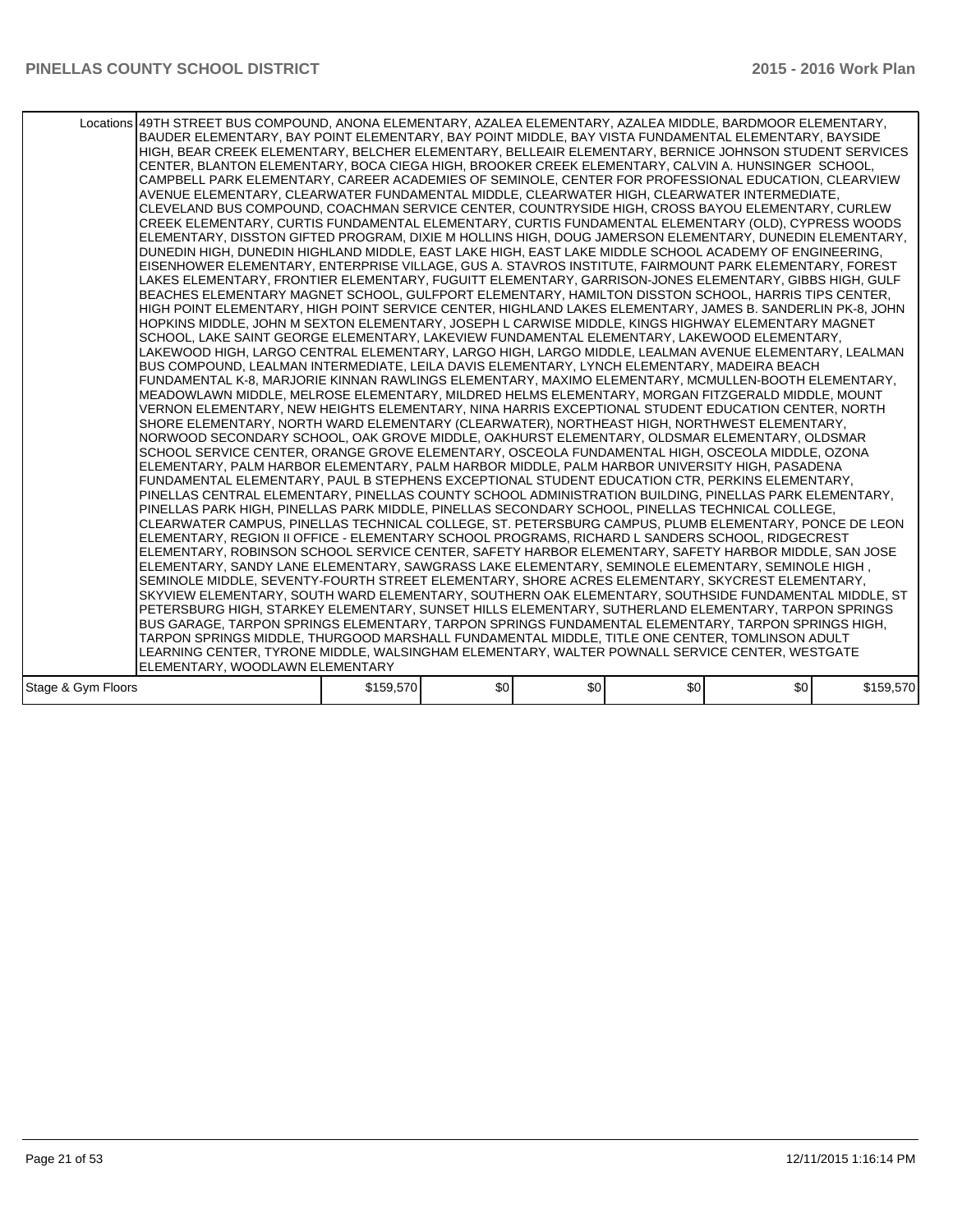| Locations | 49TH STREET BUS COMPOUND, ANONA ELEMENTARY, AZALEA ELEMENTARY, AZALEA MIDDLE, BARDMOOR ELEMENTARY, BAUDER ELEMENTARY, BAY POINT ELEMENTARY, BAY POINT MIDDLE, BAY VISTA FUNDAMENTAL ELEMENTARY, BAYSIDE HIGH, BEAR CREEK ELEMENTARY, BELCHER ELEMENTARY, BELLEAIR ELEMENTARY, BERNICE JOHNSON STUDENT SERVICES CENTER, BLANTON ELEMENTARY, BOCA CIEGA HIGH, BROOKER CREEK ELEMENTARY, CALVIN A. HUNSINGER SCHOOL, CAMPBELL PARK ELEMENTARY, CAREER ACADEMIES OF SEMINOLE, CENTER FOR PROFESSIONAL EDUCATION, CLEARVIEW AVENUE ELEMENTARY, CLEARWATER FUNDAMENTAL MIDDLE, CLEARWATER HIGH, CLEARWATER INTERMEDIATE, CLEVELAND BUS COMPOUND, COACHMAN SERVICE CENTER, COUNTRYSIDE HIGH, CROSS BAYOU ELEMENTARY, CURLEW CREEK ELEMENTARY, CURTIS FUNDAMENTAL ELEMENTARY, CURTIS FUNDAMENTAL ELEMENTARY (OLD), CYPRESS WOODS ELEMENTARY, DISSTON GIFTED PROGRAM, DIXIE M HOLLINS HIGH, DOUG JAMERSON ELEMENTARY, DUNEDIN ELEMENTARY, DUNEDIN HIGH, DUNEDIN HIGHLAND MIDDLE, EAST LAKE HIGH, EAST LAKE MIDDLE SCHOOL ACADEMY OF ENGINEERING, EISENHOWER ELEMENTARY, ENTERPRISE VILLAGE, GUS A. STAVROS INSTITUTE, FAIRMOUNT PARK ELEMENTARY, FOREST LAKES ELEMENTARY, FRONTIER ELEMENTARY, FUGUITT ELEMENTARY, GARRISON-JONES ELEMENTARY, GIBBS HIGH, GULF BEACHES ELEMENTARY MAGNET SCHOOL, GULFPORT ELEMENTARY, HAMILTON DISSTON SCHOOL, HARRIS TIPS CENTER, HIGH POINT ELEMENTARY, HIGH POINT SERVICE CENTER, HIGHLAND LAKES ELEMENTARY, JAMES B. SANDERLIN PK-8, JOHN HOPKINS MIDDLE, JOHN M SEXTON ELEMENTARY, JOSEPH L CARWISE MIDDLE, KINGS HIGHWAY ELEMENTARY MAGNET SCHOOL, LAKE SAINT GEORGE ELEMENTARY, LAKEVIEW FUNDAMENTAL ELEMENTARY, LAKEWOOD ELEMENTARY, LAKEWOOD HIGH, LARGO CENTRAL ELEMENTARY, LARGO HIGH, LARGO MIDDLE, LEALMAN AVENUE ELEMENTARY, LEALMAN BUS COMPOUND, LEALMAN INTERMEDIATE, LEILA DAVIS ELEMENTARY, LYNCH ELEMENTARY, MADEIRA BEACH FUNDAMENTAL K-8, MARJORIE KINNAN RAWLINGS ELEMENTARY, MAXIMO ELEMENTARY, MCMULLEN-BOOTH ELEMENTARY, MEADOWLAWN MIDDLE, MELROSE ELEMENTARY, MILDRED HELMS ELEMENTARY, MORGAN FITZGERALD MIDDLE, MOUNT VERNON ELEMENTARY, NEW HEIGHTS ELEMENTARY, NINA HARRIS EXCEPTIONAL STUDENT EDUCATION CENTER, NORTH SHORE ELEMENTARY, NORTH WARD ELEMENTARY (CLEARWATER), NORTHEAST HIGH, NORTHWEST ELEMENTARY, NORWOOD SECONDARY SCHOOL, OAK GROVE MIDDLE, OAKHURST ELEMENTARY, OLDSMAR ELEMENTARY, OLDSMAR SCHOOL SERVICE CENTER, ORANGE GROVE ELEMENTARY, OSCEOLA FUNDAMENTAL HIGH, OSCEOLA MIDDLE, OZONA ELEMENTARY, PALM HARBOR ELEMENTARY, PALM HARBOR MIDDLE, PALM HARBOR UNIVERSITY HIGH, PASADENA FUNDAMENTAL ELEMENTARY, PAUL B STEPHENS EXCEPTIONAL STUDENT EDUCATION CTR, PERKINS ELEMENTARY, PINELLAS CENTRAL ELEMENTARY, PINELLAS COUNTY SCHOOL ADMINISTRATION BUILDING, PINELLAS PARK ELEMENTARY, PINELLAS PARK HIGH, PINELLAS PARK MIDDLE, PINELLAS SECONDARY SCHOOL, PINELLAS TECHNICAL COLLEGE, CLEARWATER CAMPUS, PINELLAS TECHNICAL COLLEGE, ST. PETERSBURG CAMPUS, PLUMB ELEMENTARY, PONCE DE LEON ELEMENTARY, REGION II OFFICE - ELEMENTARY SCHOOL PROGRAMS, RICHARD L SANDERS SCHOOL, RIDGECREST ELEMENTARY, ROBINSON SCHOOL SERVICE CENTER, SAFETY HARBOR ELEMENTARY, SAFETY HARBOR MIDDLE, SAN JOSE ELEMENTARY, SANDY LANE ELEMENTARY, SAWGRASS LAKE ELEMENTARY, SEMINOLE ELEMENTARY, SEMINOLE HIGH , SEMINOLE MIDDLE, SEVENTY-FOURTH STREET ELEMENTARY, SHORE ACRES ELEMENTARY, SKYCREST ELEMENTARY, SKYVIEW ELEMENTARY, SOUTH WARD ELEMENTARY, SOUTHERN OAK ELEMENTARY, SOUTHSIDE FUNDAMENTAL MIDDLE, ST PETERSBURG HIGH, STARKEY ELEMENTARY, SUNSET HILLS ELEMENTARY, SUTHERLAND ELEMENTARY, TARPON SPRINGS BUS GARAGE, TARPON SPRINGS ELEMENTARY, TARPON SPRINGS FUNDAMENTAL ELEMENTARY, TARPON SPRINGS HIGH, TARPON SPRINGS MIDDLE, THURGOOD MARSHALL FUNDAMENTAL MIDDLE, TITLE ONE CENTER, TOMLINSON ADULT LEARNING CENTER, TYRONE MIDDLE, WALSINGHAM ELEMENTARY, WALTER POWNALL SERVICE CENTER, WESTGATE ELEMENTARY, WOODLAWN ELEMENTARY | | | | | |
|---|---|---|---|---|---|---|
| Stage & Gym Floors | $159,570 | $0 | $0 | $0 | $0 | $159,570 |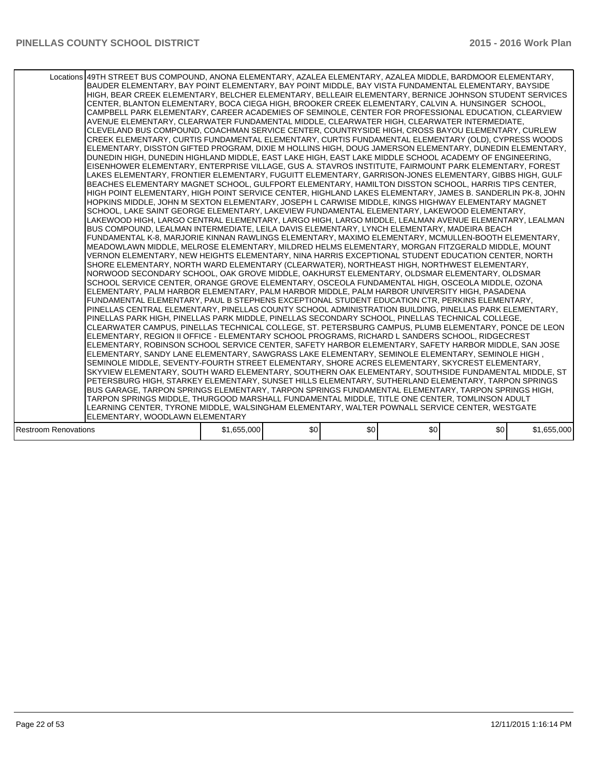| | | | | | | |
|---|---|---|---|---|---|---|
| Locations | 49TH STREET BUS COMPOUND, ANONA ELEMENTARY, AZALEA ELEMENTARY, AZALEA MIDDLE, BARDMOOR ELEMENTARY, BAUDER ELEMENTARY, BAY POINT ELEMENTARY, BAY POINT MIDDLE, BAY VISTA FUNDAMENTAL ELEMENTARY, BAYSIDE HIGH, BEAR CREEK ELEMENTARY, BELCHER ELEMENTARY, BELLEAIR ELEMENTARY, BERNICE JOHNSON STUDENT SERVICES CENTER, BLANTON ELEMENTARY, BOCA CIEGA HIGH, BROOKER CREEK ELEMENTARY, CALVIN A. HUNSINGER SCHOOL, CAMPBELL PARK ELEMENTARY, CAREER ACADEMIES OF SEMINOLE, CENTER FOR PROFESSIONAL EDUCATION, CLEARVIEW AVENUE ELEMENTARY, CLEARWATER FUNDAMENTAL MIDDLE, CLEARWATER HIGH, CLEARWATER INTERMEDIATE, CLEVELAND BUS COMPOUND, COACHMAN SERVICE CENTER, COUNTRYSIDE HIGH, CROSS BAYOU ELEMENTARY, CURLEW CREEK ELEMENTARY, CURTIS FUNDAMENTAL ELEMENTARY, CURTIS FUNDAMENTAL ELEMENTARY (OLD), CYPRESS WOODS ELEMENTARY, DISSTON GIFTED PROGRAM, DIXIE M HOLLINS HIGH, DOUG JAMERSON ELEMENTARY, DUNEDIN ELEMENTARY, DUNEDIN HIGH, DUNEDIN HIGHLAND MIDDLE, EAST LAKE HIGH, EAST LAKE MIDDLE SCHOOL ACADEMY OF ENGINEERING, EISENHOWER ELEMENTARY, ENTERPRISE VILLAGE, GUS A. STAVROS INSTITUTE, FAIRMOUNT PARK ELEMENTARY, FOREST LAKES ELEMENTARY, FRONTIER ELEMENTARY, FUGUITT ELEMENTARY, GARRISON-JONES ELEMENTARY, GIBBS HIGH, GULF BEACHES ELEMENTARY MAGNET SCHOOL, GULFPORT ELEMENTARY, HAMILTON DISSTON SCHOOL, HARRIS TIPS CENTER, HIGH POINT ELEMENTARY, HIGH POINT SERVICE CENTER, HIGHLAND LAKES ELEMENTARY, JAMES B. SANDERLIN PK-8, JOHN HOPKINS MIDDLE, JOHN M SEXTON ELEMENTARY, JOSEPH L CARWISE MIDDLE, KINGS HIGHWAY ELEMENTARY MAGNET SCHOOL, LAKE SAINT GEORGE ELEMENTARY, LAKEVIEW FUNDAMENTAL ELEMENTARY, LAKEWOOD ELEMENTARY, LAKEWOOD HIGH, LARGO CENTRAL ELEMENTARY, LARGO HIGH, LARGO MIDDLE, LEALMAN AVENUE ELEMENTARY, LEALMAN BUS COMPOUND, LEALMAN INTERMEDIATE, LEILA DAVIS ELEMENTARY, LYNCH ELEMENTARY, MADEIRA BEACH FUNDAMENTAL K-8, MARJORIE KINNAN RAWLINGS ELEMENTARY, MAXIMO ELEMENTARY, MCMULLEN-BOOTH ELEMENTARY, MEADOWLAWN MIDDLE, MELROSE ELEMENTARY, MILDRED HELMS ELEMENTARY, MORGAN FITZGERALD MIDDLE, MOUNT VERNON ELEMENTARY, NEW HEIGHTS ELEMENTARY, NINA HARRIS EXCEPTIONAL STUDENT EDUCATION CENTER, NORTH SHORE ELEMENTARY, NORTH WARD ELEMENTARY (CLEARWATER), NORTHEAST HIGH, NORTHWEST ELEMENTARY, NORWOOD SECONDARY SCHOOL, OAK GROVE MIDDLE, OAKHURST ELEMENTARY, OLDSMAR ELEMENTARY, OLDSMAR SCHOOL SERVICE CENTER, ORANGE GROVE ELEMENTARY, OSCEOLA FUNDAMENTAL HIGH, OSCEOLA MIDDLE, OZONA ELEMENTARY, PALM HARBOR ELEMENTARY, PALM HARBOR MIDDLE, PALM HARBOR UNIVERSITY HIGH, PASADENA FUNDAMENTAL ELEMENTARY, PAUL B STEPHENS EXCEPTIONAL STUDENT EDUCATION CTR, PERKINS ELEMENTARY, PINELLAS CENTRAL ELEMENTARY, PINELLAS COUNTY SCHOOL ADMINISTRATION BUILDING, PINELLAS PARK ELEMENTARY, PINELLAS PARK HIGH, PINELLAS PARK MIDDLE, PINELLAS SECONDARY SCHOOL, PINELLAS TECHNICAL COLLEGE, CLEARWATER CAMPUS, PINELLAS TECHNICAL COLLEGE, ST. PETERSBURG CAMPUS, PLUMB ELEMENTARY, PONCE DE LEON ELEMENTARY, REGION II OFFICE - ELEMENTARY SCHOOL PROGRAMS, RICHARD L SANDERS SCHOOL, RIDGECREST ELEMENTARY, ROBINSON SCHOOL SERVICE CENTER, SAFETY HARBOR ELEMENTARY, SAFETY HARBOR MIDDLE, SAN JOSE ELEMENTARY, SANDY LANE ELEMENTARY, SAWGRASS LAKE ELEMENTARY, SEMINOLE ELEMENTARY, SEMINOLE HIGH , SEMINOLE MIDDLE, SEVENTY-FOURTH STREET ELEMENTARY, SHORE ACRES ELEMENTARY, SKYCREST ELEMENTARY, SKYVIEW ELEMENTARY, SOUTH WARD ELEMENTARY, SOUTHERN OAK ELEMENTARY, SOUTHSIDE FUNDAMENTAL MIDDLE, ST PETERSBURG HIGH, STARKEY ELEMENTARY, SUNSET HILLS ELEMENTARY, SUTHERLAND ELEMENTARY, TARPON SPRINGS BUS GARAGE, TARPON SPRINGS ELEMENTARY, TARPON SPRINGS FUNDAMENTAL ELEMENTARY, TARPON SPRINGS HIGH, TARPON SPRINGS MIDDLE, THURGOOD MARSHALL FUNDAMENTAL MIDDLE, TITLE ONE CENTER, TOMLINSON ADULT LEARNING CENTER, TYRONE MIDDLE, WALSINGHAM ELEMENTARY, WALTER POWNALL SERVICE CENTER, WESTGATE ELEMENTARY, WOODLAWN ELEMENTARY | | | | | |
| Restroom Renovations | $1,655,000 | $0 | $0 | $0 | $0 | $1,655,000 |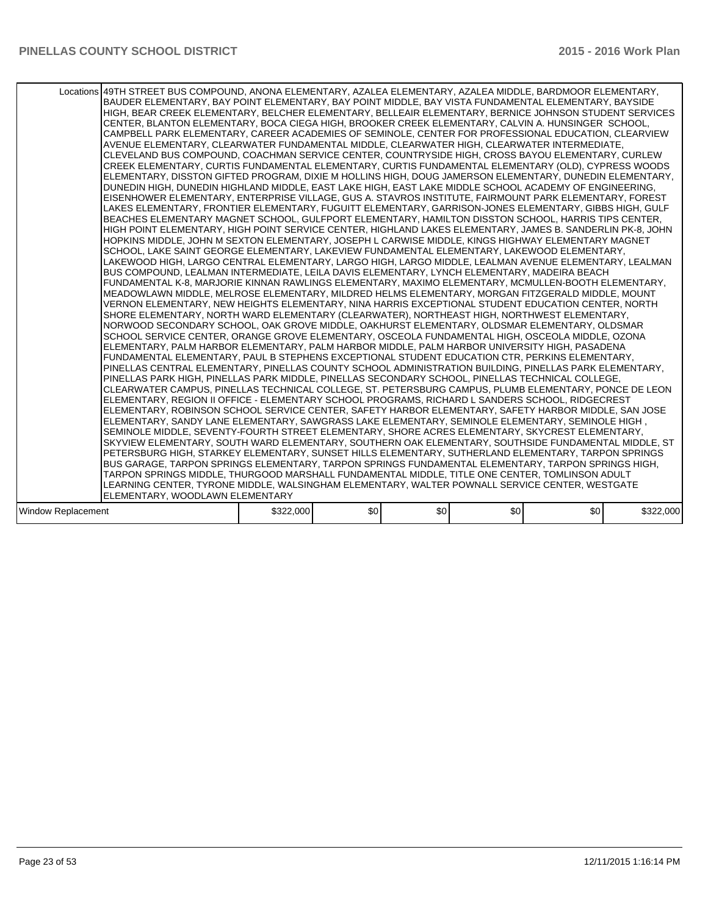| | | | | | | |
|---|---|---|---|---|---|---|
| Locations | 49TH STREET BUS COMPOUND, ANONA ELEMENTARY, AZALEA ELEMENTARY, AZALEA MIDDLE, BARDMOOR ELEMENTARY, BAUDER ELEMENTARY, BAY POINT ELEMENTARY, BAY POINT MIDDLE, BAY VISTA FUNDAMENTAL ELEMENTARY, BAYSIDE HIGH, BEAR CREEK ELEMENTARY, BELCHER ELEMENTARY, BELLEAIR ELEMENTARY, BERNICE JOHNSON STUDENT SERVICES CENTER, BLANTON ELEMENTARY, BOCA CIEGA HIGH, BROOKER CREEK ELEMENTARY, CALVIN A. HUNSINGER SCHOOL, CAMPBELL PARK ELEMENTARY, CAREER ACADEMIES OF SEMINOLE, CENTER FOR PROFESSIONAL EDUCATION, CLEARVIEW AVENUE ELEMENTARY, CLEARWATER FUNDAMENTAL MIDDLE, CLEARWATER HIGH, CLEARWATER INTERMEDIATE, CLEVELAND BUS COMPOUND, COACHMAN SERVICE CENTER, COUNTRYSIDE HIGH, CROSS BAYOU ELEMENTARY, CURLEW CREEK ELEMENTARY, CURTIS FUNDAMENTAL ELEMENTARY, CURTIS FUNDAMENTAL ELEMENTARY (OLD), CYPRESS WOODS ELEMENTARY, DISSTON GIFTED PROGRAM, DIXIE M HOLLINS HIGH, DOUG JAMERSON ELEMENTARY, DUNEDIN ELEMENTARY, DUNEDIN HIGH, DUNEDIN HIGHLAND MIDDLE, EAST LAKE HIGH, EAST LAKE MIDDLE SCHOOL ACADEMY OF ENGINEERING, EISENHOWER ELEMENTARY, ENTERPRISE VILLAGE, GUS A. STAVROS INSTITUTE, FAIRMOUNT PARK ELEMENTARY, FOREST LAKES ELEMENTARY, FRONTIER ELEMENTARY, FUGUITT ELEMENTARY, GARRISON-JONES ELEMENTARY, GIBBS HIGH, GULF BEACHES ELEMENTARY MAGNET SCHOOL, GULFPORT ELEMENTARY, HAMILTON DISSTON SCHOOL, HARRIS TIPS CENTER, HIGH POINT ELEMENTARY, HIGH POINT SERVICE CENTER, HIGHLAND LAKES ELEMENTARY, JAMES B. SANDERLIN PK-8, JOHN HOPKINS MIDDLE, JOHN M SEXTON ELEMENTARY, JOSEPH L CARWISE MIDDLE, KINGS HIGHWAY ELEMENTARY MAGNET SCHOOL, LAKE SAINT GEORGE ELEMENTARY, LAKEVIEW FUNDAMENTAL ELEMENTARY, LAKEWOOD ELEMENTARY, LAKEWOOD HIGH, LARGO CENTRAL ELEMENTARY, LARGO HIGH, LARGO MIDDLE, LEALMAN AVENUE ELEMENTARY, LEALMAN BUS COMPOUND, LEALMAN INTERMEDIATE, LEILA DAVIS ELEMENTARY, LYNCH ELEMENTARY, MADEIRA BEACH FUNDAMENTAL K-8, MARJORIE KINNAN RAWLINGS ELEMENTARY, MAXIMO ELEMENTARY, MCMULLEN-BOOTH ELEMENTARY, MEADOWLAWN MIDDLE, MELROSE ELEMENTARY, MILDRED HELMS ELEMENTARY, MORGAN FITZGERALD MIDDLE, MOUNT VERNON ELEMENTARY, NEW HEIGHTS ELEMENTARY, NINA HARRIS EXCEPTIONAL STUDENT EDUCATION CENTER, NORTH SHORE ELEMENTARY, NORTH WARD ELEMENTARY (CLEARWATER), NORTHEAST HIGH, NORTHWEST ELEMENTARY, NORWOOD SECONDARY SCHOOL, OAK GROVE MIDDLE, OAKHURST ELEMENTARY, OLDSMAR ELEMENTARY, OLDSMAR SCHOOL SERVICE CENTER, ORANGE GROVE ELEMENTARY, OSCEOLA FUNDAMENTAL HIGH, OSCEOLA MIDDLE, OZONA ELEMENTARY, PALM HARBOR ELEMENTARY, PALM HARBOR MIDDLE, PALM HARBOR UNIVERSITY HIGH, PASADENA FUNDAMENTAL ELEMENTARY, PAUL B STEPHENS EXCEPTIONAL STUDENT EDUCATION CTR, PERKINS ELEMENTARY, PINELLAS CENTRAL ELEMENTARY, PINELLAS COUNTY SCHOOL ADMINISTRATION BUILDING, PINELLAS PARK ELEMENTARY, PINELLAS PARK HIGH, PINELLAS PARK MIDDLE, PINELLAS SECONDARY SCHOOL, PINELLAS TECHNICAL COLLEGE, CLEARWATER CAMPUS, PINELLAS TECHNICAL COLLEGE, ST. PETERSBURG CAMPUS, PLUMB ELEMENTARY, PONCE DE LEON ELEMENTARY, REGION II OFFICE - ELEMENTARY SCHOOL PROGRAMS, RICHARD L SANDERS SCHOOL, RIDGECREST ELEMENTARY, ROBINSON SCHOOL SERVICE CENTER, SAFETY HARBOR ELEMENTARY, SAFETY HARBOR MIDDLE, SAN JOSE ELEMENTARY, SANDY LANE ELEMENTARY, SAWGRASS LAKE ELEMENTARY, SEMINOLE ELEMENTARY, SEMINOLE HIGH , SEMINOLE MIDDLE, SEVENTY-FOURTH STREET ELEMENTARY, SHORE ACRES ELEMENTARY, SKYCREST ELEMENTARY, SKYVIEW ELEMENTARY, SOUTH WARD ELEMENTARY, SOUTHERN OAK ELEMENTARY, SOUTHSIDE FUNDAMENTAL MIDDLE, ST PETERSBURG HIGH, STARKEY ELEMENTARY, SUNSET HILLS ELEMENTARY, SUTHERLAND ELEMENTARY, TARPON SPRINGS BUS GARAGE, TARPON SPRINGS ELEMENTARY, TARPON SPRINGS FUNDAMENTAL ELEMENTARY, TARPON SPRINGS HIGH, TARPON SPRINGS MIDDLE, THURGOOD MARSHALL FUNDAMENTAL MIDDLE, TITLE ONE CENTER, TOMLINSON ADULT LEARNING CENTER, TYRONE MIDDLE, WALSINGHAM ELEMENTARY, WALTER POWNALL SERVICE CENTER, WESTGATE ELEMENTARY, WOODLAWN ELEMENTARY | | | | | |
| Window Replacement | | $322,000 | $0 | $0 | $0 | $0 | $322,000 |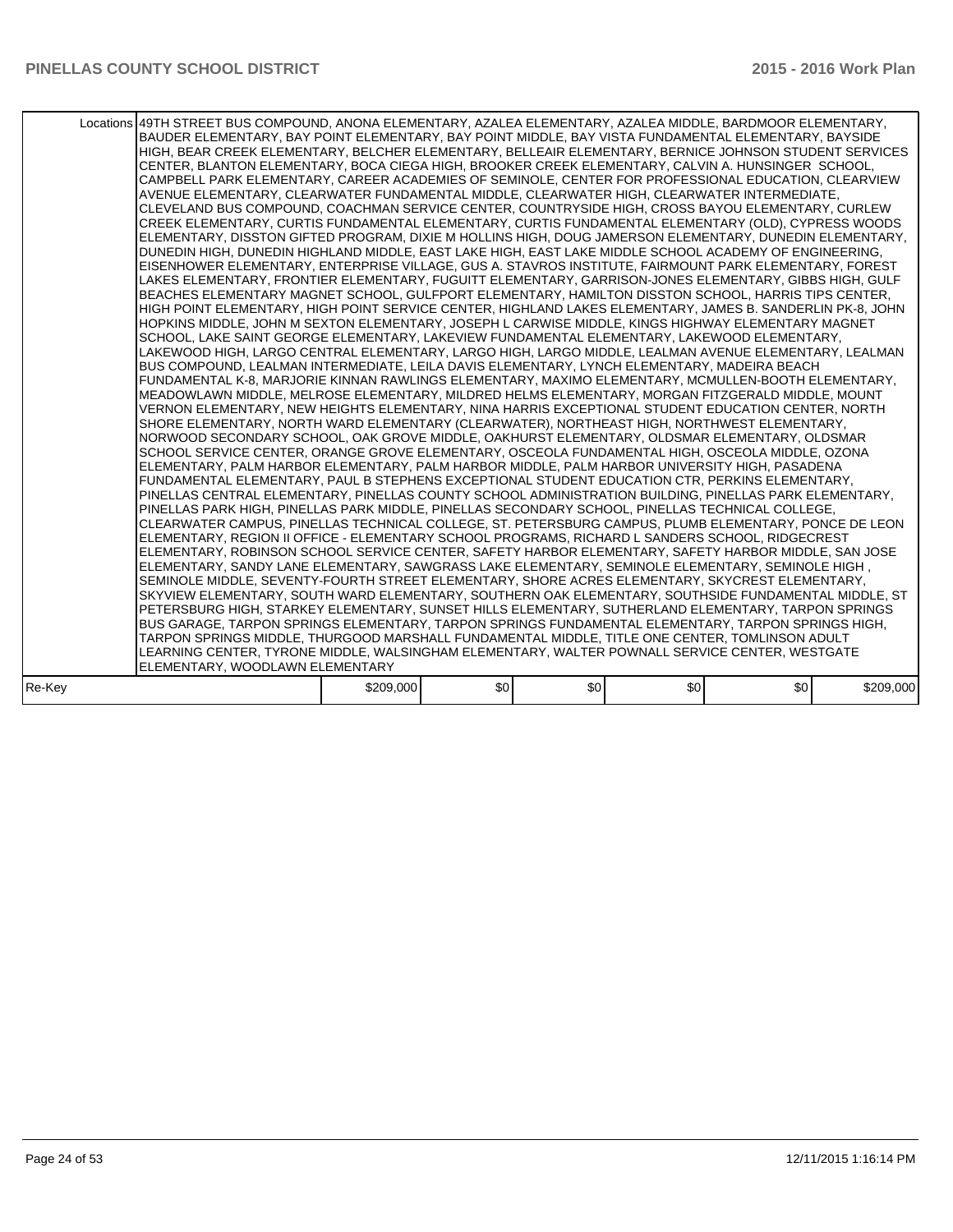| | | | | | | |
|---|---|---|---|---|---|---|
| Locations | 49TH STREET BUS COMPOUND, ANONA ELEMENTARY, AZALEA ELEMENTARY, AZALEA MIDDLE, BARDMOOR ELEMENTARY, BAUDER ELEMENTARY, BAY POINT ELEMENTARY, BAY POINT MIDDLE, BAY VISTA FUNDAMENTAL ELEMENTARY, BAYSIDE HIGH, BEAR CREEK ELEMENTARY, BELCHER ELEMENTARY, BELLEAIR ELEMENTARY, BERNICE JOHNSON STUDENT SERVICES CENTER, BLANTON ELEMENTARY, BOCA CIEGA HIGH, BROOKER CREEK ELEMENTARY, CALVIN A. HUNSINGER SCHOOL, CAMPBELL PARK ELEMENTARY, CAREER ACADEMIES OF SEMINOLE, CENTER FOR PROFESSIONAL EDUCATION, CLEARVIEW AVENUE ELEMENTARY, CLEARWATER FUNDAMENTAL MIDDLE, CLEARWATER HIGH, CLEARWATER INTERMEDIATE, CLEVELAND BUS COMPOUND, COACHMAN SERVICE CENTER, COUNTRYSIDE HIGH, CROSS BAYOU ELEMENTARY, CURLEW CREEK ELEMENTARY, CURTIS FUNDAMENTAL ELEMENTARY, CURTIS FUNDAMENTAL ELEMENTARY (OLD), CYPRESS WOODS ELEMENTARY, DISSTON GIFTED PROGRAM, DIXIE M HOLLINS HIGH, DOUG JAMERSON ELEMENTARY, DUNEDIN ELEMENTARY, DUNEDIN HIGH, DUNEDIN HIGHLAND MIDDLE, EAST LAKE HIGH, EAST LAKE MIDDLE SCHOOL ACADEMY OF ENGINEERING, EISENHOWER ELEMENTARY, ENTERPRISE VILLAGE, GUS A. STAVROS INSTITUTE, FAIRMOUNT PARK ELEMENTARY, FOREST LAKES ELEMENTARY, FRONTIER ELEMENTARY, FUGUITT ELEMENTARY, GARRISON-JONES ELEMENTARY, GIBBS HIGH, GULF BEACHES ELEMENTARY MAGNET SCHOOL, GULFPORT ELEMENTARY, HAMILTON DISSTON SCHOOL, HARRIS TIPS CENTER, HIGH POINT ELEMENTARY, HIGH POINT SERVICE CENTER, HIGHLAND LAKES ELEMENTARY, JAMES B. SANDERLIN PK-8, JOHN HOPKINS MIDDLE, JOHN M SEXTON ELEMENTARY, JOSEPH L CARWISE MIDDLE, KINGS HIGHWAY ELEMENTARY MAGNET SCHOOL, LAKE SAINT GEORGE ELEMENTARY, LAKEVIEW FUNDAMENTAL ELEMENTARY, LAKEWOOD ELEMENTARY, LAKEWOOD HIGH, LARGO CENTRAL ELEMENTARY, LARGO HIGH, LARGO MIDDLE, LEALMAN AVENUE ELEMENTARY, LEALMAN BUS COMPOUND, LEALMAN INTERMEDIATE, LEILA DAVIS ELEMENTARY, LYNCH ELEMENTARY, MADEIRA BEACH FUNDAMENTAL K-8, MARJORIE KINNAN RAWLINGS ELEMENTARY, MAXIMO ELEMENTARY, MCMULLEN-BOOTH ELEMENTARY, MEADOWLAWN MIDDLE, MELROSE ELEMENTARY, MILDRED HELMS ELEMENTARY, MORGAN FITZGERALD MIDDLE, MOUNT VERNON ELEMENTARY, NEW HEIGHTS ELEMENTARY, NINA HARRIS EXCEPTIONAL STUDENT EDUCATION CENTER, NORTH SHORE ELEMENTARY, NORTH WARD ELEMENTARY (CLEARWATER), NORTHEAST HIGH, NORTHWEST ELEMENTARY, NORWOOD SECONDARY SCHOOL, OAK GROVE MIDDLE, OAKHURST ELEMENTARY, OLDSMAR ELEMENTARY, OLDSMAR SCHOOL SERVICE CENTER, ORANGE GROVE ELEMENTARY, OSCEOLA FUNDAMENTAL HIGH, OSCEOLA MIDDLE, OZONA ELEMENTARY, PALM HARBOR ELEMENTARY, PALM HARBOR MIDDLE, PALM HARBOR UNIVERSITY HIGH, PASADENA FUNDAMENTAL ELEMENTARY, PAUL B STEPHENS EXCEPTIONAL STUDENT EDUCATION CTR, PERKINS ELEMENTARY, PINELLAS CENTRAL ELEMENTARY, PINELLAS COUNTY SCHOOL ADMINISTRATION BUILDING, PINELLAS PARK ELEMENTARY, PINELLAS PARK HIGH, PINELLAS PARK MIDDLE, PINELLAS SECONDARY SCHOOL, PINELLAS TECHNICAL COLLEGE, CLEARWATER CAMPUS, PINELLAS TECHNICAL COLLEGE, ST. PETERSBURG CAMPUS, PLUMB ELEMENTARY, PONCE DE LEON ELEMENTARY, REGION II OFFICE - ELEMENTARY SCHOOL PROGRAMS, RICHARD L SANDERS SCHOOL, RIDGECREST ELEMENTARY, ROBINSON SCHOOL SERVICE CENTER, SAFETY HARBOR ELEMENTARY, SAFETY HARBOR MIDDLE, SAN JOSE ELEMENTARY, SANDY LANE ELEMENTARY, SAWGRASS LAKE ELEMENTARY, SEMINOLE ELEMENTARY, SEMINOLE HIGH , SEMINOLE MIDDLE, SEVENTY-FOURTH STREET ELEMENTARY, SHORE ACRES ELEMENTARY, SKYCREST ELEMENTARY, SKYVIEW ELEMENTARY, SOUTH WARD ELEMENTARY, SOUTHERN OAK ELEMENTARY, SOUTHSIDE FUNDAMENTAL MIDDLE, ST PETERSBURG HIGH, STARKEY ELEMENTARY, SUNSET HILLS ELEMENTARY, SUTHERLAND ELEMENTARY, TARPON SPRINGS BUS GARAGE, TARPON SPRINGS ELEMENTARY, TARPON SPRINGS FUNDAMENTAL ELEMENTARY, TARPON SPRINGS HIGH, TARPON SPRINGS MIDDLE, THURGOOD MARSHALL FUNDAMENTAL MIDDLE, TITLE ONE CENTER, TOMLINSON ADULT LEARNING CENTER, TYRONE MIDDLE, WALSINGHAM ELEMENTARY, WALTER POWNALL SERVICE CENTER, WESTGATE ELEMENTARY, WOODLAWN ELEMENTARY | | | | | |
| Re-Key | | $209,000 | $0 | $0 | $0 | $0 | $209,000 |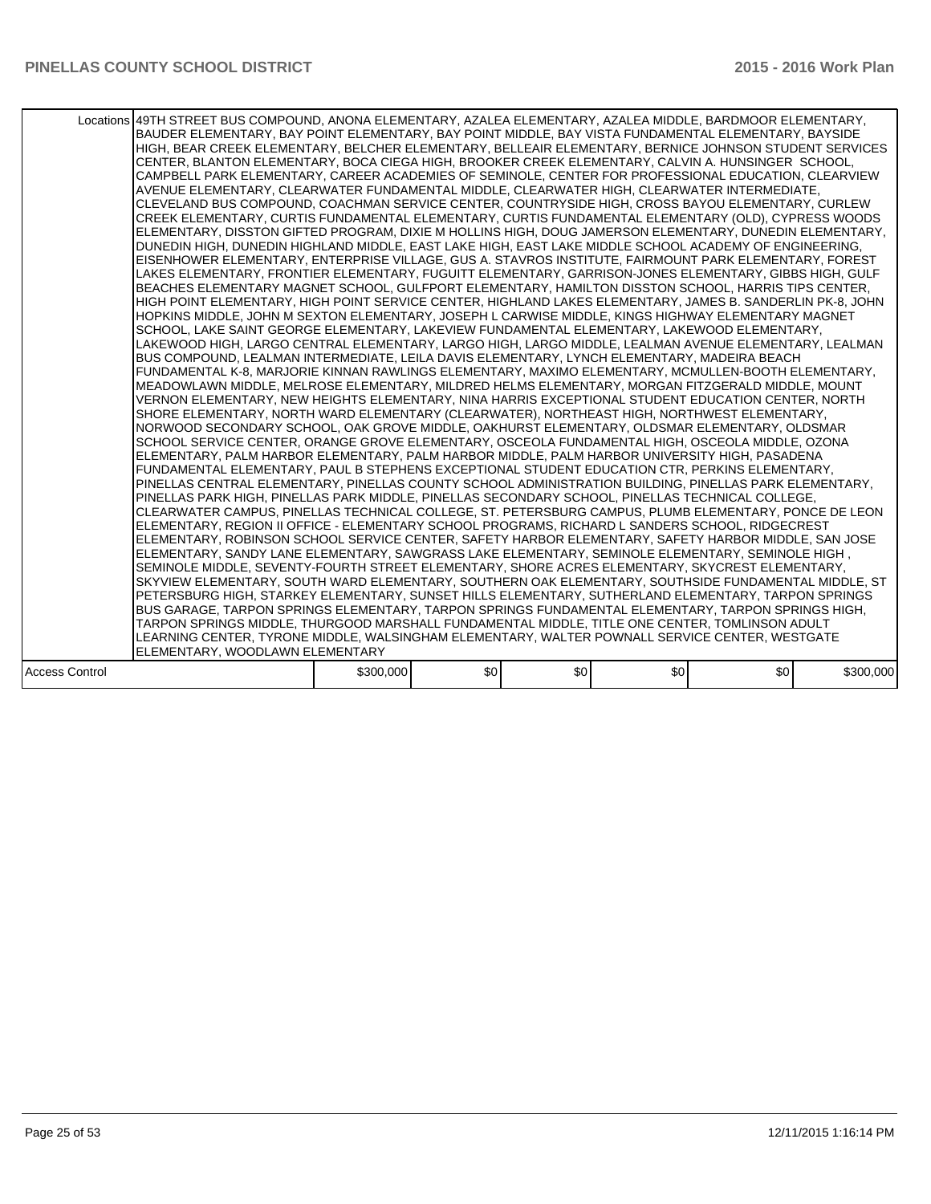| Locations | 49TH STREET BUS COMPOUND, ANONA ELEMENTARY, AZALEA ELEMENTARY, AZALEA MIDDLE, BARDMOOR ELEMENTARY, BAUDER ELEMENTARY, BAY POINT ELEMENTARY, BAY POINT MIDDLE, BAY VISTA FUNDAMENTAL ELEMENTARY, BAYSIDE HIGH, BEAR CREEK ELEMENTARY, BELCHER ELEMENTARY, BELLEAIR ELEMENTARY, BERNICE JOHNSON STUDENT SERVICES CENTER, BLANTON ELEMENTARY, BOCA CIEGA HIGH, BROOKER CREEK ELEMENTARY, CALVIN A. HUNSINGER SCHOOL, CAMPBELL PARK ELEMENTARY, CAREER ACADEMIES OF SEMINOLE, CENTER FOR PROFESSIONAL EDUCATION, CLEARVIEW AVENUE ELEMENTARY, CLEARWATER FUNDAMENTAL MIDDLE, CLEARWATER HIGH, CLEARWATER INTERMEDIATE, CLEVELAND BUS COMPOUND, COACHMAN SERVICE CENTER, COUNTRYSIDE HIGH, CROSS BAYOU ELEMENTARY, CURLEW CREEK ELEMENTARY, CURTIS FUNDAMENTAL ELEMENTARY, CURTIS FUNDAMENTAL ELEMENTARY (OLD), CYPRESS WOODS ELEMENTARY, DISSTON GIFTED PROGRAM, DIXIE M HOLLINS HIGH, DOUG JAMERSON ELEMENTARY, DUNEDIN ELEMENTARY, DUNEDIN HIGH, DUNEDIN HIGHLAND MIDDLE, EAST LAKE HIGH, EAST LAKE MIDDLE SCHOOL ACADEMY OF ENGINEERING, EISENHOWER ELEMENTARY, ENTERPRISE VILLAGE, GUS A. STAVROS INSTITUTE, FAIRMOUNT PARK ELEMENTARY, FOREST LAKES ELEMENTARY, FRONTIER ELEMENTARY, FUGUITT ELEMENTARY, GARRISON-JONES ELEMENTARY, GIBBS HIGH, GULF BEACHES ELEMENTARY MAGNET SCHOOL, GULFPORT ELEMENTARY, HAMILTON DISSTON SCHOOL, HARRIS TIPS CENTER, HIGH POINT ELEMENTARY, HIGH POINT SERVICE CENTER, HIGHLAND LAKES ELEMENTARY, JAMES B. SANDERLIN PK-8, JOHN HOPKINS MIDDLE, JOHN M SEXTON ELEMENTARY, JOSEPH L CARWISE MIDDLE, KINGS HIGHWAY ELEMENTARY MAGNET SCHOOL, LAKE SAINT GEORGE ELEMENTARY, LAKEVIEW FUNDAMENTAL ELEMENTARY, LAKEWOOD ELEMENTARY, LAKEWOOD HIGH, LARGO CENTRAL ELEMENTARY, LARGO HIGH, LARGO MIDDLE, LEALMAN AVENUE ELEMENTARY, LEALMAN BUS COMPOUND, LEALMAN INTERMEDIATE, LEILA DAVIS ELEMENTARY, LYNCH ELEMENTARY, MADEIRA BEACH FUNDAMENTAL K-8, MARJORIE KINNAN RAWLINGS ELEMENTARY, MAXIMO ELEMENTARY, MCMULLEN-BOOTH ELEMENTARY, MEADOWLAWN MIDDLE, MELROSE ELEMENTARY, MILDRED HELMS ELEMENTARY, MORGAN FITZGERALD MIDDLE, MOUNT VERNON ELEMENTARY, NEW HEIGHTS ELEMENTARY, NINA HARRIS EXCEPTIONAL STUDENT EDUCATION CENTER, NORTH SHORE ELEMENTARY, NORTH WARD ELEMENTARY (CLEARWATER), NORTHEAST HIGH, NORTHWEST ELEMENTARY, NORWOOD SECONDARY SCHOOL, OAK GROVE MIDDLE, OAKHURST ELEMENTARY, OLDSMAR ELEMENTARY, OLDSMAR SCHOOL SERVICE CENTER, ORANGE GROVE ELEMENTARY, OSCEOLA FUNDAMENTAL HIGH, OSCEOLA MIDDLE, OZONA ELEMENTARY, PALM HARBOR ELEMENTARY, PALM HARBOR MIDDLE, PALM HARBOR UNIVERSITY HIGH, PASADENA FUNDAMENTAL ELEMENTARY, PAUL B STEPHENS EXCEPTIONAL STUDENT EDUCATION CTR, PERKINS ELEMENTARY, PINELLAS CENTRAL ELEMENTARY, PINELLAS COUNTY SCHOOL ADMINISTRATION BUILDING, PINELLAS PARK ELEMENTARY, PINELLAS PARK HIGH, PINELLAS PARK MIDDLE, PINELLAS SECONDARY SCHOOL, PINELLAS TECHNICAL COLLEGE, CLEARWATER CAMPUS, PINELLAS TECHNICAL COLLEGE, ST. PETERSBURG CAMPUS, PLUMB ELEMENTARY, PONCE DE LEON ELEMENTARY, REGION II OFFICE - ELEMENTARY SCHOOL PROGRAMS, RICHARD L SANDERS SCHOOL, RIDGECREST ELEMENTARY, ROBINSON SCHOOL SERVICE CENTER, SAFETY HARBOR ELEMENTARY, SAFETY HARBOR MIDDLE, SAN JOSE ELEMENTARY, SANDY LANE ELEMENTARY, SAWGRASS LAKE ELEMENTARY, SEMINOLE ELEMENTARY, SEMINOLE HIGH , SEMINOLE MIDDLE, SEVENTY-FOURTH STREET ELEMENTARY, SHORE ACRES ELEMENTARY, SKYCREST ELEMENTARY, SKYVIEW ELEMENTARY, SOUTH WARD ELEMENTARY, SOUTHERN OAK ELEMENTARY, SOUTHSIDE FUNDAMENTAL MIDDLE, ST PETERSBURG HIGH, STARKEY ELEMENTARY, SUNSET HILLS ELEMENTARY, SUTHERLAND ELEMENTARY, TARPON SPRINGS BUS GARAGE, TARPON SPRINGS ELEMENTARY, TARPON SPRINGS FUNDAMENTAL ELEMENTARY, TARPON SPRINGS HIGH, TARPON SPRINGS MIDDLE, THURGOOD MARSHALL FUNDAMENTAL MIDDLE, TITLE ONE CENTER, TOMLINSON ADULT LEARNING CENTER, TYRONE MIDDLE, WALSINGHAM ELEMENTARY, WALTER POWNALL SERVICE CENTER, WESTGATE ELEMENTARY, WOODLAWN ELEMENTARY | | | | | |
|---|---|---|---|---|---|---|
| Access Control | $300,000 | $0 | $0 | $0 | $0 | $300,000 |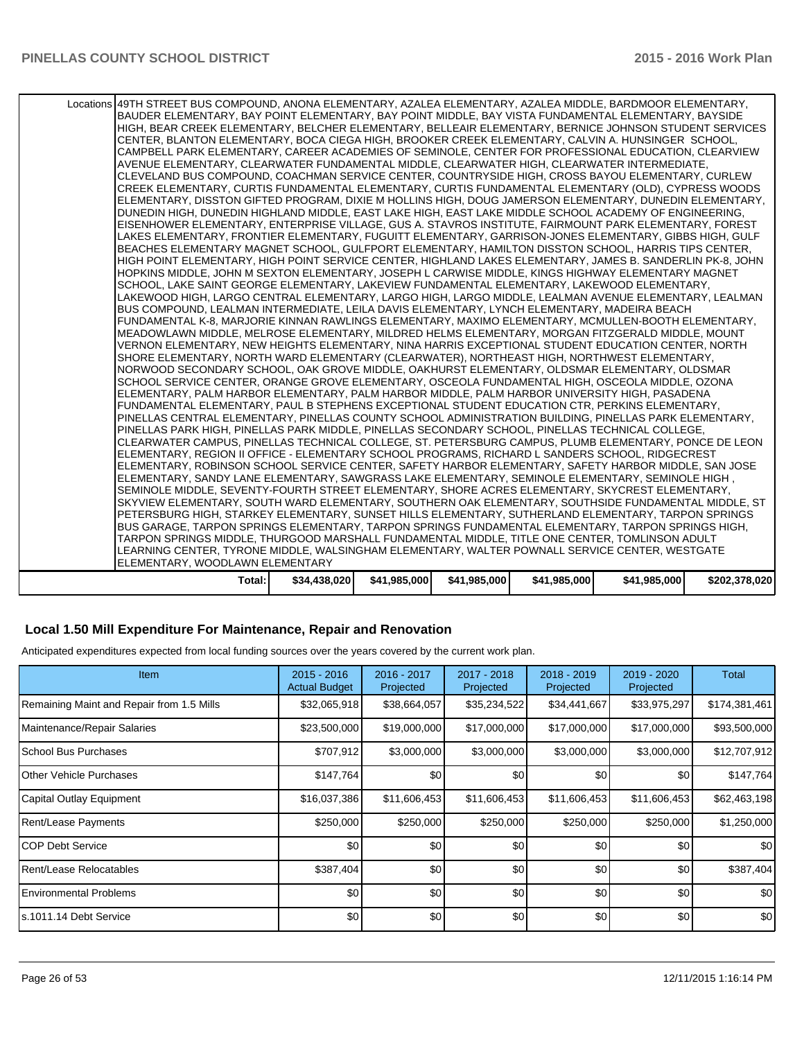| | | | | | | |
|---|---|---|---|---|---|---|
| Locations | 49TH STREET BUS COMPOUND, ANONA ELEMENTARY, AZALEA ELEMENTARY, AZALEA MIDDLE, BARDMOOR ELEMENTARY, BAUDER ELEMENTARY, BAY POINT ELEMENTARY, BAY POINT MIDDLE, BAY VISTA FUNDAMENTAL ELEMENTARY, BAYSIDE HIGH, BEAR CREEK ELEMENTARY, BELCHER ELEMENTARY, BELLEAIR ELEMENTARY, BERNICE JOHNSON STUDENT SERVICES CENTER, BLANTON ELEMENTARY, BOCA CIEGA HIGH, BROOKER CREEK ELEMENTARY, CALVIN A. HUNSINGER SCHOOL, CAMPBELL PARK ELEMENTARY, CAREER ACADEMIES OF SEMINOLE, CENTER FOR PROFESSIONAL EDUCATION, CLEARVIEW AVENUE ELEMENTARY, CLEARWATER FUNDAMENTAL MIDDLE, CLEARWATER HIGH, CLEARWATER INTERMEDIATE, CLEVELAND BUS COMPOUND, COACHMAN SERVICE CENTER, COUNTRYSIDE HIGH, CROSS BAYOU ELEMENTARY, CURLEW CREEK ELEMENTARY, CURTIS FUNDAMENTAL ELEMENTARY, CURTIS FUNDAMENTAL ELEMENTARY (OLD), CYPRESS WOODS ELEMENTARY, DISSTON GIFTED PROGRAM, DIXIE M HOLLINS HIGH, DOUG JAMERSON ELEMENTARY, DUNEDIN ELEMENTARY, DUNEDIN HIGH, DUNEDIN HIGHLAND MIDDLE, EAST LAKE HIGH, EAST LAKE MIDDLE SCHOOL ACADEMY OF ENGINEERING, EISENHOWER ELEMENTARY, ENTERPRISE VILLAGE, GUS A. STAVROS INSTITUTE, FAIRMOUNT PARK ELEMENTARY, FOREST LAKES ELEMENTARY, FRONTIER ELEMENTARY, FUGUITT ELEMENTARY, GARRISON-JONES ELEMENTARY, GIBBS HIGH, GULF BEACHES ELEMENTARY MAGNET SCHOOL, GULFPORT ELEMENTARY, HAMILTON DISSTON SCHOOL, HARRIS TIPS CENTER, HIGH POINT ELEMENTARY, HIGH POINT SERVICE CENTER, HIGHLAND LAKES ELEMENTARY, JAMES B. SANDERLIN PK-8, JOHN HOPKINS MIDDLE, JOHN M SEXTON ELEMENTARY, JOSEPH L CARWISE MIDDLE, KINGS HIGHWAY ELEMENTARY MAGNET SCHOOL, LAKE SAINT GEORGE ELEMENTARY, LAKEVIEW FUNDAMENTAL ELEMENTARY, LAKEWOOD ELEMENTARY, LAKEWOOD HIGH, LARGO CENTRAL ELEMENTARY, LARGO HIGH, LARGO MIDDLE, LEALMAN AVENUE ELEMENTARY, LEALMAN BUS COMPOUND, LEALMAN INTERMEDIATE, LEILA DAVIS ELEMENTARY, LYNCH ELEMENTARY, MADEIRA BEACH FUNDAMENTAL K-8, MARJORIE KINNAN RAWLINGS ELEMENTARY, MAXIMO ELEMENTARY, MCMULLEN-BOOTH ELEMENTARY, MEADOWLAWN MIDDLE, MELROSE ELEMENTARY, MILDRED HELMS ELEMENTARY, MORGAN FITZGERALD MIDDLE, MOUNT VERNON ELEMENTARY, NEW HEIGHTS ELEMENTARY, NINA HARRIS EXCEPTIONAL STUDENT EDUCATION CENTER, NORTH SHORE ELEMENTARY, NORTH WARD ELEMENTARY (CLEARWATER), NORTHEAST HIGH, NORTHWEST ELEMENTARY, NORWOOD SECONDARY SCHOOL, OAK GROVE MIDDLE, OAKHURST ELEMENTARY, OLDSMAR ELEMENTARY, OLDSMAR SCHOOL SERVICE CENTER, ORANGE GROVE ELEMENTARY, OSCEOLA FUNDAMENTAL HIGH, OSCEOLA MIDDLE, OZONA ELEMENTARY, PALM HARBOR ELEMENTARY, PALM HARBOR MIDDLE, PALM HARBOR UNIVERSITY HIGH, PASADENA FUNDAMENTAL ELEMENTARY, PAUL B STEPHENS EXCEPTIONAL STUDENT EDUCATION CTR, PERKINS ELEMENTARY, PINELLAS CENTRAL ELEMENTARY, PINELLAS COUNTY SCHOOL ADMINISTRATION BUILDING, PINELLAS PARK ELEMENTARY, PINELLAS PARK HIGH, PINELLAS PARK MIDDLE, PINELLAS SECONDARY SCHOOL, PINELLAS TECHNICAL COLLEGE, CLEARWATER CAMPUS, PINELLAS TECHNICAL COLLEGE, ST. PETERSBURG CAMPUS, PLUMB ELEMENTARY, PONCE DE LEON ELEMENTARY, REGION II OFFICE - ELEMENTARY SCHOOL PROGRAMS, RICHARD L SANDERS SCHOOL, RIDGECREST ELEMENTARY, ROBINSON SCHOOL SERVICE CENTER, SAFETY HARBOR ELEMENTARY, SAFETY HARBOR MIDDLE, SAN JOSE ELEMENTARY, SANDY LANE ELEMENTARY, SAWGRASS LAKE ELEMENTARY, SEMINOLE ELEMENTARY, SEMINOLE HIGH , SEMINOLE MIDDLE, SEVENTY-FOURTH STREET ELEMENTARY, SHORE ACRES ELEMENTARY, SKYCREST ELEMENTARY, SKYVIEW ELEMENTARY, SOUTH WARD ELEMENTARY, SOUTHERN OAK ELEMENTARY, SOUTHSIDE FUNDAMENTAL MIDDLE, ST PETERSBURG HIGH, STARKEY ELEMENTARY, SUNSET HILLS ELEMENTARY, SUTHERLAND ELEMENTARY, TARPON SPRINGS BUS GARAGE, TARPON SPRINGS ELEMENTARY, TARPON SPRINGS FUNDAMENTAL ELEMENTARY, TARPON SPRINGS HIGH, TARPON SPRINGS MIDDLE, THURGOOD MARSHALL FUNDAMENTAL MIDDLE, TITLE ONE CENTER, TOMLINSON ADULT LEARNING CENTER, TYRONE MIDDLE, WALSINGHAM ELEMENTARY, WALTER POWNALL SERVICE CENTER, WESTGATE ELEMENTARY, WOODLAWN ELEMENTARY | | | | | |
| | Total: | $34,438,020 | $41,985,000 | $41,985,000 | $41,985,000 | $41,985,000 | $202,378,020 |

## Local 1.50 Mill Expenditure For Maintenance, Repair and Renovation

Anticipated expenditures expected from local funding sources over the years covered by the current work plan.

| Item | 2015 - 2016 Actual Budget | 2016 - 2017 Projected | 2017 - 2018 Projected | 2018 - 2019 Projected | 2019 - 2020 Projected | Total |
|---|---|---|---|---|---|---|
| Remaining Maint and Repair from 1.5 Mills | $32,065,918 | $38,664,057 | $35,234,522 | $34,441,667 | $33,975,297 | $174,381,461 |
| Maintenance/Repair Salaries | $23,500,000 | $19,000,000 | $17,000,000 | $17,000,000 | $17,000,000 | $93,500,000 |
| School Bus Purchases | $707,912 | $3,000,000 | $3,000,000 | $3,000,000 | $3,000,000 | $12,707,912 |
| Other Vehicle Purchases | $147,764 | $0 | $0 | $0 | $0 | $147,764 |
| Capital Outlay Equipment | $16,037,386 | $11,606,453 | $11,606,453 | $11,606,453 | $11,606,453 | $62,463,198 |
| Rent/Lease Payments | $250,000 | $250,000 | $250,000 | $250,000 | $250,000 | $1,250,000 |
| COP Debt Service | $0 | $0 | $0 | $0 | $0 | $0 |
| Rent/Lease Relocatables | $387,404 | $0 | $0 | $0 | $0 | $387,404 |
| Environmental Problems | $0 | $0 | $0 | $0 | $0 | $0 |
| s.1011.14 Debt Service | $0 | $0 | $0 | $0 | $0 | $0 |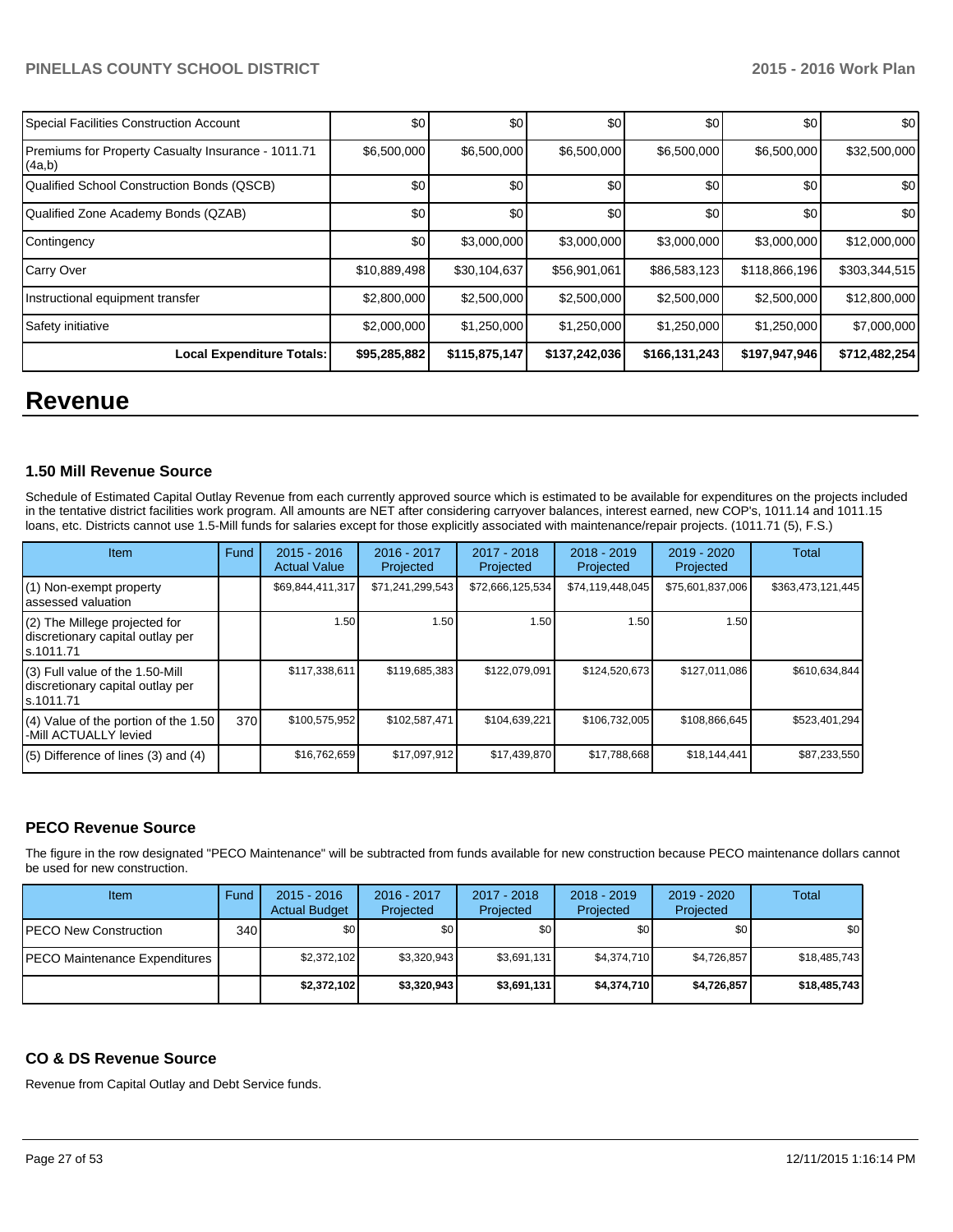| Special Facilities Construction Account | $0 | $0 | $0 | $0 | $0 | $0 |
|---|---|---|---|---|---|---|
| Premiums for Property Casualty Insurance - 1011.71 (4a,b) | $6,500,000 | $6,500,000 | $6,500,000 | $6,500,000 | $6,500,000 | $32,500,000 |
| Qualified School Construction Bonds (QSCB) | $0 | $0 | $0 | $0 | $0 | $0 |
| Qualified Zone Academy Bonds (QZAB) | $0 | $0 | $0 | $0 | $0 | $0 |
| Contingency | $0 | $3,000,000 | $3,000,000 | $3,000,000 | $3,000,000 | $12,000,000 |
| Carry Over | $10,889,498 | $30,104,637 | $56,901,061 | $86,583,123 | $118,866,196 | $303,344,515 |
| Instructional equipment transfer | $2,800,000 | $2,500,000 | $2,500,000 | $2,500,000 | $2,500,000 | $12,800,000 |
| Safety initiative | $2,000,000 | $1,250,000 | $1,250,000 | $1,250,000 | $1,250,000 | $7,000,000 |
| **Local Expenditure Totals:** | **$95,285,882** | **$115,875,147** | **$137,242,036** | **$166,131,243** | **$197,947,946** | **$712,482,254** |

# Revenue

### 1.50 Mill Revenue Source

Schedule of Estimated Capital Outlay Revenue from each currently approved source which is estimated to be available for expenditures on the projects included in the tentative district facilities work program. All amounts are NET after considering carryover balances, interest earned, new COP's, 1011.14 and 1011.15 loans, etc. Districts cannot use 1.5-Mill funds for salaries except for those explicitly associated with maintenance/repair projects. (1011.71 (5), F.S.)

| Item | Fund | 2015 - 2016 Actual Value | 2016 - 2017 Projected | 2017 - 2018 Projected | 2018 - 2019 Projected | 2019 - 2020 Projected | Total |
|---|---|---|---|---|---|---|---|
| (1) Non-exempt property assessed valuation | | $69,844,411,317 | $71,241,299,543 | $72,666,125,534 | $74,119,448,045 | $75,601,837,006 | $363,473,121,445 |
| (2) The Millege projected for discretionary capital outlay per s.1011.71 | | 1.50 | 1.50 | 1.50 | 1.50 | 1.50 | |
| (3) Full value of the 1.50-Mill discretionary capital outlay per s.1011.71 | | $117,338,611 | $119,685,383 | $122,079,091 | $124,520,673 | $127,011,086 | $610,634,844 |
| (4) Value of the portion of the 1.50 -Mill ACTUALLY levied | 370 | $100,575,952 | $102,587,471 | $104,639,221 | $106,732,005 | $108,866,645 | $523,401,294 |
| (5) Difference of lines (3) and (4) | | $16,762,659 | $17,097,912 | $17,439,870 | $17,788,668 | $18,144,441 | $87,233,550 |

### PECO Revenue Source

The figure in the row designated "PECO Maintenance" will be subtracted from funds available for new construction because PECO maintenance dollars cannot be used for new construction.

| Item | Fund | 2015 - 2016 Actual Budget | 2016 - 2017 Projected | 2017 - 2018 Projected | 2018 - 2019 Projected | 2019 - 2020 Projected | Total |
|---|---|---|---|---|---|---|---|
| PECO New Construction | 340 | $0 | $0 | $0 | $0 | $0 | $0 |
| PECO Maintenance Expenditures | | $2,372,102 | $3,320,943 | $3,691,131 | $4,374,710 | $4,726,857 | $18,485,743 |
| | | **$2,372,102** | **$3,320,943** | **$3,691,131** | **$4,374,710** | **$4,726,857** | **$18,485,743** |

### CO & DS Revenue Source

Revenue from Capital Outlay and Debt Service funds.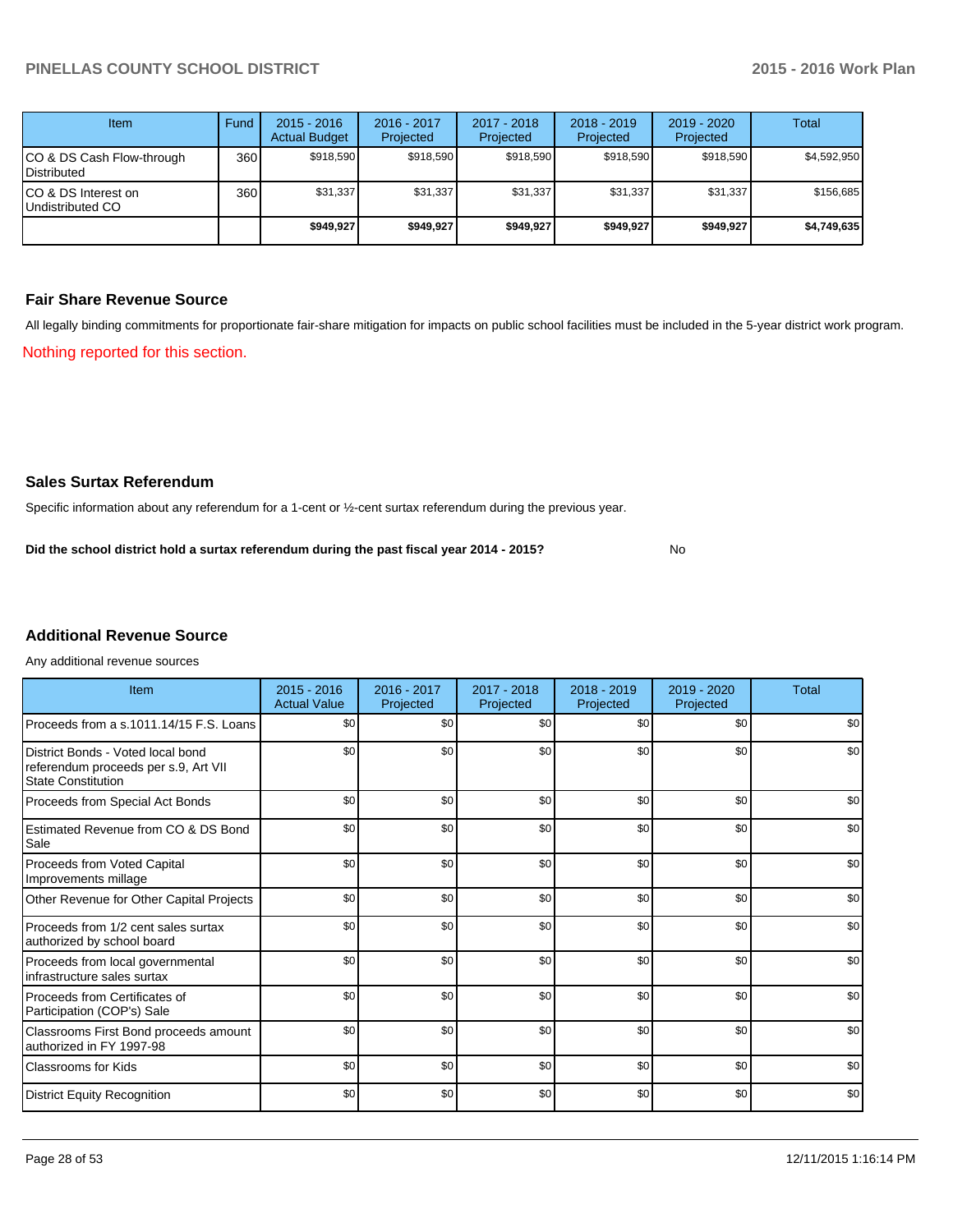| Item | Fund | 2015 - 2016 Actual Budget | 2016 - 2017 Projected | 2017 - 2018 Projected | 2018 - 2019 Projected | 2019 - 2020 Projected | Total |
|---|---|---|---|---|---|---|---|
| CO & DS Cash Flow-through Distributed | 360 | $918,590 | $918,590 | $918,590 | $918,590 | $918,590 | $4,592,950 |
| CO & DS Interest on Undistributed CO | 360 | $31,337 | $31,337 | $31,337 | $31,337 | $31,337 | $156,685 |
| | | **$949,927** | **$949,927** | **$949,927** | **$949,927** | **$949,927** | **$4,749,635** |

## Fair Share Revenue Source

All legally binding commitments for proportionate fair-share mitigation for impacts on public school facilities must be included in the 5-year district work program.

Nothing reported for this section.

## Sales Surtax Referendum

Specific information about any referendum for a 1-cent or ½-cent surtax referendum during the previous year.

**Did the school district hold a surtax referendum during the past fiscal year 2014 - 2015?** No

## Additional Revenue Source

Any additional revenue sources

| Item | 2015 - 2016 Actual Value | 2016 - 2017 Projected | 2017 - 2018 Projected | 2018 - 2019 Projected | 2019 - 2020 Projected | Total |
|---|---|---|---|---|---|---|
| Proceeds from a s.1011.14/15 F.S. Loans | $0 | $0 | $0 | $0 | $0 | $0 |
| District Bonds - Voted local bond referendum proceeds per s.9, Art VII State Constitution | $0 | $0 | $0 | $0 | $0 | $0 |
| Proceeds from Special Act Bonds | $0 | $0 | $0 | $0 | $0 | $0 |
| Estimated Revenue from CO & DS Bond Sale | $0 | $0 | $0 | $0 | $0 | $0 |
| Proceeds from Voted Capital Improvements millage | $0 | $0 | $0 | $0 | $0 | $0 |
| Other Revenue for Other Capital Projects | $0 | $0 | $0 | $0 | $0 | $0 |
| Proceeds from 1/2 cent sales surtax authorized by school board | $0 | $0 | $0 | $0 | $0 | $0 |
| Proceeds from local governmental infrastructure sales surtax | $0 | $0 | $0 | $0 | $0 | $0 |
| Proceeds from Certificates of Participation (COP's) Sale | $0 | $0 | $0 | $0 | $0 | $0 |
| Classrooms First Bond proceeds amount authorized in FY 1997-98 | $0 | $0 | $0 | $0 | $0 | $0 |
| Classrooms for Kids | $0 | $0 | $0 | $0 | $0 | $0 |
| District Equity Recognition | $0 | $0 | $0 | $0 | $0 | $0 |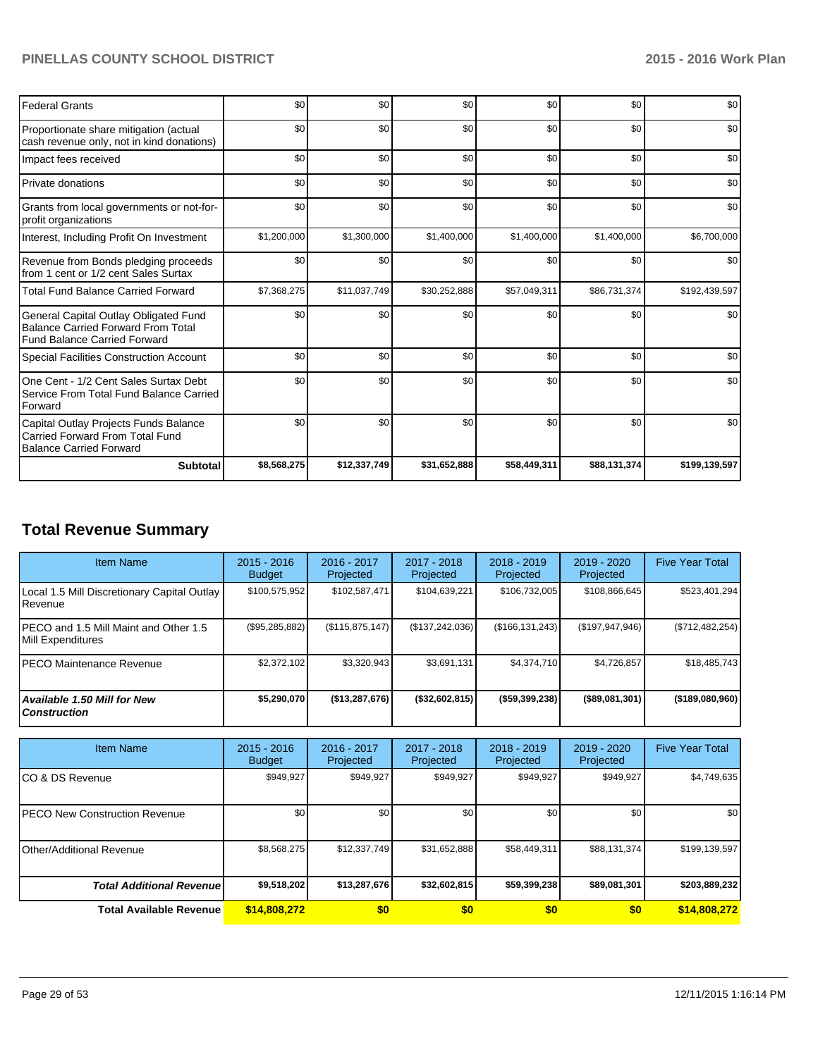| | | | | | | |
|---|---|---|---|---|---|---|
| Federal Grants | $0 | $0 | $0 | $0 | $0 | $0 |
| Proportionate share mitigation (actual cash revenue only, not in kind donations) | $0 | $0 | $0 | $0 | $0 | $0 |
| Impact fees received | $0 | $0 | $0 | $0 | $0 | $0 |
| Private donations | $0 | $0 | $0 | $0 | $0 | $0 |
| Grants from local governments or not-for-profit organizations | $0 | $0 | $0 | $0 | $0 | $0 |
| Interest, Including Profit On Investment | $1,200,000 | $1,300,000 | $1,400,000 | $1,400,000 | $1,400,000 | $6,700,000 |
| Revenue from Bonds pledging proceeds from 1 cent or 1/2 cent Sales Surtax | $0 | $0 | $0 | $0 | $0 | $0 |
| Total Fund Balance Carried Forward | $7,368,275 | $11,037,749 | $30,252,888 | $57,049,311 | $86,731,374 | $192,439,597 |
| General Capital Outlay Obligated Fund Balance Carried Forward From Total Fund Balance Carried Forward | $0 | $0 | $0 | $0 | $0 | $0 |
| Special Facilities Construction Account | $0 | $0 | $0 | $0 | $0 | $0 |
| One Cent - 1/2 Cent Sales Surtax Debt Service From Total Fund Balance Carried Forward | $0 | $0 | $0 | $0 | $0 | $0 |
| Capital Outlay Projects Funds Balance Carried Forward From Total Fund Balance Carried Forward | $0 | $0 | $0 | $0 | $0 | $0 |
| **Subtotal** | **$8,568,275** | **$12,337,749** | **$31,652,888** | **$58,449,311** | **$88,131,374** | **$199,139,597** |

## Total Revenue Summary

| Item Name | 2015 - 2016 Budget | 2016 - 2017 Projected | 2017 - 2018 Projected | 2018 - 2019 Projected | 2019 - 2020 Projected | Five Year Total |
|---|---|---|---|---|---|---|
| Local 1.5 Mill Discretionary Capital Outlay Revenue | $100,575,952 | $102,587,471 | $104,639,221 | $106,732,005 | $108,866,645 | $523,401,294 |
| PECO and 1.5 Mill Maint and Other 1.5 Mill Expenditures | ($95,285,882) | ($115,875,147) | ($137,242,036) | ($166,131,243) | ($197,947,946) | ($712,482,254) |
| PECO Maintenance Revenue | $2,372,102 | $3,320,943 | $3,691,131 | $4,374,710 | $4,726,857 | $18,485,743 |
| ***Available 1.50 Mill for New Construction*** | **$5,290,070** | **($13,287,676)** | **($32,602,815)** | **($59,399,238)** | **($89,081,301)** | **($189,080,960)** |

| Item Name | 2015 - 2016 Budget | 2016 - 2017 Projected | 2017 - 2018 Projected | 2018 - 2019 Projected | 2019 - 2020 Projected | Five Year Total |
|---|---|---|---|---|---|---|
| CO & DS Revenue | $949,927 | $949,927 | $949,927 | $949,927 | $949,927 | $4,749,635 |
| PECO New Construction Revenue | $0 | $0 | $0 | $0 | $0 | $0 |
| Other/Additional Revenue | $8,568,275 | $12,337,749 | $31,652,888 | $58,449,311 | $88,131,374 | $199,139,597 |
| ***Total Additional Revenue*** | **$9,518,202** | **$13,287,676** | **$32,602,815** | **$59,399,238** | **$89,081,301** | **$203,889,232** |
| **Total Available Revenue** | **$14,808,272** | **$0** | **$0** | **$0** | **$0** | **$14,808,272** |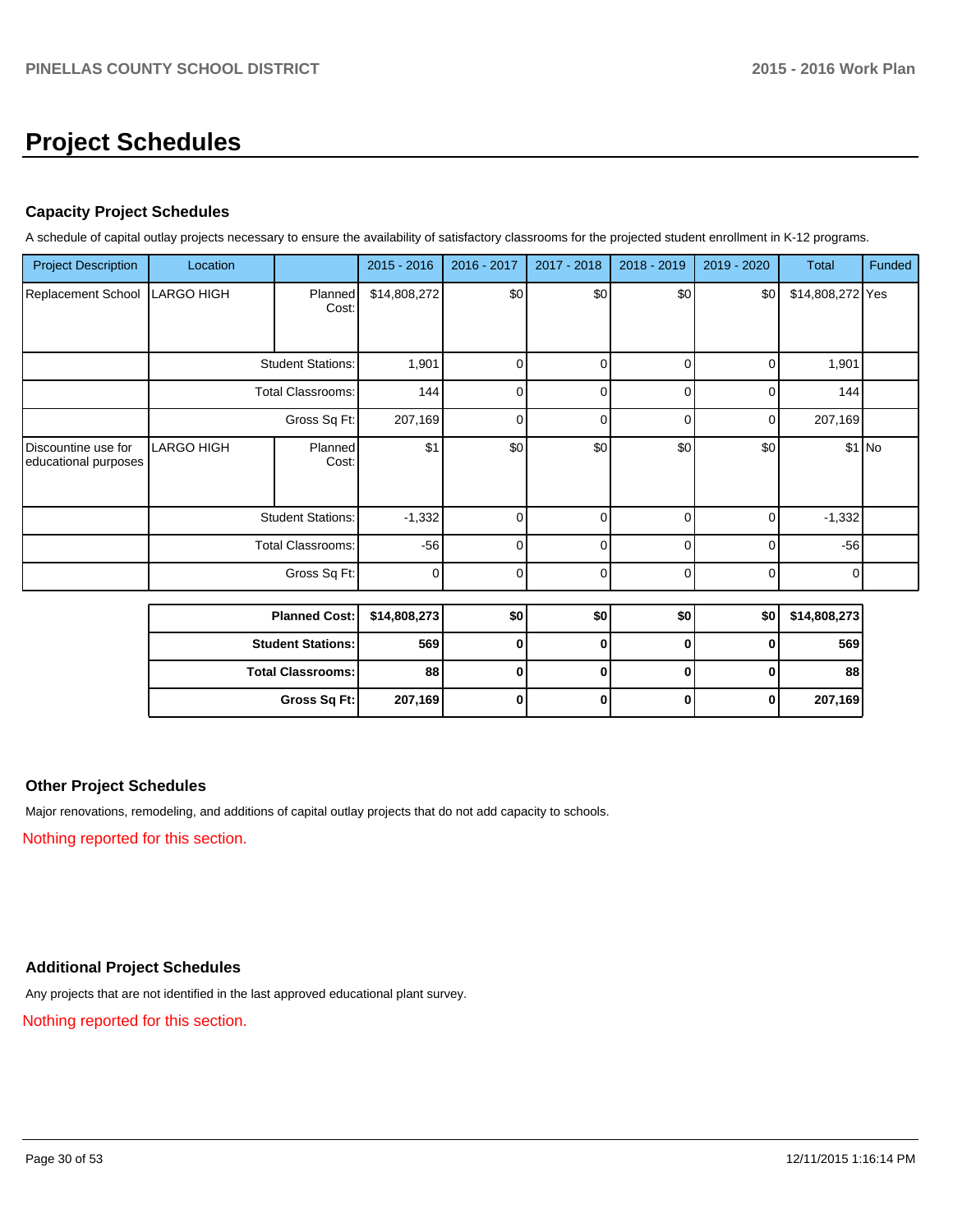# Project Schedules

### Capacity Project Schedules

A schedule of capital outlay projects necessary to ensure the availability of satisfactory classrooms for the projected student enrollment in K-12 programs.

| Project Description | Location | | 2015 - 2016 | 2016 - 2017 | 2017 - 2018 | 2018 - 2019 | 2019 - 2020 | Total | Funded |
|---|---|---|---|---|---|---|---|---|---|
| Replacement School | LARGO HIGH | Planned Cost: | $14,808,272 | $0 | $0 | $0 | $0 | $14,808,272 | Yes |
| | | Student Stations: | 1,901 | 0 | 0 | 0 | 0 | 1,901 | |
| | | Total Classrooms: | 144 | 0 | 0 | 0 | 0 | 144 | |
| | | Gross Sq Ft: | 207,169 | 0 | 0 | 0 | 0 | 207,169 | |
| Discountine use for educational purposes | LARGO HIGH | Planned Cost: | $1 | $0 | $0 | $0 | $0 | $1 | No |
| | | Student Stations: | -1,332 | 0 | 0 | 0 | 0 | -1,332 | |
| | | Total Classrooms: | -56 | 0 | 0 | 0 | 0 | -56 | |
| | | Gross Sq Ft: | 0 | 0 | 0 | 0 | 0 | 0 | |

| | 2015 - 2016 | 2016 - 2017 | 2017 - 2018 | 2018 - 2019 | 2019 - 2020 | Total |
|---|---|---|---|---|---|---|
| **Planned Cost:** | **$14,808,273** | **$0** | **$0** | **$0** | **$0** | **$14,808,273** |
| **Student Stations:** | **569** | **0** | **0** | **0** | **0** | **569** |
| **Total Classrooms:** | **88** | **0** | **0** | **0** | **0** | **88** |
| **Gross Sq Ft:** | **207,169** | **0** | **0** | **0** | **0** | **207,169** |

### Other Project Schedules

Major renovations, remodeling, and additions of capital outlay projects that do not add capacity to schools.

Nothing reported for this section.

### Additional Project Schedules

Any projects that are not identified in the last approved educational plant survey.

Nothing reported for this section.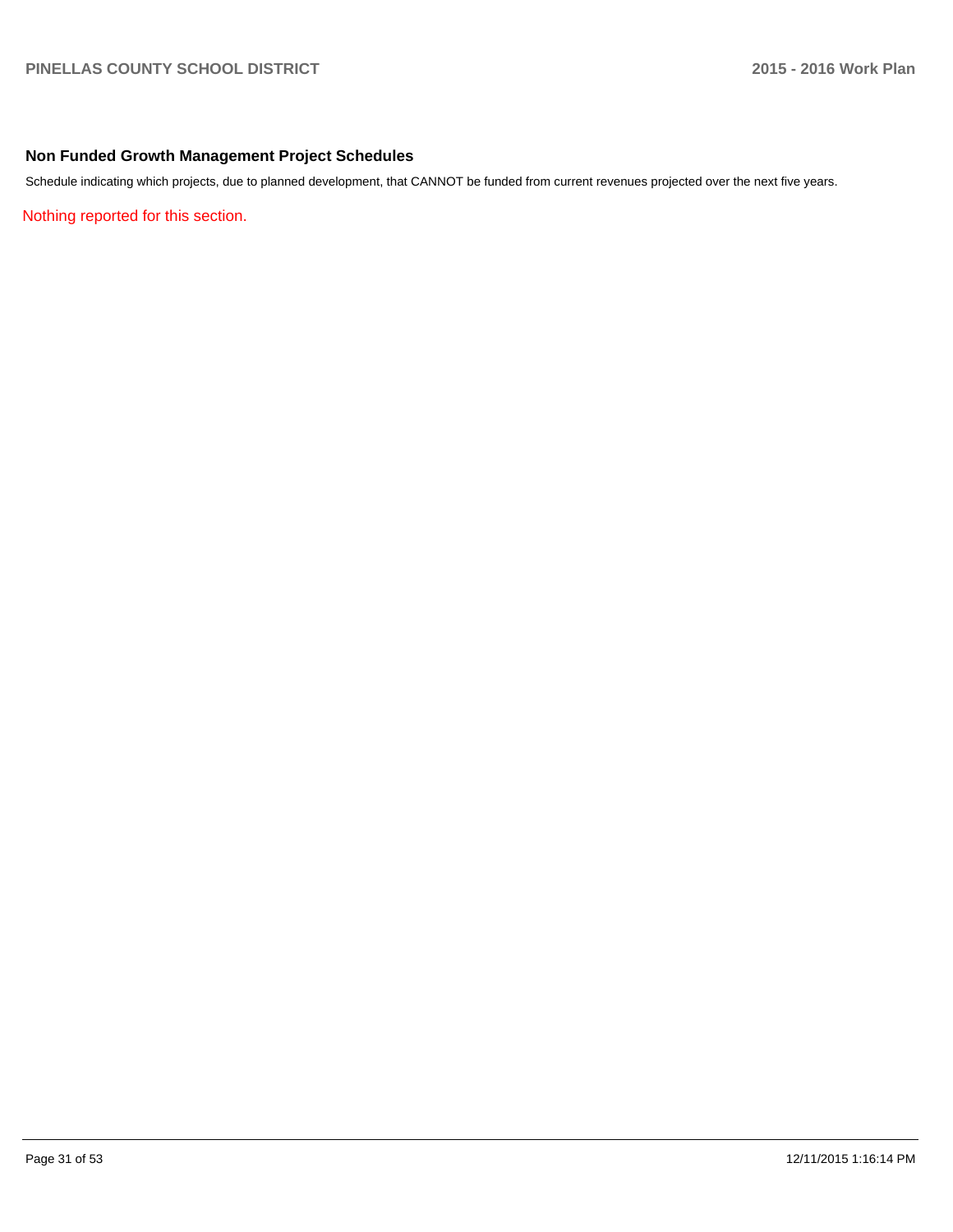## Non Funded Growth Management Project Schedules

Schedule indicating which projects, due to planned development, that CANNOT be funded from current revenues projected over the next five years.

Nothing reported for this section.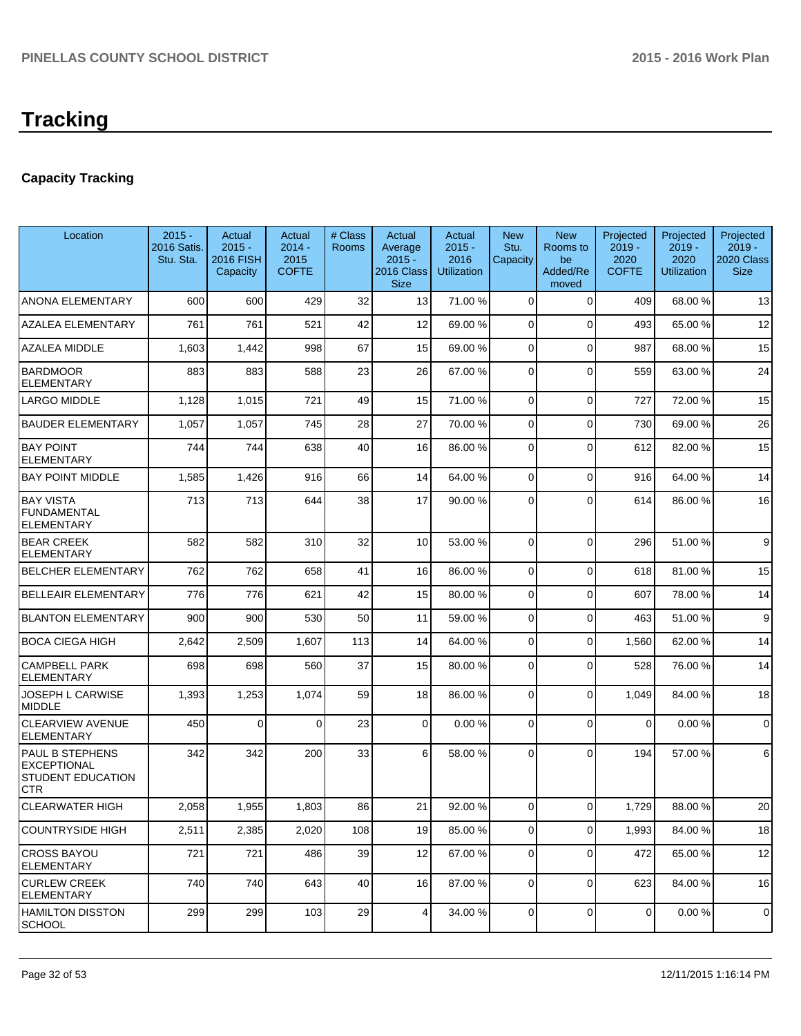# Tracking

## Capacity Tracking

| Location | 2015 - 2016 Satis. Stu. Sta. | Actual 2015 - 2016 FISH Capacity | Actual 2014 - 2015 COFTE | # Class Rooms | Actual Average 2015 - 2016 Class Size | Actual 2015 - 2016 Utilization | New Stu. Capacity | New Rooms to be Added/Removed | Projected 2019 - 2020 COFTE | Projected 2019 - 2020 Utilization | Projected 2019 - 2020 Class Size |
|---|---|---|---|---|---|---|---|---|---|---|---|
| ANONA ELEMENTARY | 600 | 600 | 429 | 32 | 13 | 71.00 % | 0 | 0 | 409 | 68.00 % | 13 |
| AZALEA ELEMENTARY | 761 | 761 | 521 | 42 | 12 | 69.00 % | 0 | 0 | 493 | 65.00 % | 12 |
| AZALEA MIDDLE | 1,603 | 1,442 | 998 | 67 | 15 | 69.00 % | 0 | 0 | 987 | 68.00 % | 15 |
| BARDMOOR ELEMENTARY | 883 | 883 | 588 | 23 | 26 | 67.00 % | 0 | 0 | 559 | 63.00 % | 24 |
| LARGO MIDDLE | 1,128 | 1,015 | 721 | 49 | 15 | 71.00 % | 0 | 0 | 727 | 72.00 % | 15 |
| BAUDER ELEMENTARY | 1,057 | 1,057 | 745 | 28 | 27 | 70.00 % | 0 | 0 | 730 | 69.00 % | 26 |
| BAY POINT ELEMENTARY | 744 | 744 | 638 | 40 | 16 | 86.00 % | 0 | 0 | 612 | 82.00 % | 15 |
| BAY POINT MIDDLE | 1,585 | 1,426 | 916 | 66 | 14 | 64.00 % | 0 | 0 | 916 | 64.00 % | 14 |
| BAY VISTA FUNDAMENTAL ELEMENTARY | 713 | 713 | 644 | 38 | 17 | 90.00 % | 0 | 0 | 614 | 86.00 % | 16 |
| BEAR CREEK ELEMENTARY | 582 | 582 | 310 | 32 | 10 | 53.00 % | 0 | 0 | 296 | 51.00 % | 9 |
| BELCHER ELEMENTARY | 762 | 762 | 658 | 41 | 16 | 86.00 % | 0 | 0 | 618 | 81.00 % | 15 |
| BELLEAIR ELEMENTARY | 776 | 776 | 621 | 42 | 15 | 80.00 % | 0 | 0 | 607 | 78.00 % | 14 |
| BLANTON ELEMENTARY | 900 | 900 | 530 | 50 | 11 | 59.00 % | 0 | 0 | 463 | 51.00 % | 9 |
| BOCA CIEGA HIGH | 2,642 | 2,509 | 1,607 | 113 | 14 | 64.00 % | 0 | 0 | 1,560 | 62.00 % | 14 |
| CAMPBELL PARK ELEMENTARY | 698 | 698 | 560 | 37 | 15 | 80.00 % | 0 | 0 | 528 | 76.00 % | 14 |
| JOSEPH L CARWISE MIDDLE | 1,393 | 1,253 | 1,074 | 59 | 18 | 86.00 % | 0 | 0 | 1,049 | 84.00 % | 18 |
| CLEARVIEW AVENUE ELEMENTARY | 450 | 0 | 0 | 23 | 0 | 0.00 % | 0 | 0 | 0 | 0.00 % | 0 |
| PAUL B STEPHENS EXCEPTIONAL STUDENT EDUCATION CTR | 342 | 342 | 200 | 33 | 6 | 58.00 % | 0 | 0 | 194 | 57.00 % | 6 |
| CLEARWATER HIGH | 2,058 | 1,955 | 1,803 | 86 | 21 | 92.00 % | 0 | 0 | 1,729 | 88.00 % | 20 |
| COUNTRYSIDE HIGH | 2,511 | 2,385 | 2,020 | 108 | 19 | 85.00 % | 0 | 0 | 1,993 | 84.00 % | 18 |
| CROSS BAYOU ELEMENTARY | 721 | 721 | 486 | 39 | 12 | 67.00 % | 0 | 0 | 472 | 65.00 % | 12 |
| CURLEW CREEK ELEMENTARY | 740 | 740 | 643 | 40 | 16 | 87.00 % | 0 | 0 | 623 | 84.00 % | 16 |
| HAMILTON DISSTON SCHOOL | 299 | 299 | 103 | 29 | 4 | 34.00 % | 0 | 0 | 0 | 0.00 % | 0 |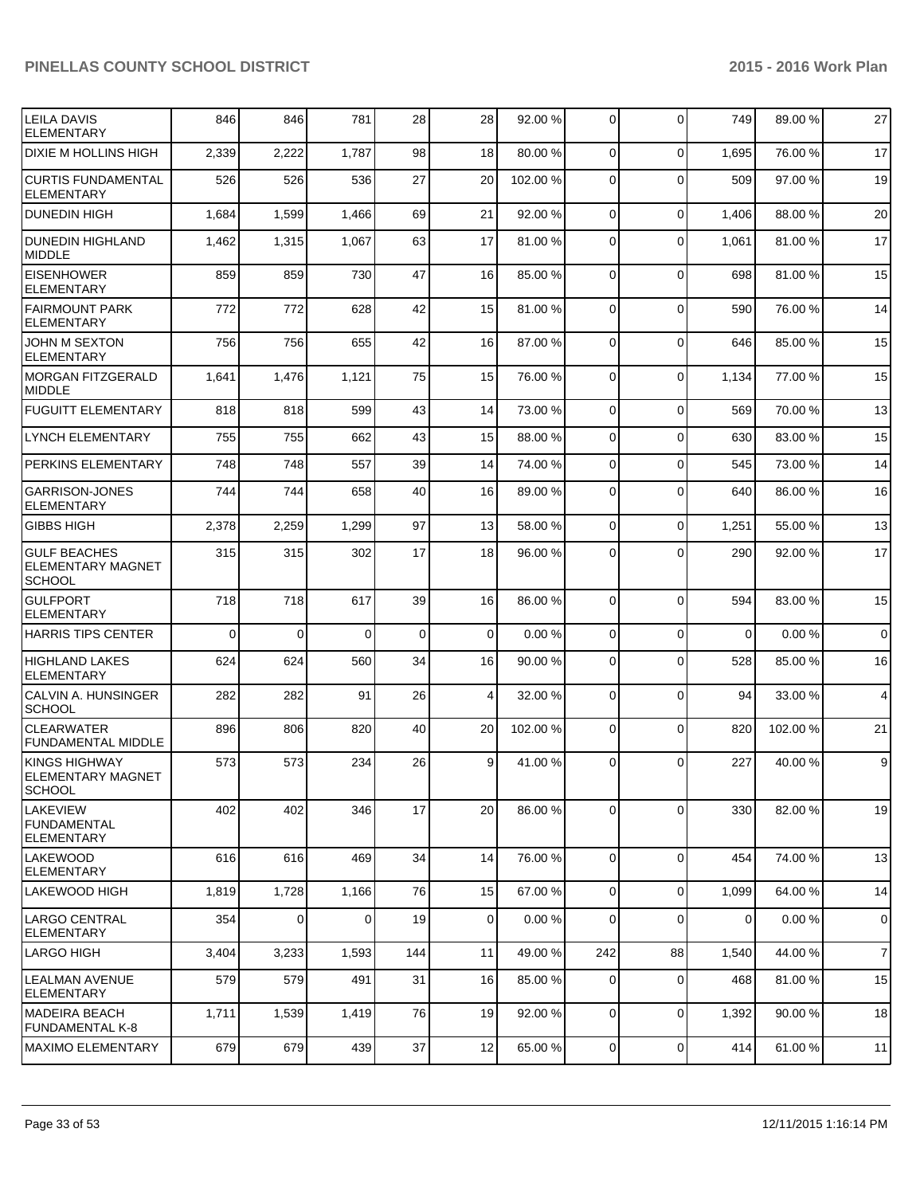| | | | | | | | | | | |
|---|---|---|---|---|---|---|---|---|---|---|
| LEILA DAVIS ELEMENTARY | 846 | 846 | 781 | 28 | 28 | 92.00 % | 0 | 0 | 749 | 89.00 % | 27 |
| DIXIE M HOLLINS HIGH | 2,339 | 2,222 | 1,787 | 98 | 18 | 80.00 % | 0 | 0 | 1,695 | 76.00 % | 17 |
| CURTIS FUNDAMENTAL ELEMENTARY | 526 | 526 | 536 | 27 | 20 | 102.00 % | 0 | 0 | 509 | 97.00 % | 19 |
| DUNEDIN HIGH | 1,684 | 1,599 | 1,466 | 69 | 21 | 92.00 % | 0 | 0 | 1,406 | 88.00 % | 20 |
| DUNEDIN HIGHLAND MIDDLE | 1,462 | 1,315 | 1,067 | 63 | 17 | 81.00 % | 0 | 0 | 1,061 | 81.00 % | 17 |
| EISENHOWER ELEMENTARY | 859 | 859 | 730 | 47 | 16 | 85.00 % | 0 | 0 | 698 | 81.00 % | 15 |
| FAIRMOUNT PARK ELEMENTARY | 772 | 772 | 628 | 42 | 15 | 81.00 % | 0 | 0 | 590 | 76.00 % | 14 |
| JOHN M SEXTON ELEMENTARY | 756 | 756 | 655 | 42 | 16 | 87.00 % | 0 | 0 | 646 | 85.00 % | 15 |
| MORGAN FITZGERALD MIDDLE | 1,641 | 1,476 | 1,121 | 75 | 15 | 76.00 % | 0 | 0 | 1,134 | 77.00 % | 15 |
| FUGUITT ELEMENTARY | 818 | 818 | 599 | 43 | 14 | 73.00 % | 0 | 0 | 569 | 70.00 % | 13 |
| LYNCH ELEMENTARY | 755 | 755 | 662 | 43 | 15 | 88.00 % | 0 | 0 | 630 | 83.00 % | 15 |
| PERKINS ELEMENTARY | 748 | 748 | 557 | 39 | 14 | 74.00 % | 0 | 0 | 545 | 73.00 % | 14 |
| GARRISON-JONES ELEMENTARY | 744 | 744 | 658 | 40 | 16 | 89.00 % | 0 | 0 | 640 | 86.00 % | 16 |
| GIBBS HIGH | 2,378 | 2,259 | 1,299 | 97 | 13 | 58.00 % | 0 | 0 | 1,251 | 55.00 % | 13 |
| GULF BEACHES ELEMENTARY MAGNET SCHOOL | 315 | 315 | 302 | 17 | 18 | 96.00 % | 0 | 0 | 290 | 92.00 % | 17 |
| GULFPORT ELEMENTARY | 718 | 718 | 617 | 39 | 16 | 86.00 % | 0 | 0 | 594 | 83.00 % | 15 |
| HARRIS TIPS CENTER | 0 | 0 | 0 | 0 | 0 | 0.00 % | 0 | 0 | 0 | 0.00 % | 0 |
| HIGHLAND LAKES ELEMENTARY | 624 | 624 | 560 | 34 | 16 | 90.00 % | 0 | 0 | 528 | 85.00 % | 16 |
| CALVIN A. HUNSINGER SCHOOL | 282 | 282 | 91 | 26 | 4 | 32.00 % | 0 | 0 | 94 | 33.00 % | 4 |
| CLEARWATER FUNDAMENTAL MIDDLE | 896 | 806 | 820 | 40 | 20 | 102.00 % | 0 | 0 | 820 | 102.00 % | 21 |
| KINGS HIGHWAY ELEMENTARY MAGNET SCHOOL | 573 | 573 | 234 | 26 | 9 | 41.00 % | 0 | 0 | 227 | 40.00 % | 9 |
| LAKEVIEW FUNDAMENTAL ELEMENTARY | 402 | 402 | 346 | 17 | 20 | 86.00 % | 0 | 0 | 330 | 82.00 % | 19 |
| LAKEWOOD ELEMENTARY | 616 | 616 | 469 | 34 | 14 | 76.00 % | 0 | 0 | 454 | 74.00 % | 13 |
| LAKEWOOD HIGH | 1,819 | 1,728 | 1,166 | 76 | 15 | 67.00 % | 0 | 0 | 1,099 | 64.00 % | 14 |
| LARGO CENTRAL ELEMENTARY | 354 | 0 | 0 | 19 | 0 | 0.00 % | 0 | 0 | 0 | 0.00 % | 0 |
| LARGO HIGH | 3,404 | 3,233 | 1,593 | 144 | 11 | 49.00 % | 242 | 88 | 1,540 | 44.00 % | 7 |
| LEALMAN AVENUE ELEMENTARY | 579 | 579 | 491 | 31 | 16 | 85.00 % | 0 | 0 | 468 | 81.00 % | 15 |
| MADEIRA BEACH FUNDAMENTAL K-8 | 1,711 | 1,539 | 1,419 | 76 | 19 | 92.00 % | 0 | 0 | 1,392 | 90.00 % | 18 |
| MAXIMO ELEMENTARY | 679 | 679 | 439 | 37 | 12 | 65.00 % | 0 | 0 | 414 | 61.00 % | 11 |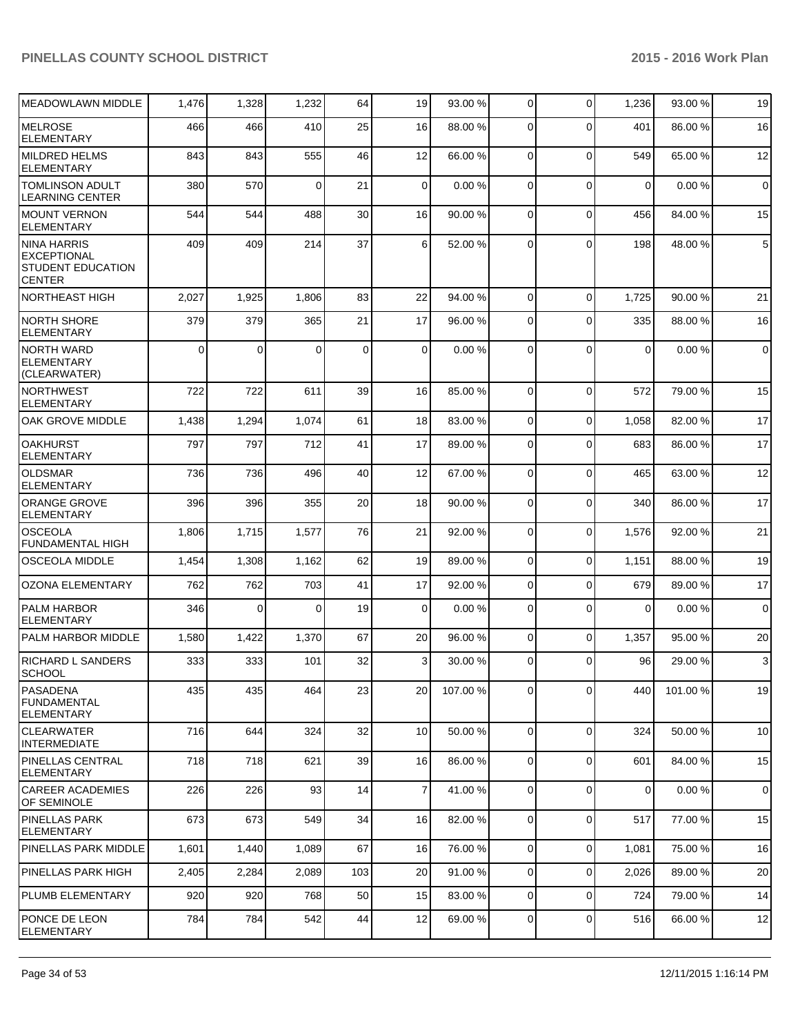| MEADOWLAWN MIDDLE | 1,476 | 1,328 | 1,232 | 64 | 19 | 93.00 % | 0 | 0 | 1,236 | 93.00 % | 19 |
|---|---|---|---|---|---|---|---|---|---|---|---|
| MELROSE ELEMENTARY | 466 | 466 | 410 | 25 | 16 | 88.00 % | 0 | 0 | 401 | 86.00 % | 16 |
| MILDRED HELMS ELEMENTARY | 843 | 843 | 555 | 46 | 12 | 66.00 % | 0 | 0 | 549 | 65.00 % | 12 |
| TOMLINSON ADULT LEARNING CENTER | 380 | 570 | 0 | 21 | 0 | 0.00 % | 0 | 0 | 0 | 0.00 % | 0 |
| MOUNT VERNON ELEMENTARY | 544 | 544 | 488 | 30 | 16 | 90.00 % | 0 | 0 | 456 | 84.00 % | 15 |
| NINA HARRIS EXCEPTIONAL STUDENT EDUCATION CENTER | 409 | 409 | 214 | 37 | 6 | 52.00 % | 0 | 0 | 198 | 48.00 % | 5 |
| NORTHEAST HIGH | 2,027 | 1,925 | 1,806 | 83 | 22 | 94.00 % | 0 | 0 | 1,725 | 90.00 % | 21 |
| NORTH SHORE ELEMENTARY | 379 | 379 | 365 | 21 | 17 | 96.00 % | 0 | 0 | 335 | 88.00 % | 16 |
| NORTH WARD ELEMENTARY (CLEARWATER) | 0 | 0 | 0 | 0 | 0 | 0.00 % | 0 | 0 | 0 | 0.00 % | 0 |
| NORTHWEST ELEMENTARY | 722 | 722 | 611 | 39 | 16 | 85.00 % | 0 | 0 | 572 | 79.00 % | 15 |
| OAK GROVE MIDDLE | 1,438 | 1,294 | 1,074 | 61 | 18 | 83.00 % | 0 | 0 | 1,058 | 82.00 % | 17 |
| OAKHURST ELEMENTARY | 797 | 797 | 712 | 41 | 17 | 89.00 % | 0 | 0 | 683 | 86.00 % | 17 |
| OLDSMAR ELEMENTARY | 736 | 736 | 496 | 40 | 12 | 67.00 % | 0 | 0 | 465 | 63.00 % | 12 |
| ORANGE GROVE ELEMENTARY | 396 | 396 | 355 | 20 | 18 | 90.00 % | 0 | 0 | 340 | 86.00 % | 17 |
| OSCEOLA FUNDAMENTAL HIGH | 1,806 | 1,715 | 1,577 | 76 | 21 | 92.00 % | 0 | 0 | 1,576 | 92.00 % | 21 |
| OSCEOLA MIDDLE | 1,454 | 1,308 | 1,162 | 62 | 19 | 89.00 % | 0 | 0 | 1,151 | 88.00 % | 19 |
| OZONA ELEMENTARY | 762 | 762 | 703 | 41 | 17 | 92.00 % | 0 | 0 | 679 | 89.00 % | 17 |
| PALM HARBOR ELEMENTARY | 346 | 0 | 0 | 19 | 0 | 0.00 % | 0 | 0 | 0 | 0.00 % | 0 |
| PALM HARBOR MIDDLE | 1,580 | 1,422 | 1,370 | 67 | 20 | 96.00 % | 0 | 0 | 1,357 | 95.00 % | 20 |
| RICHARD L SANDERS SCHOOL | 333 | 333 | 101 | 32 | 3 | 30.00 % | 0 | 0 | 96 | 29.00 % | 3 |
| PASADENA FUNDAMENTAL ELEMENTARY | 435 | 435 | 464 | 23 | 20 | 107.00 % | 0 | 0 | 440 | 101.00 % | 19 |
| CLEARWATER INTERMEDIATE | 716 | 644 | 324 | 32 | 10 | 50.00 % | 0 | 0 | 324 | 50.00 % | 10 |
| PINELLAS CENTRAL ELEMENTARY | 718 | 718 | 621 | 39 | 16 | 86.00 % | 0 | 0 | 601 | 84.00 % | 15 |
| CAREER ACADEMIES OF SEMINOLE | 226 | 226 | 93 | 14 | 7 | 41.00 % | 0 | 0 | 0 | 0.00 % | 0 |
| PINELLAS PARK ELEMENTARY | 673 | 673 | 549 | 34 | 16 | 82.00 % | 0 | 0 | 517 | 77.00 % | 15 |
| PINELLAS PARK MIDDLE | 1,601 | 1,440 | 1,089 | 67 | 16 | 76.00 % | 0 | 0 | 1,081 | 75.00 % | 16 |
| PINELLAS PARK HIGH | 2,405 | 2,284 | 2,089 | 103 | 20 | 91.00 % | 0 | 0 | 2,026 | 89.00 % | 20 |
| PLUMB ELEMENTARY | 920 | 920 | 768 | 50 | 15 | 83.00 % | 0 | 0 | 724 | 79.00 % | 14 |
| PONCE DE LEON ELEMENTARY | 784 | 784 | 542 | 44 | 12 | 69.00 % | 0 | 0 | 516 | 66.00 % | 12 |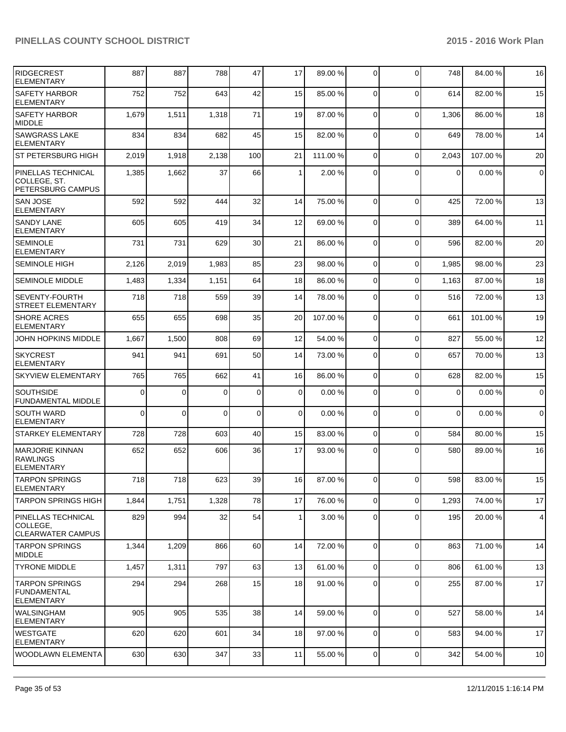| RIDGECREST ELEMENTARY | 887 | 887 | 788 | 47 | 17 | 89.00 % | 0 | 0 | 748 | 84.00 % | 16 |
|---|---|---|---|---|---|---|---|---|---|---|---|
| SAFETY HARBOR ELEMENTARY | 752 | 752 | 643 | 42 | 15 | 85.00 % | 0 | 0 | 614 | 82.00 % | 15 |
| SAFETY HARBOR MIDDLE | 1,679 | 1,511 | 1,318 | 71 | 19 | 87.00 % | 0 | 0 | 1,306 | 86.00 % | 18 |
| SAWGRASS LAKE ELEMENTARY | 834 | 834 | 682 | 45 | 15 | 82.00 % | 0 | 0 | 649 | 78.00 % | 14 |
| ST PETERSBURG HIGH | 2,019 | 1,918 | 2,138 | 100 | 21 | 111.00 % | 0 | 0 | 2,043 | 107.00 % | 20 |
| PINELLAS TECHNICAL COLLEGE, ST. PETERSBURG CAMPUS | 1,385 | 1,662 | 37 | 66 | 1 | 2.00 % | 0 | 0 | 0 | 0.00 % | 0 |
| SAN JOSE ELEMENTARY | 592 | 592 | 444 | 32 | 14 | 75.00 % | 0 | 0 | 425 | 72.00 % | 13 |
| SANDY LANE ELEMENTARY | 605 | 605 | 419 | 34 | 12 | 69.00 % | 0 | 0 | 389 | 64.00 % | 11 |
| SEMINOLE ELEMENTARY | 731 | 731 | 629 | 30 | 21 | 86.00 % | 0 | 0 | 596 | 82.00 % | 20 |
| SEMINOLE HIGH | 2,126 | 2,019 | 1,983 | 85 | 23 | 98.00 % | 0 | 0 | 1,985 | 98.00 % | 23 |
| SEMINOLE MIDDLE | 1,483 | 1,334 | 1,151 | 64 | 18 | 86.00 % | 0 | 0 | 1,163 | 87.00 % | 18 |
| SEVENTY-FOURTH STREET ELEMENTARY | 718 | 718 | 559 | 39 | 14 | 78.00 % | 0 | 0 | 516 | 72.00 % | 13 |
| SHORE ACRES ELEMENTARY | 655 | 655 | 698 | 35 | 20 | 107.00 % | 0 | 0 | 661 | 101.00 % | 19 |
| JOHN HOPKINS MIDDLE | 1,667 | 1,500 | 808 | 69 | 12 | 54.00 % | 0 | 0 | 827 | 55.00 % | 12 |
| SKYCREST ELEMENTARY | 941 | 941 | 691 | 50 | 14 | 73.00 % | 0 | 0 | 657 | 70.00 % | 13 |
| SKYVIEW ELEMENTARY | 765 | 765 | 662 | 41 | 16 | 86.00 % | 0 | 0 | 628 | 82.00 % | 15 |
| SOUTHSIDE FUNDAMENTAL MIDDLE | 0 | 0 | 0 | 0 | 0 | 0.00 % | 0 | 0 | 0 | 0.00 % | 0 |
| SOUTH WARD ELEMENTARY | 0 | 0 | 0 | 0 | 0 | 0.00 % | 0 | 0 | 0 | 0.00 % | 0 |
| STARKEY ELEMENTARY | 728 | 728 | 603 | 40 | 15 | 83.00 % | 0 | 0 | 584 | 80.00 % | 15 |
| MARJORIE KINNAN RAWLINGS ELEMENTARY | 652 | 652 | 606 | 36 | 17 | 93.00 % | 0 | 0 | 580 | 89.00 % | 16 |
| TARPON SPRINGS ELEMENTARY | 718 | 718 | 623 | 39 | 16 | 87.00 % | 0 | 0 | 598 | 83.00 % | 15 |
| TARPON SPRINGS HIGH | 1,844 | 1,751 | 1,328 | 78 | 17 | 76.00 % | 0 | 0 | 1,293 | 74.00 % | 17 |
| PINELLAS TECHNICAL COLLEGE, CLEARWATER CAMPUS | 829 | 994 | 32 | 54 | 1 | 3.00 % | 0 | 0 | 195 | 20.00 % | 4 |
| TARPON SPRINGS MIDDLE | 1,344 | 1,209 | 866 | 60 | 14 | 72.00 % | 0 | 0 | 863 | 71.00 % | 14 |
| TYRONE MIDDLE | 1,457 | 1,311 | 797 | 63 | 13 | 61.00 % | 0 | 0 | 806 | 61.00 % | 13 |
| TARPON SPRINGS FUNDAMENTAL ELEMENTARY | 294 | 294 | 268 | 15 | 18 | 91.00 % | 0 | 0 | 255 | 87.00 % | 17 |
| WALSINGHAM ELEMENTARY | 905 | 905 | 535 | 38 | 14 | 59.00 % | 0 | 0 | 527 | 58.00 % | 14 |
| WESTGATE ELEMENTARY | 620 | 620 | 601 | 34 | 18 | 97.00 % | 0 | 0 | 583 | 94.00 % | 17 |
| WOODLAWN ELEMENTA | 630 | 630 | 347 | 33 | 11 | 55.00 % | 0 | 0 | 342 | 54.00 % | 10 |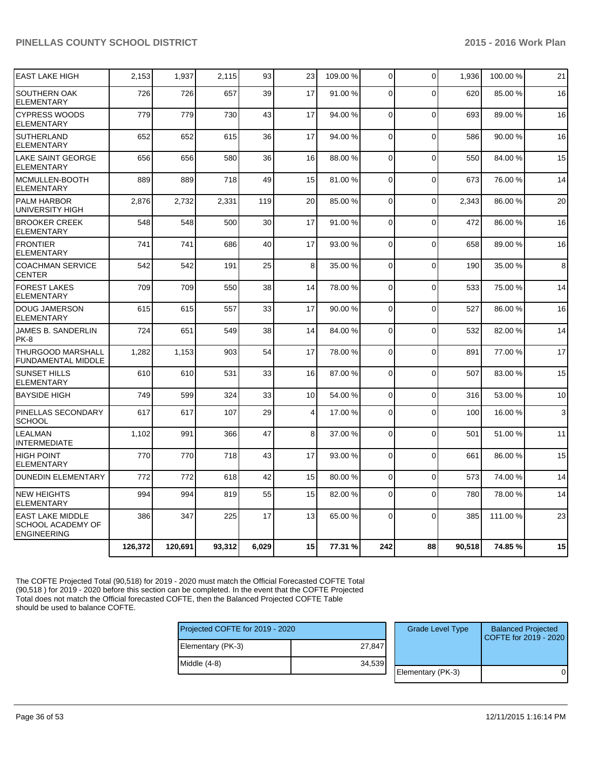| | | | | | | | | | | |
|---|---|---|---|---|---|---|---|---|---|---|
| EAST LAKE HIGH | 2,153 | 1,937 | 2,115 | 93 | 23 | 109.00 % | 0 | 0 | 1,936 | 100.00 % | 21 |
| SOUTHERN OAK ELEMENTARY | 726 | 726 | 657 | 39 | 17 | 91.00 % | 0 | 0 | 620 | 85.00 % | 16 |
| CYPRESS WOODS ELEMENTARY | 779 | 779 | 730 | 43 | 17 | 94.00 % | 0 | 0 | 693 | 89.00 % | 16 |
| SUTHERLAND ELEMENTARY | 652 | 652 | 615 | 36 | 17 | 94.00 % | 0 | 0 | 586 | 90.00 % | 16 |
| LAKE SAINT GEORGE ELEMENTARY | 656 | 656 | 580 | 36 | 16 | 88.00 % | 0 | 0 | 550 | 84.00 % | 15 |
| MCMULLEN-BOOTH ELEMENTARY | 889 | 889 | 718 | 49 | 15 | 81.00 % | 0 | 0 | 673 | 76.00 % | 14 |
| PALM HARBOR UNIVERSITY HIGH | 2,876 | 2,732 | 2,331 | 119 | 20 | 85.00 % | 0 | 0 | 2,343 | 86.00 % | 20 |
| BROOKER CREEK ELEMENTARY | 548 | 548 | 500 | 30 | 17 | 91.00 % | 0 | 0 | 472 | 86.00 % | 16 |
| FRONTIER ELEMENTARY | 741 | 741 | 686 | 40 | 17 | 93.00 % | 0 | 0 | 658 | 89.00 % | 16 |
| COACHMAN SERVICE CENTER | 542 | 542 | 191 | 25 | 8 | 35.00 % | 0 | 0 | 190 | 35.00 % | 8 |
| FOREST LAKES ELEMENTARY | 709 | 709 | 550 | 38 | 14 | 78.00 % | 0 | 0 | 533 | 75.00 % | 14 |
| DOUG JAMERSON ELEMENTARY | 615 | 615 | 557 | 33 | 17 | 90.00 % | 0 | 0 | 527 | 86.00 % | 16 |
| JAMES B. SANDERLIN PK-8 | 724 | 651 | 549 | 38 | 14 | 84.00 % | 0 | 0 | 532 | 82.00 % | 14 |
| THURGOOD MARSHALL FUNDAMENTAL MIDDLE | 1,282 | 1,153 | 903 | 54 | 17 | 78.00 % | 0 | 0 | 891 | 77.00 % | 17 |
| SUNSET HILLS ELEMENTARY | 610 | 610 | 531 | 33 | 16 | 87.00 % | 0 | 0 | 507 | 83.00 % | 15 |
| BAYSIDE HIGH | 749 | 599 | 324 | 33 | 10 | 54.00 % | 0 | 0 | 316 | 53.00 % | 10 |
| PINELLAS SECONDARY SCHOOL | 617 | 617 | 107 | 29 | 4 | 17.00 % | 0 | 0 | 100 | 16.00 % | 3 |
| LEALMAN INTERMEDIATE | 1,102 | 991 | 366 | 47 | 8 | 37.00 % | 0 | 0 | 501 | 51.00 % | 11 |
| HIGH POINT ELEMENTARY | 770 | 770 | 718 | 43 | 17 | 93.00 % | 0 | 0 | 661 | 86.00 % | 15 |
| DUNEDIN ELEMENTARY | 772 | 772 | 618 | 42 | 15 | 80.00 % | 0 | 0 | 573 | 74.00 % | 14 |
| NEW HEIGHTS ELEMENTARY | 994 | 994 | 819 | 55 | 15 | 82.00 % | 0 | 0 | 780 | 78.00 % | 14 |
| EAST LAKE MIDDLE SCHOOL ACADEMY OF ENGINEERING | 386 | 347 | 225 | 17 | 13 | 65.00 % | 0 | 0 | 385 | 111.00 % | 23 |
| | **126,372** | **120,691** | **93,312** | **6,029** | **15** | **77.31 %** | **242** | **88** | **90,518** | **74.85 %** | **15** |

The COFTE Projected Total (90,518) for 2019 - 2020 must match the Official Forecasted COFTE Total (90,518 ) for 2019 - 2020 before this section can be completed. In the event that the COFTE Projected Total does not match the Official forecasted COFTE, then the Balanced Projected COFTE Table should be used to balance COFTE.

| Projected COFTE for 2019 - 2020 | |
|---|---|
| Elementary (PK-3) | 27,847 |
| Middle (4-8) | 34,539 |

| Grade Level Type | Balanced Projected COFTE for 2019 - 2020 |
|---|---|
| Elementary (PK-3) | 0 |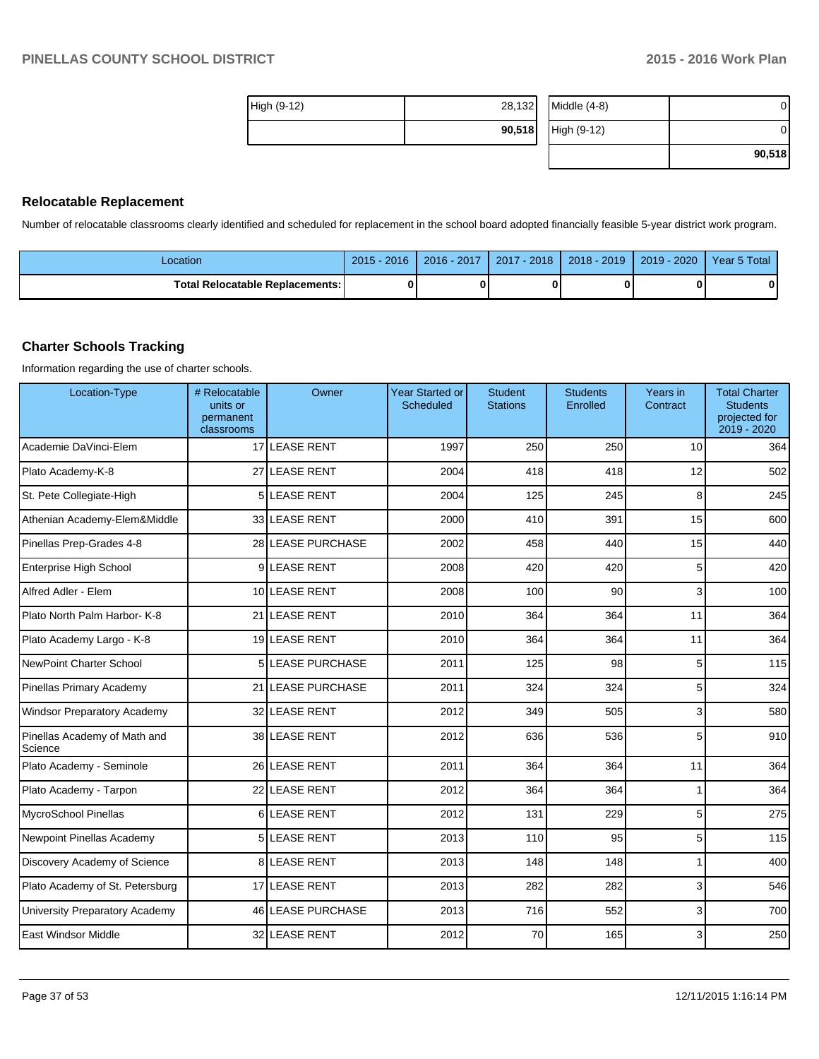| High (9-12) | 28,132 |
|---|---|
| | **90,518** |

| Middle (4-8) | 0 |
|---|---|
| High (9-12) | 0 |
| | **90,518** |

## Relocatable Replacement

Number of relocatable classrooms clearly identified and scheduled for replacement in the school board adopted financially feasible 5-year district work program.

| Location | 2015 - 2016 | 2016 - 2017 | 2017 - 2018 | 2018 - 2019 | 2019 - 2020 | Year 5 Total |
|---|---|---|---|---|---|---|
| **Total Relocatable Replacements:** | **0** | **0** | **0** | **0** | **0** | **0** |

## Charter Schools Tracking

Information regarding the use of charter schools.

| Location-Type | # Relocatable units or permanent classrooms | Owner | Year Started or Scheduled | Student Stations | Students Enrolled | Years in Contract | Total Charter Students projected for 2019 - 2020 |
|---|---|---|---|---|---|---|---|
| Academie DaVinci-Elem | 17 | LEASE RENT | 1997 | 250 | 250 | 10 | 364 |
| Plato Academy-K-8 | 27 | LEASE RENT | 2004 | 418 | 418 | 12 | 502 |
| St. Pete Collegiate-High | 5 | LEASE RENT | 2004 | 125 | 245 | 8 | 245 |
| Athenian Academy-Elem&Middle | 33 | LEASE RENT | 2000 | 410 | 391 | 15 | 600 |
| Pinellas Prep-Grades 4-8 | 28 | LEASE PURCHASE | 2002 | 458 | 440 | 15 | 440 |
| Enterprise High School | 9 | LEASE RENT | 2008 | 420 | 420 | 5 | 420 |
| Alfred Adler - Elem | 10 | LEASE RENT | 2008 | 100 | 90 | 3 | 100 |
| Plato North Palm Harbor- K-8 | 21 | LEASE RENT | 2010 | 364 | 364 | 11 | 364 |
| Plato Academy Largo - K-8 | 19 | LEASE RENT | 2010 | 364 | 364 | 11 | 364 |
| NewPoint Charter School | 5 | LEASE PURCHASE | 2011 | 125 | 98 | 5 | 115 |
| Pinellas Primary Academy | 21 | LEASE PURCHASE | 2011 | 324 | 324 | 5 | 324 |
| Windsor Preparatory Academy | 32 | LEASE RENT | 2012 | 349 | 505 | 3 | 580 |
| Pinellas Academy of Math and Science | 38 | LEASE RENT | 2012 | 636 | 536 | 5 | 910 |
| Plato Academy - Seminole | 26 | LEASE RENT | 2011 | 364 | 364 | 11 | 364 |
| Plato Academy - Tarpon | 22 | LEASE RENT | 2012 | 364 | 364 | 1 | 364 |
| MycroSchool Pinellas | 6 | LEASE RENT | 2012 | 131 | 229 | 5 | 275 |
| Newpoint Pinellas Academy | 5 | LEASE RENT | 2013 | 110 | 95 | 5 | 115 |
| Discovery Academy of Science | 8 | LEASE RENT | 2013 | 148 | 148 | 1 | 400 |
| Plato Academy of St. Petersburg | 17 | LEASE RENT | 2013 | 282 | 282 | 3 | 546 |
| University Preparatory Academy | 46 | LEASE PURCHASE | 2013 | 716 | 552 | 3 | 700 |
| East Windsor Middle | 32 | LEASE RENT | 2012 | 70 | 165 | 3 | 250 |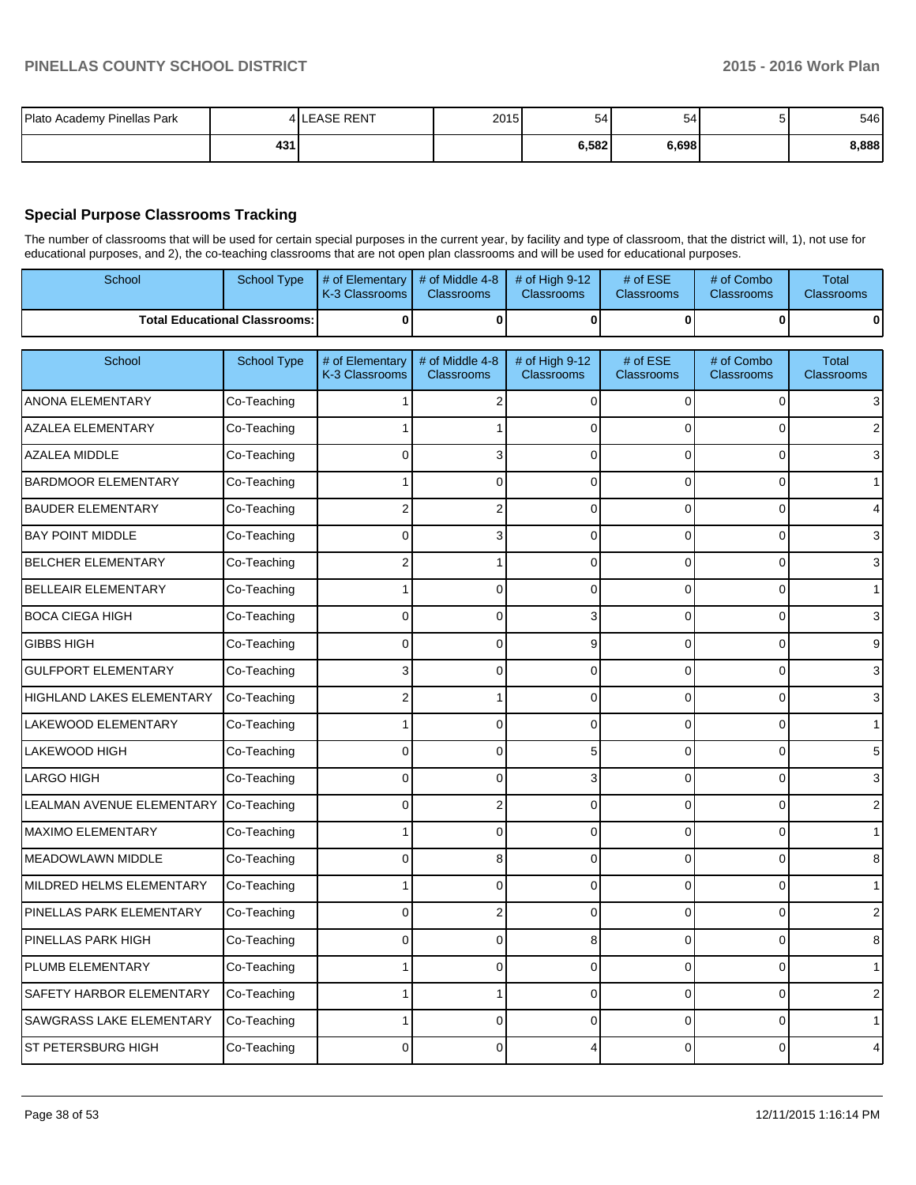| Plato Academy Pinellas Park | 4 | LEASE RENT | 2015 | 54 | 54 | 5 | 546 |
|---|---|---|---|---|---|---|---|
| | 431 | | | 6,582 | 6,698 | | 8,888 |

## Special Purpose Classrooms Tracking

The number of classrooms that will be used for certain special purposes in the current year, by facility and type of classroom, that the district will, 1), not use for educational purposes, and 2), the co-teaching classrooms that are not open plan classrooms and will be used for educational purposes.

| School | School Type | # of Elementary K-3 Classrooms | # of Middle 4-8 Classrooms | # of High 9-12 Classrooms | # of ESE Classrooms | # of Combo Classrooms | Total Classrooms |
|---|---|---|---|---|---|---|---|
| **Total Educational Classrooms:** | | **0** | **0** | **0** | **0** | **0** | **0** |

| School | School Type | # of Elementary K-3 Classrooms | # of Middle 4-8 Classrooms | # of High 9-12 Classrooms | # of ESE Classrooms | # of Combo Classrooms | Total Classrooms |
|---|---|---|---|---|---|---|---|
| ANONA ELEMENTARY | Co-Teaching | 1 | 2 | 0 | 0 | 0 | 3 |
| AZALEA ELEMENTARY | Co-Teaching | 1 | 1 | 0 | 0 | 0 | 2 |
| AZALEA MIDDLE | Co-Teaching | 0 | 3 | 0 | 0 | 0 | 3 |
| BARDMOOR ELEMENTARY | Co-Teaching | 1 | 0 | 0 | 0 | 0 | 1 |
| BAUDER ELEMENTARY | Co-Teaching | 2 | 2 | 0 | 0 | 0 | 4 |
| BAY POINT MIDDLE | Co-Teaching | 0 | 3 | 0 | 0 | 0 | 3 |
| BELCHER ELEMENTARY | Co-Teaching | 2 | 1 | 0 | 0 | 0 | 3 |
| BELLEAIR ELEMENTARY | Co-Teaching | 1 | 0 | 0 | 0 | 0 | 1 |
| BOCA CIEGA HIGH | Co-Teaching | 0 | 0 | 3 | 0 | 0 | 3 |
| GIBBS HIGH | Co-Teaching | 0 | 0 | 9 | 0 | 0 | 9 |
| GULFPORT ELEMENTARY | Co-Teaching | 3 | 0 | 0 | 0 | 0 | 3 |
| HIGHLAND LAKES ELEMENTARY | Co-Teaching | 2 | 1 | 0 | 0 | 0 | 3 |
| LAKEWOOD ELEMENTARY | Co-Teaching | 1 | 0 | 0 | 0 | 0 | 1 |
| LAKEWOOD HIGH | Co-Teaching | 0 | 0 | 5 | 0 | 0 | 5 |
| LARGO HIGH | Co-Teaching | 0 | 0 | 3 | 0 | 0 | 3 |
| LEALMAN AVENUE ELEMENTARY | Co-Teaching | 0 | 2 | 0 | 0 | 0 | 2 |
| MAXIMO ELEMENTARY | Co-Teaching | 1 | 0 | 0 | 0 | 0 | 1 |
| MEADOWLAWN MIDDLE | Co-Teaching | 0 | 8 | 0 | 0 | 0 | 8 |
| MILDRED HELMS ELEMENTARY | Co-Teaching | 1 | 0 | 0 | 0 | 0 | 1 |
| PINELLAS PARK ELEMENTARY | Co-Teaching | 0 | 2 | 0 | 0 | 0 | 2 |
| PINELLAS PARK HIGH | Co-Teaching | 0 | 0 | 8 | 0 | 0 | 8 |
| PLUMB ELEMENTARY | Co-Teaching | 1 | 0 | 0 | 0 | 0 | 1 |
| SAFETY HARBOR ELEMENTARY | Co-Teaching | 1 | 1 | 0 | 0 | 0 | 2 |
| SAWGRASS LAKE ELEMENTARY | Co-Teaching | 1 | 0 | 0 | 0 | 0 | 1 |
| ST PETERSBURG HIGH | Co-Teaching | 0 | 0 | 4 | 0 | 0 | 4 |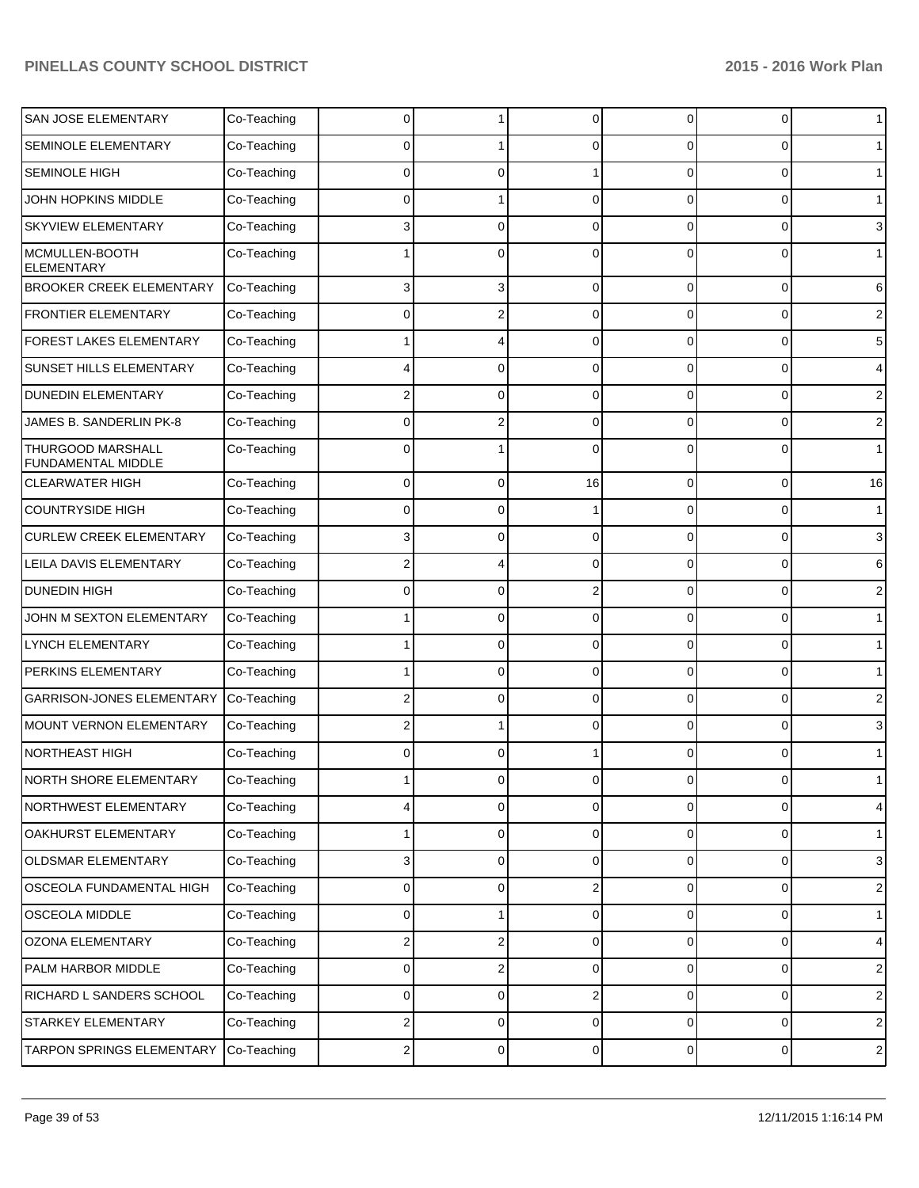| | | | | | | | |
|---|---|---|---|---|---|---|---|
| SAN JOSE ELEMENTARY | Co-Teaching | 0 | 1 | 0 | 0 | 0 | 1 |
| SEMINOLE ELEMENTARY | Co-Teaching | 0 | 1 | 0 | 0 | 0 | 1 |
| SEMINOLE HIGH | Co-Teaching | 0 | 0 | 1 | 0 | 0 | 1 |
| JOHN HOPKINS MIDDLE | Co-Teaching | 0 | 1 | 0 | 0 | 0 | 1 |
| SKYVIEW ELEMENTARY | Co-Teaching | 3 | 0 | 0 | 0 | 0 | 3 |
| MCMULLEN-BOOTH ELEMENTARY | Co-Teaching | 1 | 0 | 0 | 0 | 0 | 1 |
| BROOKER CREEK ELEMENTARY | Co-Teaching | 3 | 3 | 0 | 0 | 0 | 6 |
| FRONTIER ELEMENTARY | Co-Teaching | 0 | 2 | 0 | 0 | 0 | 2 |
| FOREST LAKES ELEMENTARY | Co-Teaching | 1 | 4 | 0 | 0 | 0 | 5 |
| SUNSET HILLS ELEMENTARY | Co-Teaching | 4 | 0 | 0 | 0 | 0 | 4 |
| DUNEDIN ELEMENTARY | Co-Teaching | 2 | 0 | 0 | 0 | 0 | 2 |
| JAMES B. SANDERLIN PK-8 | Co-Teaching | 0 | 2 | 0 | 0 | 0 | 2 |
| THURGOOD MARSHALL FUNDAMENTAL MIDDLE | Co-Teaching | 0 | 1 | 0 | 0 | 0 | 1 |
| CLEARWATER HIGH | Co-Teaching | 0 | 0 | 16 | 0 | 0 | 16 |
| COUNTRYSIDE HIGH | Co-Teaching | 0 | 0 | 1 | 0 | 0 | 1 |
| CURLEW CREEK ELEMENTARY | Co-Teaching | 3 | 0 | 0 | 0 | 0 | 3 |
| LEILA DAVIS ELEMENTARY | Co-Teaching | 2 | 4 | 0 | 0 | 0 | 6 |
| DUNEDIN HIGH | Co-Teaching | 0 | 0 | 2 | 0 | 0 | 2 |
| JOHN M SEXTON ELEMENTARY | Co-Teaching | 1 | 0 | 0 | 0 | 0 | 1 |
| LYNCH ELEMENTARY | Co-Teaching | 1 | 0 | 0 | 0 | 0 | 1 |
| PERKINS ELEMENTARY | Co-Teaching | 1 | 0 | 0 | 0 | 0 | 1 |
| GARRISON-JONES ELEMENTARY | Co-Teaching | 2 | 0 | 0 | 0 | 0 | 2 |
| MOUNT VERNON ELEMENTARY | Co-Teaching | 2 | 1 | 0 | 0 | 0 | 3 |
| NORTHEAST HIGH | Co-Teaching | 0 | 0 | 1 | 0 | 0 | 1 |
| NORTH SHORE ELEMENTARY | Co-Teaching | 1 | 0 | 0 | 0 | 0 | 1 |
| NORTHWEST ELEMENTARY | Co-Teaching | 4 | 0 | 0 | 0 | 0 | 4 |
| OAKHURST ELEMENTARY | Co-Teaching | 1 | 0 | 0 | 0 | 0 | 1 |
| OLDSMAR ELEMENTARY | Co-Teaching | 3 | 0 | 0 | 0 | 0 | 3 |
| OSCEOLA FUNDAMENTAL HIGH | Co-Teaching | 0 | 0 | 2 | 0 | 0 | 2 |
| OSCEOLA MIDDLE | Co-Teaching | 0 | 1 | 0 | 0 | 0 | 1 |
| OZONA ELEMENTARY | Co-Teaching | 2 | 2 | 0 | 0 | 0 | 4 |
| PALM HARBOR MIDDLE | Co-Teaching | 0 | 2 | 0 | 0 | 0 | 2 |
| RICHARD L SANDERS SCHOOL | Co-Teaching | 0 | 0 | 2 | 0 | 0 | 2 |
| STARKEY ELEMENTARY | Co-Teaching | 2 | 0 | 0 | 0 | 0 | 2 |
| TARPON SPRINGS ELEMENTARY | Co-Teaching | 2 | 0 | 0 | 0 | 0 | 2 |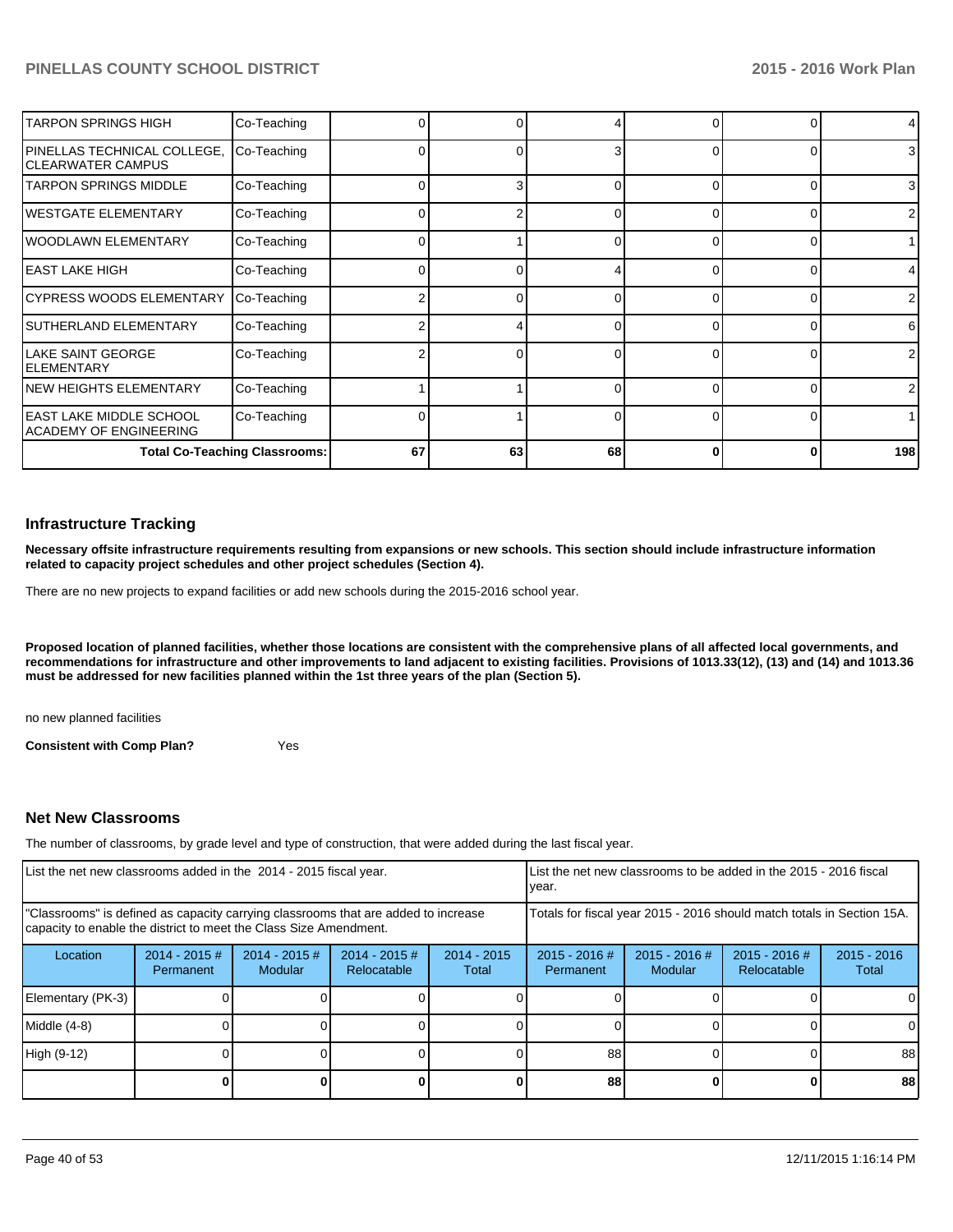| TARPON SPRINGS HIGH | Co-Teaching | 0 | 0 | 4 | 0 | 0 | 4 |
|---|---|---|---|---|---|---|---|
| PINELLAS TECHNICAL COLLEGE, CLEARWATER CAMPUS | Co-Teaching | 0 | 0 | 3 | 0 | 0 | 3 |
| TARPON SPRINGS MIDDLE | Co-Teaching | 0 | 3 | 0 | 0 | 0 | 3 |
| WESTGATE ELEMENTARY | Co-Teaching | 0 | 2 | 0 | 0 | 0 | 2 |
| WOODLAWN ELEMENTARY | Co-Teaching | 0 | 1 | 0 | 0 | 0 | 1 |
| EAST LAKE HIGH | Co-Teaching | 0 | 0 | 4 | 0 | 0 | 4 |
| CYPRESS WOODS ELEMENTARY | Co-Teaching | 2 | 0 | 0 | 0 | 0 | 2 |
| SUTHERLAND ELEMENTARY | Co-Teaching | 2 | 4 | 0 | 0 | 0 | 6 |
| LAKE SAINT GEORGE ELEMENTARY | Co-Teaching | 2 | 0 | 0 | 0 | 0 | 2 |
| NEW HEIGHTS ELEMENTARY | Co-Teaching | 1 | 1 | 0 | 0 | 0 | 2 |
| EAST LAKE MIDDLE SCHOOL ACADEMY OF ENGINEERING | Co-Teaching | 0 | 1 | 0 | 0 | 0 | 1 |
| **Total Co-Teaching Classrooms:** | | **67** | **63** | **68** | **0** | **0** | **198** |

## Infrastructure Tracking

**Necessary offsite infrastructure requirements resulting from expansions or new schools. This section should include infrastructure information related to capacity project schedules and other project schedules (Section 4).**

There are no new projects to expand facilities or add new schools during the 2015-2016 school year.

**Proposed location of planned facilities, whether those locations are consistent with the comprehensive plans of all affected local governments, and recommendations for infrastructure and other improvements to land adjacent to existing facilities. Provisions of 1013.33(12), (13) and (14) and 1013.36 must be addressed for new facilities planned within the 1st three years of the plan (Section 5).**

no new planned facilities

**Consistent with Comp Plan?** Yes

## Net New Classrooms

The number of classrooms, by grade level and type of construction, that were added during the last fiscal year.

| List the net new classrooms added in the 2014 - 2015 fiscal year. | | | | | List the net new classrooms to be added in the 2015 - 2016 fiscal year. | | | |
|---|---|---|---|---|---|---|---|---|
| "Classrooms" is defined as capacity carrying classrooms that are added to increase capacity to enable the district to meet the Class Size Amendment. | | | | | Totals for fiscal year 2015 - 2016 should match totals in Section 15A. | | | |
| Location | 2014 - 2015 # Permanent | 2014 - 2015 # Modular | 2014 - 2015 # Relocatable | 2014 - 2015 Total | 2015 - 2016 # Permanent | 2015 - 2016 # Modular | 2015 - 2016 # Relocatable | 2015 - 2016 Total |
| Elementary (PK-3) | 0 | 0 | 0 | 0 | 0 | 0 | 0 | 0 |
| Middle (4-8) | 0 | 0 | 0 | 0 | 0 | 0 | 0 | 0 |
| High (9-12) | 0 | 0 | 0 | 0 | 88 | 0 | 0 | 88 |
| | **0** | **0** | **0** | **0** | **88** | **0** | **0** | **88** |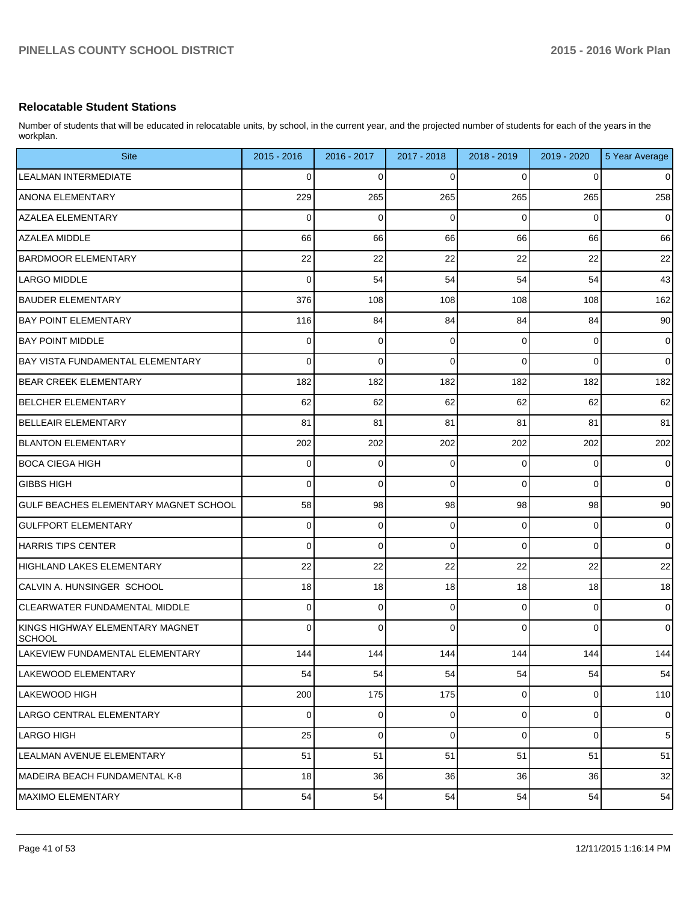## Relocatable Student Stations

Number of students that will be educated in relocatable units, by school, in the current year, and the projected number of students for each of the years in the workplan.

| Site | 2015 - 2016 | 2016 - 2017 | 2017 - 2018 | 2018 - 2019 | 2019 - 2020 | 5 Year Average |
|---|---|---|---|---|---|---|
| LEALMAN INTERMEDIATE | 0 | 0 | 0 | 0 | 0 | 0 |
| ANONA ELEMENTARY | 229 | 265 | 265 | 265 | 265 | 258 |
| AZALEA ELEMENTARY | 0 | 0 | 0 | 0 | 0 | 0 |
| AZALEA MIDDLE | 66 | 66 | 66 | 66 | 66 | 66 |
| BARDMOOR ELEMENTARY | 22 | 22 | 22 | 22 | 22 | 22 |
| LARGO MIDDLE | 0 | 54 | 54 | 54 | 54 | 43 |
| BAUDER ELEMENTARY | 376 | 108 | 108 | 108 | 108 | 162 |
| BAY POINT ELEMENTARY | 116 | 84 | 84 | 84 | 84 | 90 |
| BAY POINT MIDDLE | 0 | 0 | 0 | 0 | 0 | 0 |
| BAY VISTA FUNDAMENTAL ELEMENTARY | 0 | 0 | 0 | 0 | 0 | 0 |
| BEAR CREEK ELEMENTARY | 182 | 182 | 182 | 182 | 182 | 182 |
| BELCHER ELEMENTARY | 62 | 62 | 62 | 62 | 62 | 62 |
| BELLEAIR ELEMENTARY | 81 | 81 | 81 | 81 | 81 | 81 |
| BLANTON ELEMENTARY | 202 | 202 | 202 | 202 | 202 | 202 |
| BOCA CIEGA HIGH | 0 | 0 | 0 | 0 | 0 | 0 |
| GIBBS HIGH | 0 | 0 | 0 | 0 | 0 | 0 |
| GULF BEACHES ELEMENTARY MAGNET SCHOOL | 58 | 98 | 98 | 98 | 98 | 90 |
| GULFPORT ELEMENTARY | 0 | 0 | 0 | 0 | 0 | 0 |
| HARRIS TIPS CENTER | 0 | 0 | 0 | 0 | 0 | 0 |
| HIGHLAND LAKES ELEMENTARY | 22 | 22 | 22 | 22 | 22 | 22 |
| CALVIN A. HUNSINGER SCHOOL | 18 | 18 | 18 | 18 | 18 | 18 |
| CLEARWATER FUNDAMENTAL MIDDLE | 0 | 0 | 0 | 0 | 0 | 0 |
| KINGS HIGHWAY ELEMENTARY MAGNET SCHOOL | 0 | 0 | 0 | 0 | 0 | 0 |
| LAKEVIEW FUNDAMENTAL ELEMENTARY | 144 | 144 | 144 | 144 | 144 | 144 |
| LAKEWOOD ELEMENTARY | 54 | 54 | 54 | 54 | 54 | 54 |
| LAKEWOOD HIGH | 200 | 175 | 175 | 0 | 0 | 110 |
| LARGO CENTRAL ELEMENTARY | 0 | 0 | 0 | 0 | 0 | 0 |
| LARGO HIGH | 25 | 0 | 0 | 0 | 0 | 5 |
| LEALMAN AVENUE ELEMENTARY | 51 | 51 | 51 | 51 | 51 | 51 |
| MADEIRA BEACH FUNDAMENTAL K-8 | 18 | 36 | 36 | 36 | 36 | 32 |
| MAXIMO ELEMENTARY | 54 | 54 | 54 | 54 | 54 | 54 |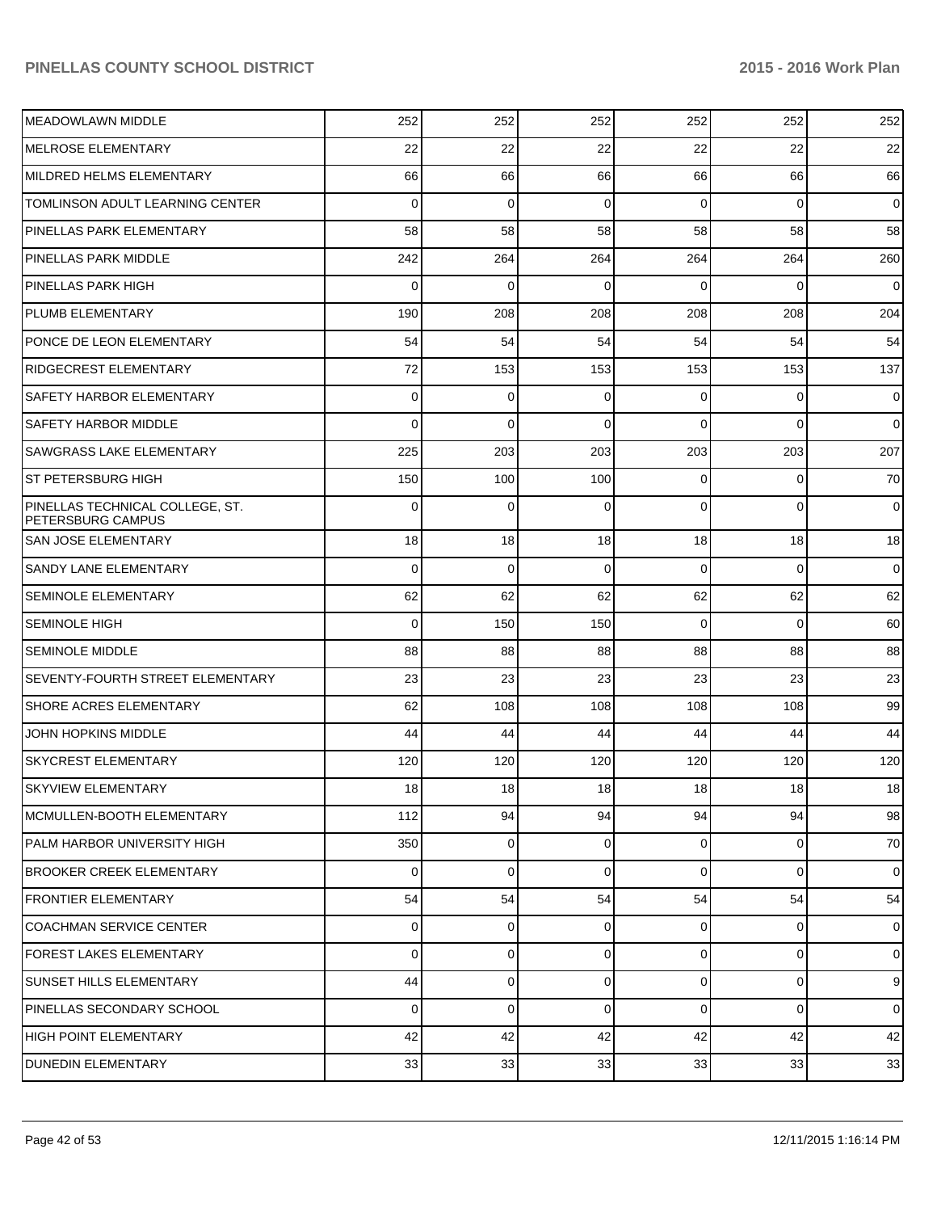| | | | | | | |
|---|---|---|---|---|---|---|
| MEADOWLAWN MIDDLE | 252 | 252 | 252 | 252 | 252 | 252 |
| MELROSE ELEMENTARY | 22 | 22 | 22 | 22 | 22 | 22 |
| MILDRED HELMS ELEMENTARY | 66 | 66 | 66 | 66 | 66 | 66 |
| TOMLINSON ADULT LEARNING CENTER | 0 | 0 | 0 | 0 | 0 | 0 |
| PINELLAS PARK ELEMENTARY | 58 | 58 | 58 | 58 | 58 | 58 |
| PINELLAS PARK MIDDLE | 242 | 264 | 264 | 264 | 264 | 260 |
| PINELLAS PARK HIGH | 0 | 0 | 0 | 0 | 0 | 0 |
| PLUMB ELEMENTARY | 190 | 208 | 208 | 208 | 208 | 204 |
| PONCE DE LEON ELEMENTARY | 54 | 54 | 54 | 54 | 54 | 54 |
| RIDGECREST ELEMENTARY | 72 | 153 | 153 | 153 | 153 | 137 |
| SAFETY HARBOR ELEMENTARY | 0 | 0 | 0 | 0 | 0 | 0 |
| SAFETY HARBOR MIDDLE | 0 | 0 | 0 | 0 | 0 | 0 |
| SAWGRASS LAKE ELEMENTARY | 225 | 203 | 203 | 203 | 203 | 207 |
| ST PETERSBURG HIGH | 150 | 100 | 100 | 0 | 0 | 70 |
| PINELLAS TECHNICAL COLLEGE, ST. PETERSBURG CAMPUS | 0 | 0 | 0 | 0 | 0 | 0 |
| SAN JOSE ELEMENTARY | 18 | 18 | 18 | 18 | 18 | 18 |
| SANDY LANE ELEMENTARY | 0 | 0 | 0 | 0 | 0 | 0 |
| SEMINOLE ELEMENTARY | 62 | 62 | 62 | 62 | 62 | 62 |
| SEMINOLE HIGH | 0 | 150 | 150 | 0 | 0 | 60 |
| SEMINOLE MIDDLE | 88 | 88 | 88 | 88 | 88 | 88 |
| SEVENTY-FOURTH STREET ELEMENTARY | 23 | 23 | 23 | 23 | 23 | 23 |
| SHORE ACRES ELEMENTARY | 62 | 108 | 108 | 108 | 108 | 99 |
| JOHN HOPKINS MIDDLE | 44 | 44 | 44 | 44 | 44 | 44 |
| SKYCREST ELEMENTARY | 120 | 120 | 120 | 120 | 120 | 120 |
| SKYVIEW ELEMENTARY | 18 | 18 | 18 | 18 | 18 | 18 |
| MCMULLEN-BOOTH ELEMENTARY | 112 | 94 | 94 | 94 | 94 | 98 |
| PALM HARBOR UNIVERSITY HIGH | 350 | 0 | 0 | 0 | 0 | 70 |
| BROOKER CREEK ELEMENTARY | 0 | 0 | 0 | 0 | 0 | 0 |
| FRONTIER ELEMENTARY | 54 | 54 | 54 | 54 | 54 | 54 |
| COACHMAN SERVICE CENTER | 0 | 0 | 0 | 0 | 0 | 0 |
| FOREST LAKES ELEMENTARY | 0 | 0 | 0 | 0 | 0 | 0 |
| SUNSET HILLS ELEMENTARY | 44 | 0 | 0 | 0 | 0 | 9 |
| PINELLAS SECONDARY SCHOOL | 0 | 0 | 0 | 0 | 0 | 0 |
| HIGH POINT ELEMENTARY | 42 | 42 | 42 | 42 | 42 | 42 |
| DUNEDIN ELEMENTARY | 33 | 33 | 33 | 33 | 33 | 33 |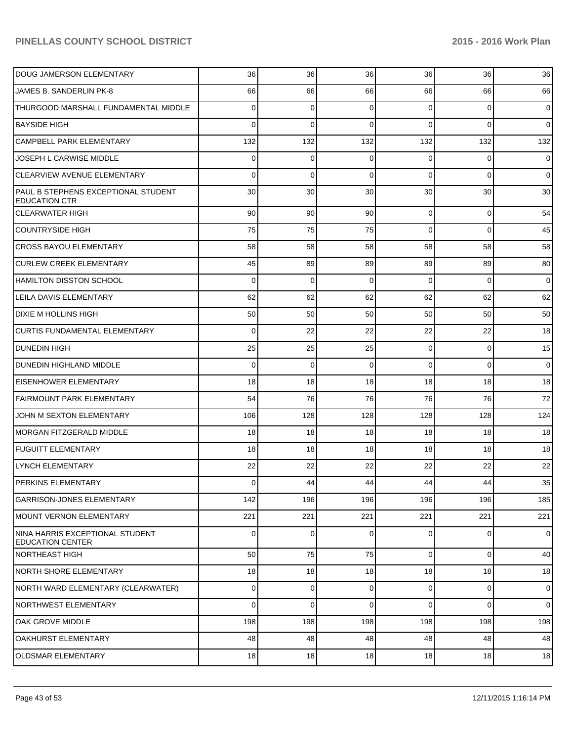| | | | | | | |
|---|---|---|---|---|---|---|
| DOUG JAMERSON ELEMENTARY | 36 | 36 | 36 | 36 | 36 | 36 |
| JAMES B. SANDERLIN PK-8 | 66 | 66 | 66 | 66 | 66 | 66 |
| THURGOOD MARSHALL FUNDAMENTAL MIDDLE | 0 | 0 | 0 | 0 | 0 | 0 |
| BAYSIDE HIGH | 0 | 0 | 0 | 0 | 0 | 0 |
| CAMPBELL PARK ELEMENTARY | 132 | 132 | 132 | 132 | 132 | 132 |
| JOSEPH L CARWISE MIDDLE | 0 | 0 | 0 | 0 | 0 | 0 |
| CLEARVIEW AVENUE ELEMENTARY | 0 | 0 | 0 | 0 | 0 | 0 |
| PAUL B STEPHENS EXCEPTIONAL STUDENT EDUCATION CTR | 30 | 30 | 30 | 30 | 30 | 30 |
| CLEARWATER HIGH | 90 | 90 | 90 | 0 | 0 | 54 |
| COUNTRYSIDE HIGH | 75 | 75 | 75 | 0 | 0 | 45 |
| CROSS BAYOU ELEMENTARY | 58 | 58 | 58 | 58 | 58 | 58 |
| CURLEW CREEK ELEMENTARY | 45 | 89 | 89 | 89 | 89 | 80 |
| HAMILTON DISSTON SCHOOL | 0 | 0 | 0 | 0 | 0 | 0 |
| LEILA DAVIS ELEMENTARY | 62 | 62 | 62 | 62 | 62 | 62 |
| DIXIE M HOLLINS HIGH | 50 | 50 | 50 | 50 | 50 | 50 |
| CURTIS FUNDAMENTAL ELEMENTARY | 0 | 22 | 22 | 22 | 22 | 18 |
| DUNEDIN HIGH | 25 | 25 | 25 | 0 | 0 | 15 |
| DUNEDIN HIGHLAND MIDDLE | 0 | 0 | 0 | 0 | 0 | 0 |
| EISENHOWER ELEMENTARY | 18 | 18 | 18 | 18 | 18 | 18 |
| FAIRMOUNT PARK ELEMENTARY | 54 | 76 | 76 | 76 | 76 | 72 |
| JOHN M SEXTON ELEMENTARY | 106 | 128 | 128 | 128 | 128 | 124 |
| MORGAN FITZGERALD MIDDLE | 18 | 18 | 18 | 18 | 18 | 18 |
| FUGUITT ELEMENTARY | 18 | 18 | 18 | 18 | 18 | 18 |
| LYNCH ELEMENTARY | 22 | 22 | 22 | 22 | 22 | 22 |
| PERKINS ELEMENTARY | 0 | 44 | 44 | 44 | 44 | 35 |
| GARRISON-JONES ELEMENTARY | 142 | 196 | 196 | 196 | 196 | 185 |
| MOUNT VERNON ELEMENTARY | 221 | 221 | 221 | 221 | 221 | 221 |
| NINA HARRIS EXCEPTIONAL STUDENT EDUCATION CENTER | 0 | 0 | 0 | 0 | 0 | 0 |
| NORTHEAST HIGH | 50 | 75 | 75 | 0 | 0 | 40 |
| NORTH SHORE ELEMENTARY | 18 | 18 | 18 | 18 | 18 | 18 |
| NORTH WARD ELEMENTARY (CLEARWATER) | 0 | 0 | 0 | 0 | 0 | 0 |
| NORTHWEST ELEMENTARY | 0 | 0 | 0 | 0 | 0 | 0 |
| OAK GROVE MIDDLE | 198 | 198 | 198 | 198 | 198 | 198 |
| OAKHURST ELEMENTARY | 48 | 48 | 48 | 48 | 48 | 48 |
| OLDSMAR ELEMENTARY | 18 | 18 | 18 | 18 | 18 | 18 |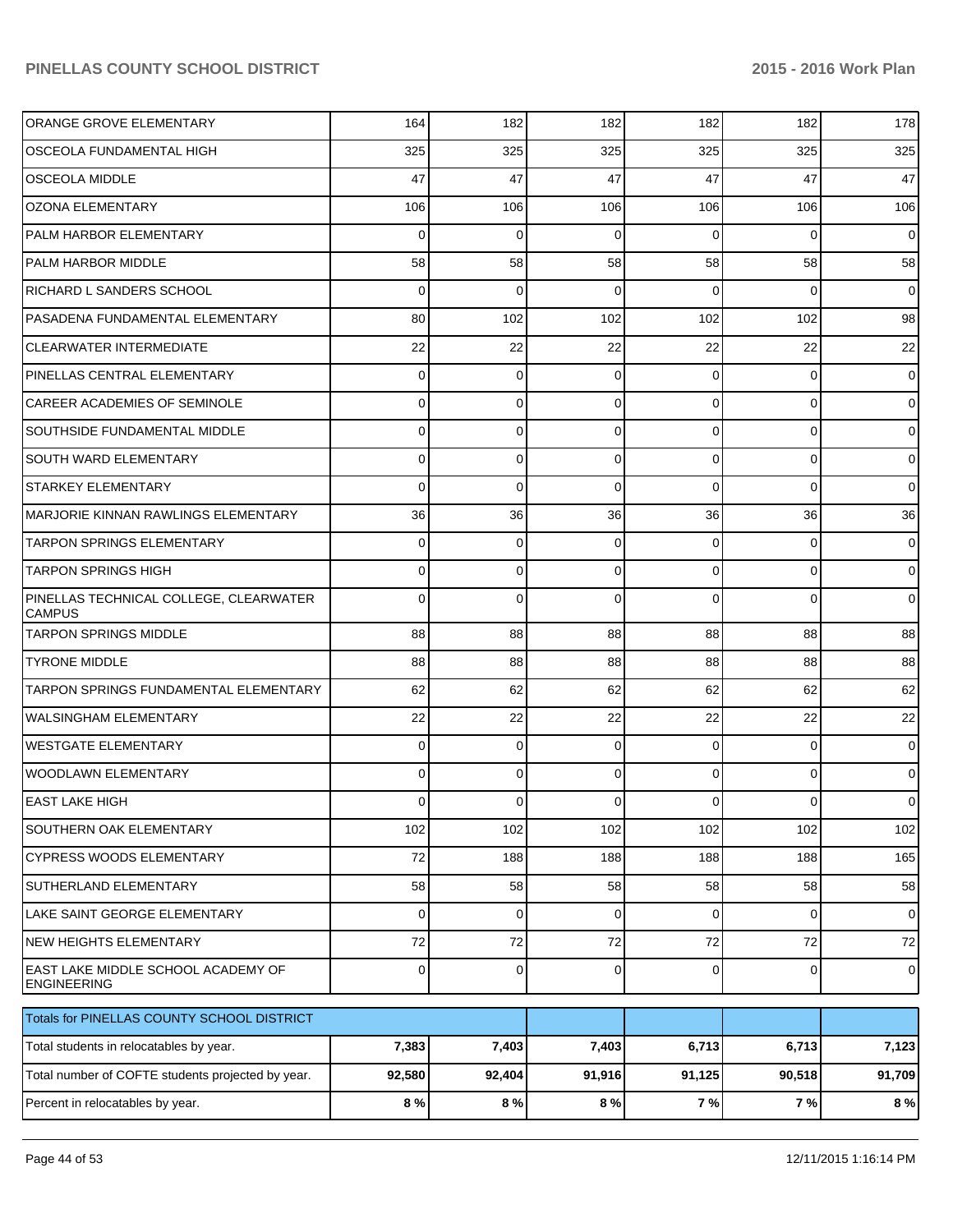| | | | | | | |
|---|---|---|---|---|---|---|
| ORANGE GROVE ELEMENTARY | 164 | 182 | 182 | 182 | 182 | 178 |
| OSCEOLA FUNDAMENTAL HIGH | 325 | 325 | 325 | 325 | 325 | 325 |
| OSCEOLA MIDDLE | 47 | 47 | 47 | 47 | 47 | 47 |
| OZONA ELEMENTARY | 106 | 106 | 106 | 106 | 106 | 106 |
| PALM HARBOR ELEMENTARY | 0 | 0 | 0 | 0 | 0 | 0 |
| PALM HARBOR MIDDLE | 58 | 58 | 58 | 58 | 58 | 58 |
| RICHARD L SANDERS SCHOOL | 0 | 0 | 0 | 0 | 0 | 0 |
| PASADENA FUNDAMENTAL ELEMENTARY | 80 | 102 | 102 | 102 | 102 | 98 |
| CLEARWATER INTERMEDIATE | 22 | 22 | 22 | 22 | 22 | 22 |
| PINELLAS CENTRAL ELEMENTARY | 0 | 0 | 0 | 0 | 0 | 0 |
| CAREER ACADEMIES OF SEMINOLE | 0 | 0 | 0 | 0 | 0 | 0 |
| SOUTHSIDE FUNDAMENTAL MIDDLE | 0 | 0 | 0 | 0 | 0 | 0 |
| SOUTH WARD ELEMENTARY | 0 | 0 | 0 | 0 | 0 | 0 |
| STARKEY ELEMENTARY | 0 | 0 | 0 | 0 | 0 | 0 |
| MARJORIE KINNAN RAWLINGS ELEMENTARY | 36 | 36 | 36 | 36 | 36 | 36 |
| TARPON SPRINGS ELEMENTARY | 0 | 0 | 0 | 0 | 0 | 0 |
| TARPON SPRINGS HIGH | 0 | 0 | 0 | 0 | 0 | 0 |
| PINELLAS TECHNICAL COLLEGE, CLEARWATER CAMPUS | 0 | 0 | 0 | 0 | 0 | 0 |
| TARPON SPRINGS MIDDLE | 88 | 88 | 88 | 88 | 88 | 88 |
| TYRONE MIDDLE | 88 | 88 | 88 | 88 | 88 | 88 |
| TARPON SPRINGS FUNDAMENTAL ELEMENTARY | 62 | 62 | 62 | 62 | 62 | 62 |
| WALSINGHAM ELEMENTARY | 22 | 22 | 22 | 22 | 22 | 22 |
| WESTGATE ELEMENTARY | 0 | 0 | 0 | 0 | 0 | 0 |
| WOODLAWN ELEMENTARY | 0 | 0 | 0 | 0 | 0 | 0 |
| EAST LAKE HIGH | 0 | 0 | 0 | 0 | 0 | 0 |
| SOUTHERN OAK ELEMENTARY | 102 | 102 | 102 | 102 | 102 | 102 |
| CYPRESS WOODS ELEMENTARY | 72 | 188 | 188 | 188 | 188 | 165 |
| SUTHERLAND ELEMENTARY | 58 | 58 | 58 | 58 | 58 | 58 |
| LAKE SAINT GEORGE ELEMENTARY | 0 | 0 | 0 | 0 | 0 | 0 |
| NEW HEIGHTS ELEMENTARY | 72 | 72 | 72 | 72 | 72 | 72 |
| EAST LAKE MIDDLE SCHOOL ACADEMY OF ENGINEERING | 0 | 0 | 0 | 0 | 0 | 0 |

| Totals for PINELLAS COUNTY SCHOOL DISTRICT | | | | | | |
|---|---|---|---|---|---|---|
| Total students in relocatables by year. | **7,383** | **7,403** | **7,403** | **6,713** | **6,713** | **7,123** |
| Total number of COFTE students projected by year. | **92,580** | **92,404** | **91,916** | **91,125** | **90,518** | **91,709** |
| Percent in relocatables by year. | **8 %** | **8 %** | **8 %** | **7 %** | **7 %** | **8 %** |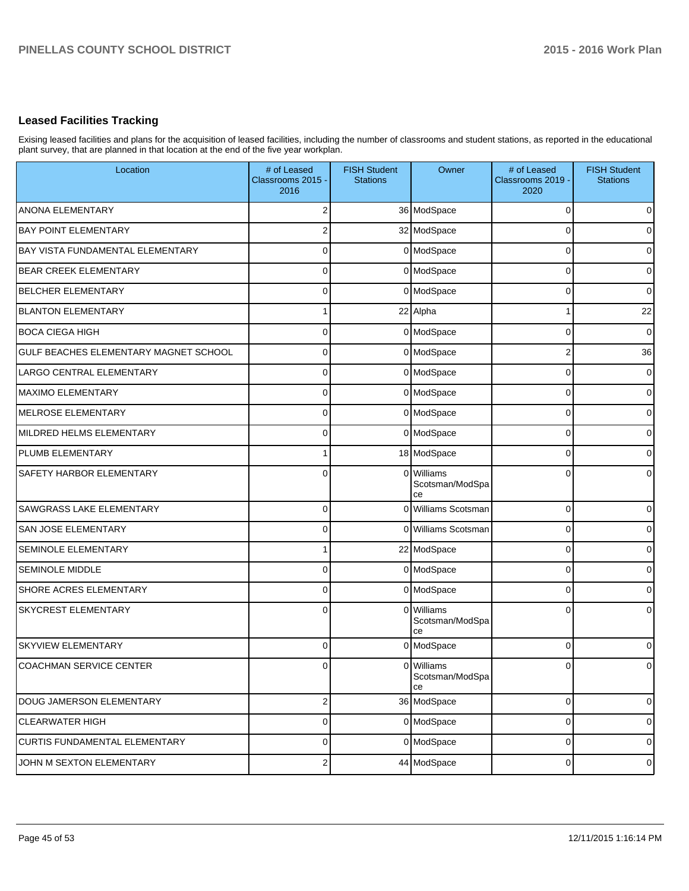## Leased Facilities Tracking

Exising leased facilities and plans for the acquisition of leased facilities, including the number of classrooms and student stations, as reported in the educational plant survey, that are planned in that location at the end of the five year workplan.

| Location | # of Leased Classrooms 2015 - 2016 | FISH Student Stations | Owner | # of Leased Classrooms 2019 - 2020 | FISH Student Stations |
|---|---|---|---|---|---|
| ANONA ELEMENTARY | 2 | 36 | ModSpace | 0 | 0 |
| BAY POINT ELEMENTARY | 2 | 32 | ModSpace | 0 | 0 |
| BAY VISTA FUNDAMENTAL ELEMENTARY | 0 | 0 | ModSpace | 0 | 0 |
| BEAR CREEK ELEMENTARY | 0 | 0 | ModSpace | 0 | 0 |
| BELCHER ELEMENTARY | 0 | 0 | ModSpace | 0 | 0 |
| BLANTON ELEMENTARY | 1 | 22 | Alpha | 1 | 22 |
| BOCA CIEGA HIGH | 0 | 0 | ModSpace | 0 | 0 |
| GULF BEACHES ELEMENTARY MAGNET SCHOOL | 0 | 0 | ModSpace | 2 | 36 |
| LARGO CENTRAL ELEMENTARY | 0 | 0 | ModSpace | 0 | 0 |
| MAXIMO ELEMENTARY | 0 | 0 | ModSpace | 0 | 0 |
| MELROSE ELEMENTARY | 0 | 0 | ModSpace | 0 | 0 |
| MILDRED HELMS ELEMENTARY | 0 | 0 | ModSpace | 0 | 0 |
| PLUMB ELEMENTARY | 1 | 18 | ModSpace | 0 | 0 |
| SAFETY HARBOR ELEMENTARY | 0 | 0 | Williams Scotsman/ModSpace | 0 | 0 |
| SAWGRASS LAKE ELEMENTARY | 0 | 0 | Williams Scotsman | 0 | 0 |
| SAN JOSE ELEMENTARY | 0 | 0 | Williams Scotsman | 0 | 0 |
| SEMINOLE ELEMENTARY | 1 | 22 | ModSpace | 0 | 0 |
| SEMINOLE MIDDLE | 0 | 0 | ModSpace | 0 | 0 |
| SHORE ACRES ELEMENTARY | 0 | 0 | ModSpace | 0 | 0 |
| SKYCREST ELEMENTARY | 0 | 0 | Williams Scotsman/ModSpace | 0 | 0 |
| SKYVIEW ELEMENTARY | 0 | 0 | ModSpace | 0 | 0 |
| COACHMAN SERVICE CENTER | 0 | 0 | Williams Scotsman/ModSpace | 0 | 0 |
| DOUG JAMERSON ELEMENTARY | 2 | 36 | ModSpace | 0 | 0 |
| CLEARWATER HIGH | 0 | 0 | ModSpace | 0 | 0 |
| CURTIS FUNDAMENTAL ELEMENTARY | 0 | 0 | ModSpace | 0 | 0 |
| JOHN M SEXTON ELEMENTARY | 2 | 44 | ModSpace | 0 | 0 |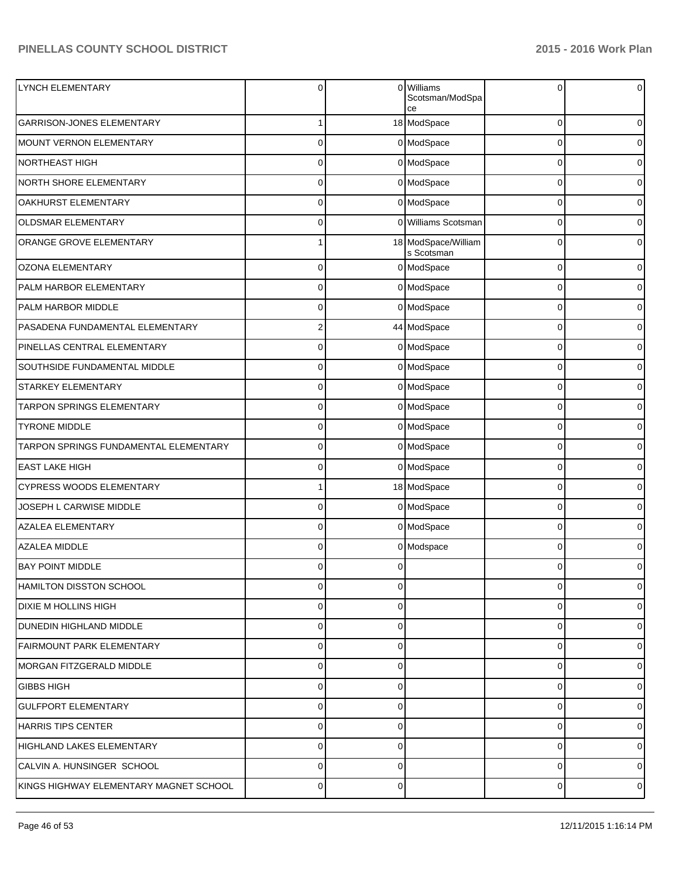| | | | | | |
|---|---|---|---|---|---|
| LYNCH ELEMENTARY | 0 | 0 | Williams Scotsman/ModSpace | 0 | 0 |
| GARRISON-JONES ELEMENTARY | 1 | 18 | ModSpace | 0 | 0 |
| MOUNT VERNON ELEMENTARY | 0 | 0 | ModSpace | 0 | 0 |
| NORTHEAST HIGH | 0 | 0 | ModSpace | 0 | 0 |
| NORTH SHORE ELEMENTARY | 0 | 0 | ModSpace | 0 | 0 |
| OAKHURST ELEMENTARY | 0 | 0 | ModSpace | 0 | 0 |
| OLDSMAR ELEMENTARY | 0 | 0 | Williams Scotsman | 0 | 0 |
| ORANGE GROVE ELEMENTARY | 1 | 18 | ModSpace/Williams Scotsman | 0 | 0 |
| OZONA ELEMENTARY | 0 | 0 | ModSpace | 0 | 0 |
| PALM HARBOR ELEMENTARY | 0 | 0 | ModSpace | 0 | 0 |
| PALM HARBOR MIDDLE | 0 | 0 | ModSpace | 0 | 0 |
| PASADENA FUNDAMENTAL ELEMENTARY | 2 | 44 | ModSpace | 0 | 0 |
| PINELLAS CENTRAL ELEMENTARY | 0 | 0 | ModSpace | 0 | 0 |
| SOUTHSIDE FUNDAMENTAL MIDDLE | 0 | 0 | ModSpace | 0 | 0 |
| STARKEY ELEMENTARY | 0 | 0 | ModSpace | 0 | 0 |
| TARPON SPRINGS ELEMENTARY | 0 | 0 | ModSpace | 0 | 0 |
| TYRONE MIDDLE | 0 | 0 | ModSpace | 0 | 0 |
| TARPON SPRINGS FUNDAMENTAL ELEMENTARY | 0 | 0 | ModSpace | 0 | 0 |
| EAST LAKE HIGH | 0 | 0 | ModSpace | 0 | 0 |
| CYPRESS WOODS ELEMENTARY | 1 | 18 | ModSpace | 0 | 0 |
| JOSEPH L CARWISE MIDDLE | 0 | 0 | ModSpace | 0 | 0 |
| AZALEA ELEMENTARY | 0 | 0 | ModSpace | 0 | 0 |
| AZALEA MIDDLE | 0 | 0 | Modspace | 0 | 0 |
| BAY POINT MIDDLE | 0 | 0 | | 0 | 0 |
| HAMILTON DISSTON SCHOOL | 0 | 0 | | 0 | 0 |
| DIXIE M HOLLINS HIGH | 0 | 0 | | 0 | 0 |
| DUNEDIN HIGHLAND MIDDLE | 0 | 0 | | 0 | 0 |
| FAIRMOUNT PARK ELEMENTARY | 0 | 0 | | 0 | 0 |
| MORGAN FITZGERALD MIDDLE | 0 | 0 | | 0 | 0 |
| GIBBS HIGH | 0 | 0 | | 0 | 0 |
| GULFPORT ELEMENTARY | 0 | 0 | | 0 | 0 |
| HARRIS TIPS CENTER | 0 | 0 | | 0 | 0 |
| HIGHLAND LAKES ELEMENTARY | 0 | 0 | | 0 | 0 |
| CALVIN A. HUNSINGER SCHOOL | 0 | 0 | | 0 | 0 |
| KINGS HIGHWAY ELEMENTARY MAGNET SCHOOL | 0 | 0 | | 0 | 0 |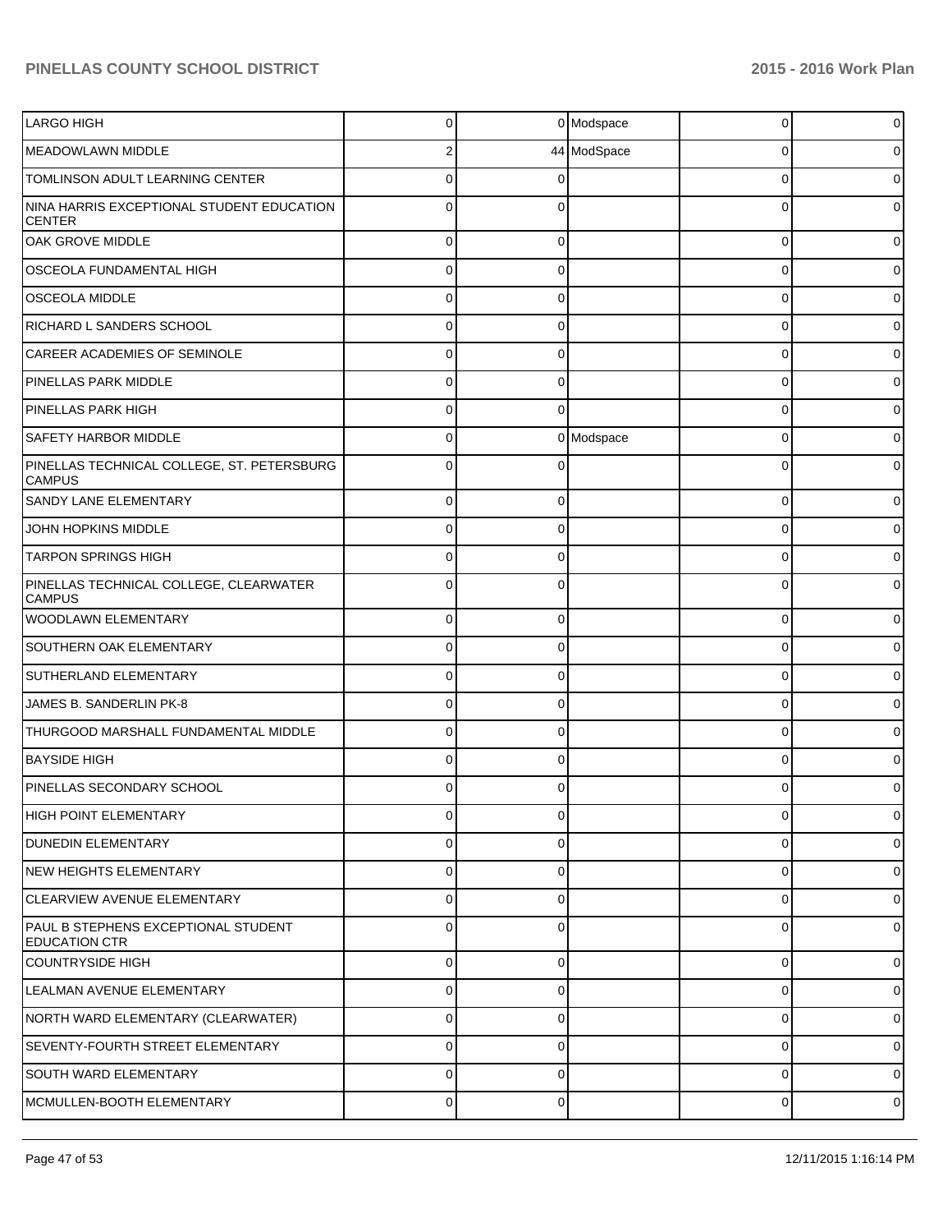| | | | | | |
|---|---|---|---|---|---|
| LARGO HIGH | 0 | 0 | Modspace | 0 | 0 |
| MEADOWLAWN MIDDLE | 2 | 44 | ModSpace | 0 | 0 |
| TOMLINSON ADULT LEARNING CENTER | 0 | 0 | | 0 | 0 |
| NINA HARRIS EXCEPTIONAL STUDENT EDUCATION CENTER | 0 | 0 | | 0 | 0 |
| OAK GROVE MIDDLE | 0 | 0 | | 0 | 0 |
| OSCEOLA FUNDAMENTAL HIGH | 0 | 0 | | 0 | 0 |
| OSCEOLA MIDDLE | 0 | 0 | | 0 | 0 |
| RICHARD L SANDERS SCHOOL | 0 | 0 | | 0 | 0 |
| CAREER ACADEMIES OF SEMINOLE | 0 | 0 | | 0 | 0 |
| PINELLAS PARK MIDDLE | 0 | 0 | | 0 | 0 |
| PINELLAS PARK HIGH | 0 | 0 | | 0 | 0 |
| SAFETY HARBOR MIDDLE | 0 | 0 | Modspace | 0 | 0 |
| PINELLAS TECHNICAL COLLEGE, ST. PETERSBURG CAMPUS | 0 | 0 | | 0 | 0 |
| SANDY LANE ELEMENTARY | 0 | 0 | | 0 | 0 |
| JOHN HOPKINS MIDDLE | 0 | 0 | | 0 | 0 |
| TARPON SPRINGS HIGH | 0 | 0 | | 0 | 0 |
| PINELLAS TECHNICAL COLLEGE, CLEARWATER CAMPUS | 0 | 0 | | 0 | 0 |
| WOODLAWN ELEMENTARY | 0 | 0 | | 0 | 0 |
| SOUTHERN OAK ELEMENTARY | 0 | 0 | | 0 | 0 |
| SUTHERLAND ELEMENTARY | 0 | 0 | | 0 | 0 |
| JAMES B. SANDERLIN PK-8 | 0 | 0 | | 0 | 0 |
| THURGOOD MARSHALL FUNDAMENTAL MIDDLE | 0 | 0 | | 0 | 0 |
| BAYSIDE HIGH | 0 | 0 | | 0 | 0 |
| PINELLAS SECONDARY SCHOOL | 0 | 0 | | 0 | 0 |
| HIGH POINT ELEMENTARY | 0 | 0 | | 0 | 0 |
| DUNEDIN ELEMENTARY | 0 | 0 | | 0 | 0 |
| NEW HEIGHTS ELEMENTARY | 0 | 0 | | 0 | 0 |
| CLEARVIEW AVENUE ELEMENTARY | 0 | 0 | | 0 | 0 |
| PAUL B STEPHENS EXCEPTIONAL STUDENT EDUCATION CTR | 0 | 0 | | 0 | 0 |
| COUNTRYSIDE HIGH | 0 | 0 | | 0 | 0 |
| LEALMAN AVENUE ELEMENTARY | 0 | 0 | | 0 | 0 |
| NORTH WARD ELEMENTARY (CLEARWATER) | 0 | 0 | | 0 | 0 |
| SEVENTY-FOURTH STREET ELEMENTARY | 0 | 0 | | 0 | 0 |
| SOUTH WARD ELEMENTARY | 0 | 0 | | 0 | 0 |
| MCMULLEN-BOOTH ELEMENTARY | 0 | 0 | | 0 | 0 |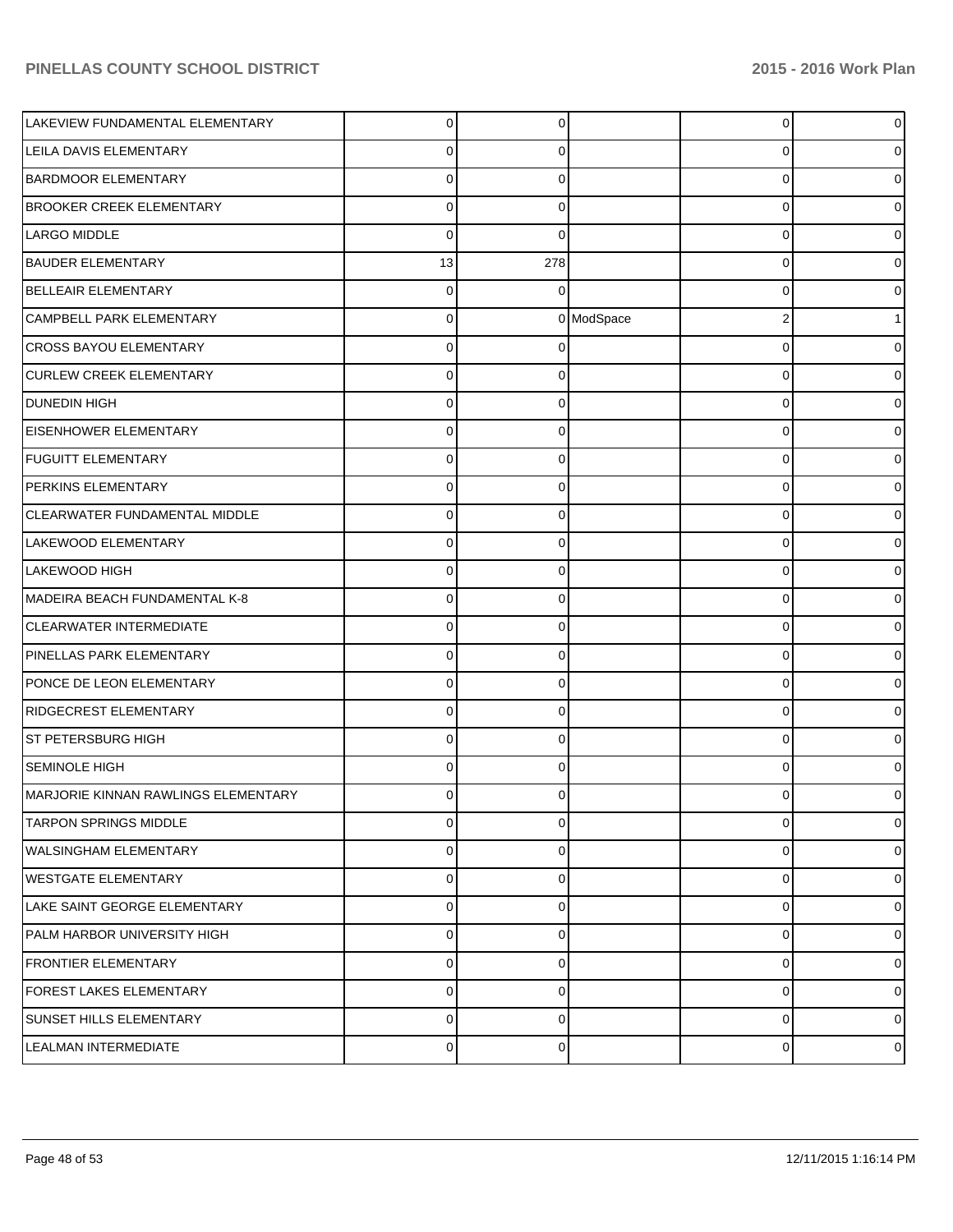| | | | | | |
|---|---|---|---|---|---|
| LAKEVIEW FUNDAMENTAL ELEMENTARY | 0 | 0 | | 0 | 0 |
| LEILA DAVIS ELEMENTARY | 0 | 0 | | 0 | 0 |
| BARDMOOR ELEMENTARY | 0 | 0 | | 0 | 0 |
| BROOKER CREEK ELEMENTARY | 0 | 0 | | 0 | 0 |
| LARGO MIDDLE | 0 | 0 | | 0 | 0 |
| BAUDER ELEMENTARY | 13 | 278 | | 0 | 0 |
| BELLEAIR ELEMENTARY | 0 | 0 | | 0 | 0 |
| CAMPBELL PARK ELEMENTARY | 0 | 0 | ModSpace | 2 | 1 |
| CROSS BAYOU ELEMENTARY | 0 | 0 | | 0 | 0 |
| CURLEW CREEK ELEMENTARY | 0 | 0 | | 0 | 0 |
| DUNEDIN HIGH | 0 | 0 | | 0 | 0 |
| EISENHOWER ELEMENTARY | 0 | 0 | | 0 | 0 |
| FUGUITT ELEMENTARY | 0 | 0 | | 0 | 0 |
| PERKINS ELEMENTARY | 0 | 0 | | 0 | 0 |
| CLEARWATER FUNDAMENTAL MIDDLE | 0 | 0 | | 0 | 0 |
| LAKEWOOD ELEMENTARY | 0 | 0 | | 0 | 0 |
| LAKEWOOD HIGH | 0 | 0 | | 0 | 0 |
| MADEIRA BEACH FUNDAMENTAL K-8 | 0 | 0 | | 0 | 0 |
| CLEARWATER INTERMEDIATE | 0 | 0 | | 0 | 0 |
| PINELLAS PARK ELEMENTARY | 0 | 0 | | 0 | 0 |
| PONCE DE LEON ELEMENTARY | 0 | 0 | | 0 | 0 |
| RIDGECREST ELEMENTARY | 0 | 0 | | 0 | 0 |
| ST PETERSBURG HIGH | 0 | 0 | | 0 | 0 |
| SEMINOLE HIGH | 0 | 0 | | 0 | 0 |
| MARJORIE KINNAN RAWLINGS ELEMENTARY | 0 | 0 | | 0 | 0 |
| TARPON SPRINGS MIDDLE | 0 | 0 | | 0 | 0 |
| WALSINGHAM ELEMENTARY | 0 | 0 | | 0 | 0 |
| WESTGATE ELEMENTARY | 0 | 0 | | 0 | 0 |
| LAKE SAINT GEORGE ELEMENTARY | 0 | 0 | | 0 | 0 |
| PALM HARBOR UNIVERSITY HIGH | 0 | 0 | | 0 | 0 |
| FRONTIER ELEMENTARY | 0 | 0 | | 0 | 0 |
| FOREST LAKES ELEMENTARY | 0 | 0 | | 0 | 0 |
| SUNSET HILLS ELEMENTARY | 0 | 0 | | 0 | 0 |
| LEALMAN INTERMEDIATE | 0 | 0 | | 0 | 0 |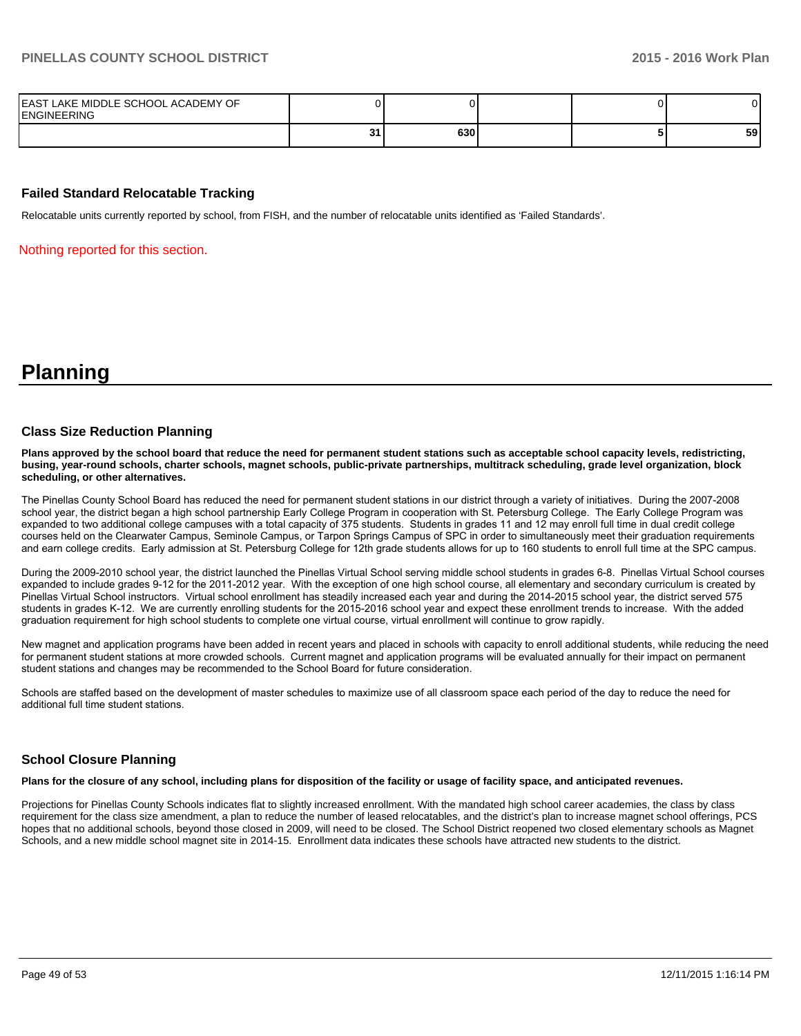| EAST LAKE MIDDLE SCHOOL ACADEMY OF ENGINEERING | 0 | 0 | | 0 | 0 |
|---|---|---|---|---|---|
| | **31** | **630** | | **5** | **59** |

### Failed Standard Relocatable Tracking

Relocatable units currently reported by school, from FISH, and the number of relocatable units identified as 'Failed Standards'.

Nothing reported for this section.

# Planning

### Class Size Reduction Planning

**Plans approved by the school board that reduce the need for permanent student stations such as acceptable school capacity levels, redistricting, busing, year-round schools, charter schools, magnet schools, public-private partnerships, multitrack scheduling, grade level organization, block scheduling, or other alternatives.**

The Pinellas County School Board has reduced the need for permanent student stations in our district through a variety of initiatives. During the 2007-2008 school year, the district began a high school partnership Early College Program in cooperation with St. Petersburg College. The Early College Program was expanded to two additional college campuses with a total capacity of 375 students. Students in grades 11 and 12 may enroll full time in dual credit college courses held on the Clearwater Campus, Seminole Campus, or Tarpon Springs Campus of SPC in order to simultaneously meet their graduation requirements and earn college credits. Early admission at St. Petersburg College for 12th grade students allows for up to 160 students to enroll full time at the SPC campus.

During the 2009-2010 school year, the district launched the Pinellas Virtual School serving middle school students in grades 6-8. Pinellas Virtual School courses expanded to include grades 9-12 for the 2011-2012 year. With the exception of one high school course, all elementary and secondary curriculum is created by Pinellas Virtual School instructors. Virtual school enrollment has steadily increased each year and during the 2014-2015 school year, the district served 575 students in grades K-12. We are currently enrolling students for the 2015-2016 school year and expect these enrollment trends to increase. With the added graduation requirement for high school students to complete one virtual course, virtual enrollment will continue to grow rapidly.

New magnet and application programs have been added in recent years and placed in schools with capacity to enroll additional students, while reducing the need for permanent student stations at more crowded schools. Current magnet and application programs will be evaluated annually for their impact on permanent student stations and changes may be recommended to the School Board for future consideration.

Schools are staffed based on the development of master schedules to maximize use of all classroom space each period of the day to reduce the need for additional full time student stations.

### School Closure Planning

**Plans for the closure of any school, including plans for disposition of the facility or usage of facility space, and anticipated revenues.**

Projections for Pinellas County Schools indicates flat to slightly increased enrollment. With the mandated high school career academies, the class by class requirement for the class size amendment, a plan to reduce the number of leased relocatables, and the district's plan to increase magnet school offerings, PCS hopes that no additional schools, beyond those closed in 2009, will need to be closed. The School District reopened two closed elementary schools as Magnet Schools, and a new middle school magnet site in 2014-15. Enrollment data indicates these schools have attracted new students to the district.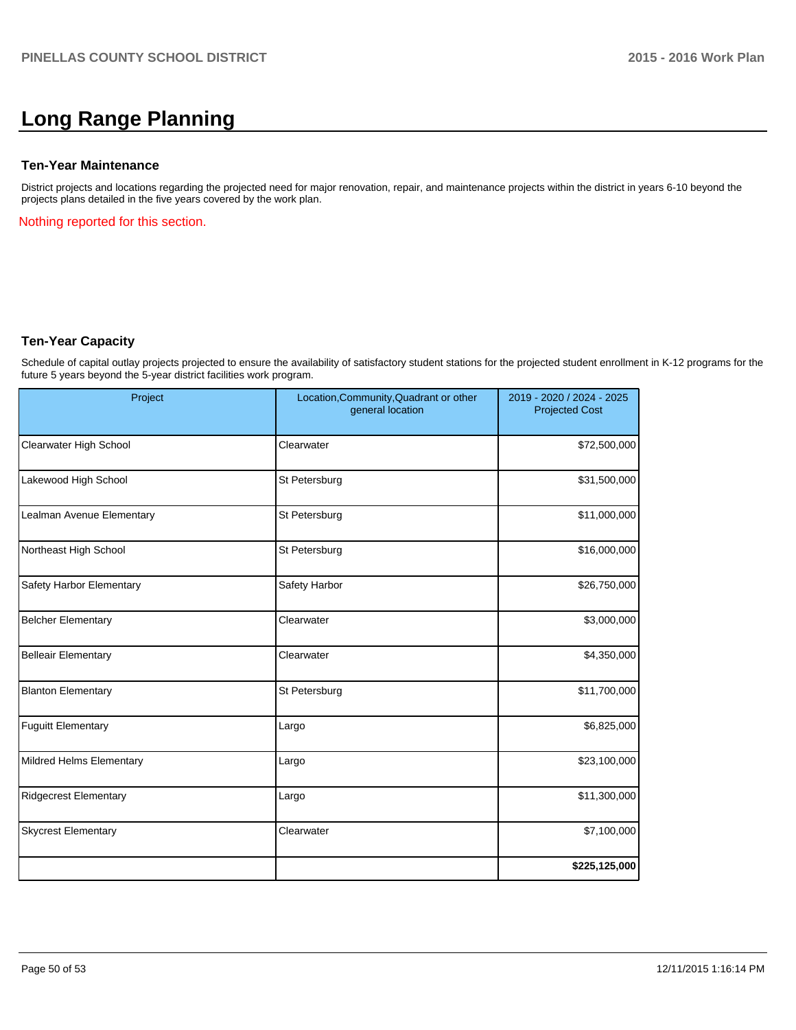# Long Range Planning

### Ten-Year Maintenance

District projects and locations regarding the projected need for major renovation, repair, and maintenance projects within the district in years 6-10 beyond the projects plans detailed in the five years covered by the work plan.

Nothing reported for this section.

### Ten-Year Capacity

Schedule of capital outlay projects projected to ensure the availability of satisfactory student stations for the projected student enrollment in K-12 programs for the future 5 years beyond the 5-year district facilities work program.

| Project | Location,Community,Quadrant or other general location | 2019 - 2020 / 2024 - 2025 Projected Cost |
|---|---|---|
| Clearwater High School | Clearwater | $72,500,000 |
| Lakewood High School | St Petersburg | $31,500,000 |
| Lealman Avenue Elementary | St Petersburg | $11,000,000 |
| Northeast High School | St Petersburg | $16,000,000 |
| Safety Harbor Elementary | Safety Harbor | $26,750,000 |
| Belcher Elementary | Clearwater | $3,000,000 |
| Belleair Elementary | Clearwater | $4,350,000 |
| Blanton Elementary | St Petersburg | $11,700,000 |
| Fuguitt Elementary | Largo | $6,825,000 |
| Mildred Helms Elementary | Largo | $23,100,000 |
| Ridgecrest Elementary | Largo | $11,300,000 |
| Skycrest Elementary | Clearwater | $7,100,000 |
| | | **$225,125,000** |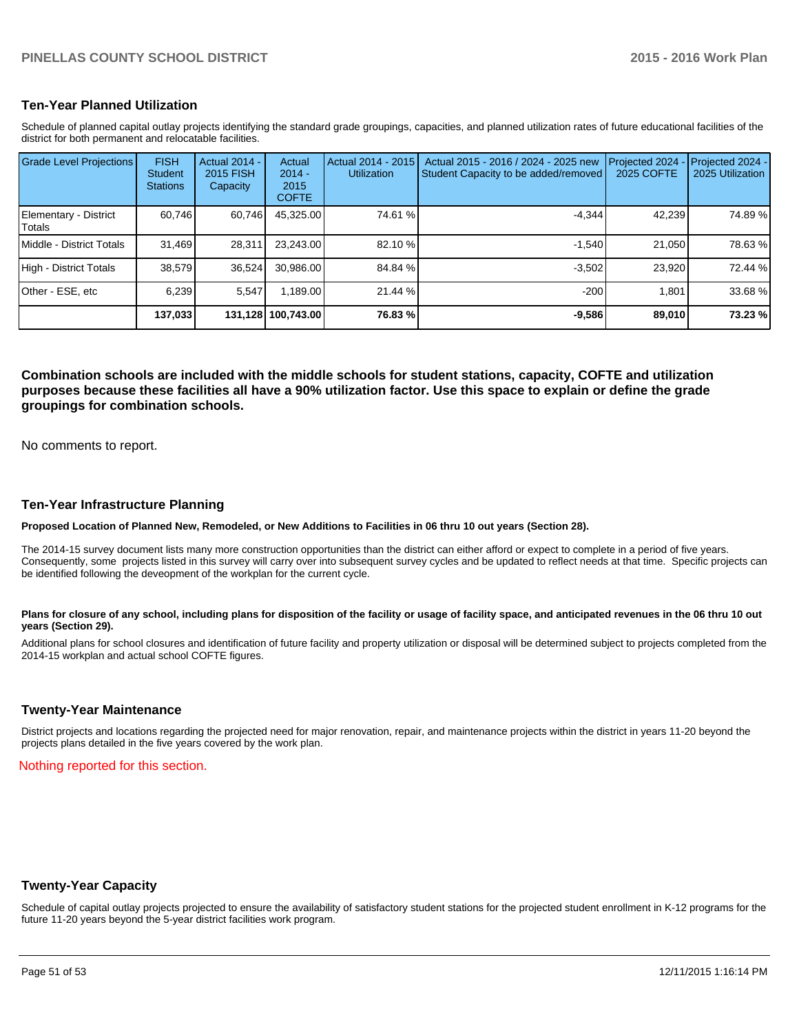## Ten-Year Planned Utilization

Schedule of planned capital outlay projects identifying the standard grade groupings, capacities, and planned utilization rates of future educational facilities of the district for both permanent and relocatable facilities.

| Grade Level Projections | FISH Student Stations | Actual 2014 - 2015 FISH Capacity | Actual 2014 - 2015 COFTE | Actual 2014 - 2015 Utilization | Actual 2015 - 2016 / 2024 - 2025 new Student Capacity to be added/removed | Projected 2024 - 2025 COFTE | Projected 2024 - 2025 Utilization |
|---|---|---|---|---|---|---|---|
| Elementary - District Totals | 60,746 | 60,746 | 45,325.00 | 74.61 % | -4,344 | 42,239 | 74.89 % |
| Middle - District Totals | 31,469 | 28,311 | 23,243.00 | 82.10 % | -1,540 | 21,050 | 78.63 % |
| High - District Totals | 38,579 | 36,524 | 30,986.00 | 84.84 % | -3,502 | 23,920 | 72.44 % |
| Other - ESE, etc | 6,239 | 5,547 | 1,189.00 | 21.44 % | -200 | 1,801 | 33.68 % |
| | **137,033** | **131,128** | **100,743.00** | **76.83 %** | **-9,586** | **89,010** | **73.23 %** |

**Combination schools are included with the middle schools for student stations, capacity, COFTE and utilization purposes because these facilities all have a 90% utilization factor. Use this space to explain or define the grade groupings for combination schools.**

No comments to report.

## Ten-Year Infrastructure Planning

**Proposed Location of Planned New, Remodeled, or New Additions to Facilities in 06 thru 10 out years (Section 28).**

The 2014-15 survey document lists many more construction opportunities than the district can either afford or expect to complete in a period of five years. Consequently, some projects listed in this survey will carry over into subsequent survey cycles and be updated to reflect needs at that time. Specific projects can be identified following the deveopment of the workplan for the current cycle.

**Plans for closure of any school, including plans for disposition of the facility or usage of facility space, and anticipated revenues in the 06 thru 10 out years (Section 29).**

Additional plans for school closures and identification of future facility and property utilization or disposal will be determined subject to projects completed from the 2014-15 workplan and actual school COFTE figures.

## Twenty-Year Maintenance

District projects and locations regarding the projected need for major renovation, repair, and maintenance projects within the district in years 11-20 beyond the projects plans detailed in the five years covered by the work plan.

Nothing reported for this section.

## Twenty-Year Capacity

Schedule of capital outlay projects projected to ensure the availability of satisfactory student stations for the projected student enrollment in K-12 programs for the future 11-20 years beyond the 5-year district facilities work program.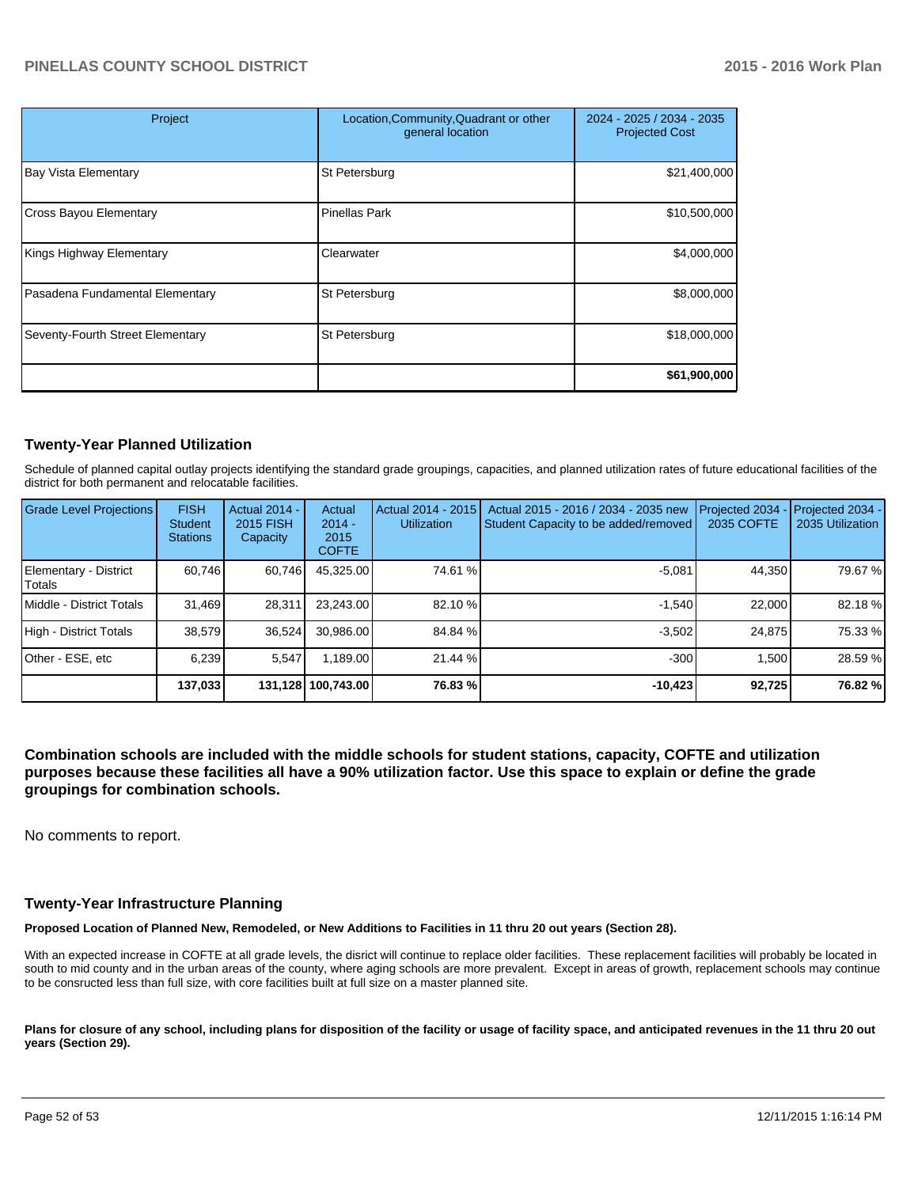| Project | Location,Community,Quadrant or other general location | 2024 - 2025 / 2034 - 2035 Projected Cost |
|---|---|---|
| Bay Vista Elementary | St Petersburg | $21,400,000 |
| Cross Bayou Elementary | Pinellas Park | $10,500,000 |
| Kings Highway Elementary | Clearwater | $4,000,000 |
| Pasadena Fundamental Elementary | St Petersburg | $8,000,000 |
| Seventy-Fourth Street Elementary | St Petersburg | $18,000,000 |
| | | **$61,900,000** |

## Twenty-Year Planned Utilization

Schedule of planned capital outlay projects identifying the standard grade groupings, capacities, and planned utilization rates of future educational facilities of the district for both permanent and relocatable facilities.

| Grade Level Projections | FISH Student Stations | Actual 2014 - 2015 FISH Capacity | Actual 2014 - 2015 COFTE | Actual 2014 - 2015 Utilization | Actual 2015 - 2016 / 2034 - 2035 new Student Capacity to be added/removed | Projected 2034 - 2035 COFTE | Projected 2034 - 2035 Utilization |
|---|---|---|---|---|---|---|---|
| Elementary - District Totals | 60,746 | 60,746 | 45,325.00 | 74.61 % | -5,081 | 44,350 | 79.67 % |
| Middle - District Totals | 31,469 | 28,311 | 23,243.00 | 82.10 % | -1,540 | 22,000 | 82.18 % |
| High - District Totals | 38,579 | 36,524 | 30,986.00 | 84.84 % | -3,502 | 24,875 | 75.33 % |
| Other - ESE, etc | 6,239 | 5,547 | 1,189.00 | 21.44 % | -300 | 1,500 | 28.59 % |
| | **137,033** | **131,128** | **100,743.00** | **76.83 %** | **-10,423** | **92,725** | **76.82 %** |

**Combination schools are included with the middle schools for student stations, capacity, COFTE and utilization purposes because these facilities all have a 90% utilization factor. Use this space to explain or define the grade groupings for combination schools.**

No comments to report.

## Twenty-Year Infrastructure Planning

**Proposed Location of Planned New, Remodeled, or New Additions to Facilities in 11 thru 20 out years (Section 28).**

With an expected increase in COFTE at all grade levels, the disrict will continue to replace older facilities. These replacement facilities will probably be located in south to mid county and in the urban areas of the county, where aging schools are more prevalent. Except in areas of growth, replacement schools may continue to be consructed less than full size, with core facilities built at full size on a master planned site.

**Plans for closure of any school, including plans for disposition of the facility or usage of facility space, and anticipated revenues in the 11 thru 20 out years (Section 29).**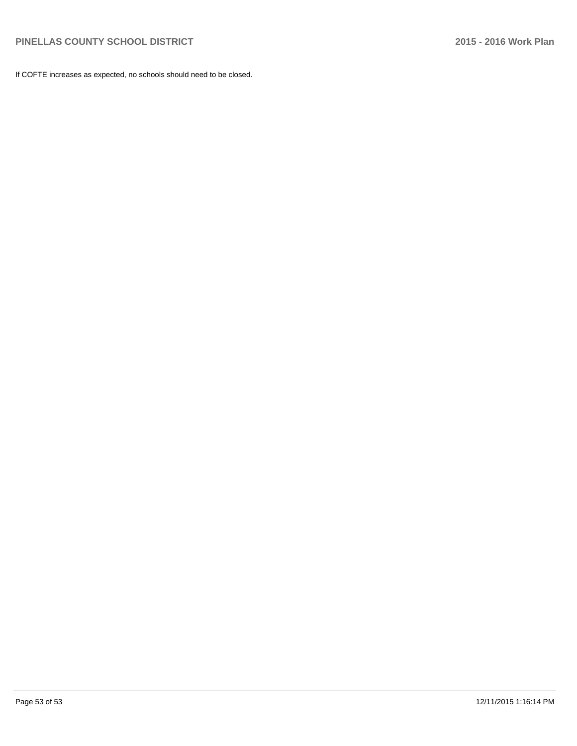If COFTE increases as expected, no schools should need to be closed.